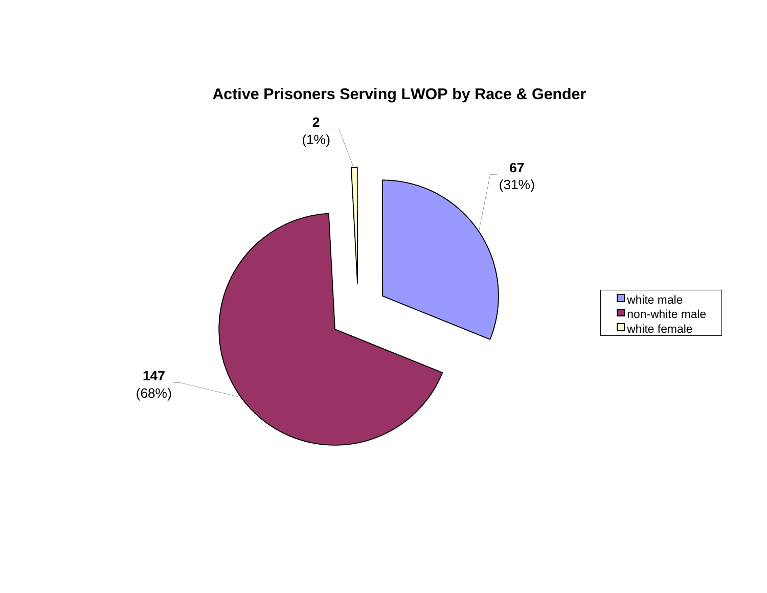## Active Prisoners Serving LWOP by Race & Gender

| Category | Count | Percent |
|---|---|---|
| white male | 67 | (31%) |
| non-white male | 147 | (68%) |
| white female | 2 | (1%) |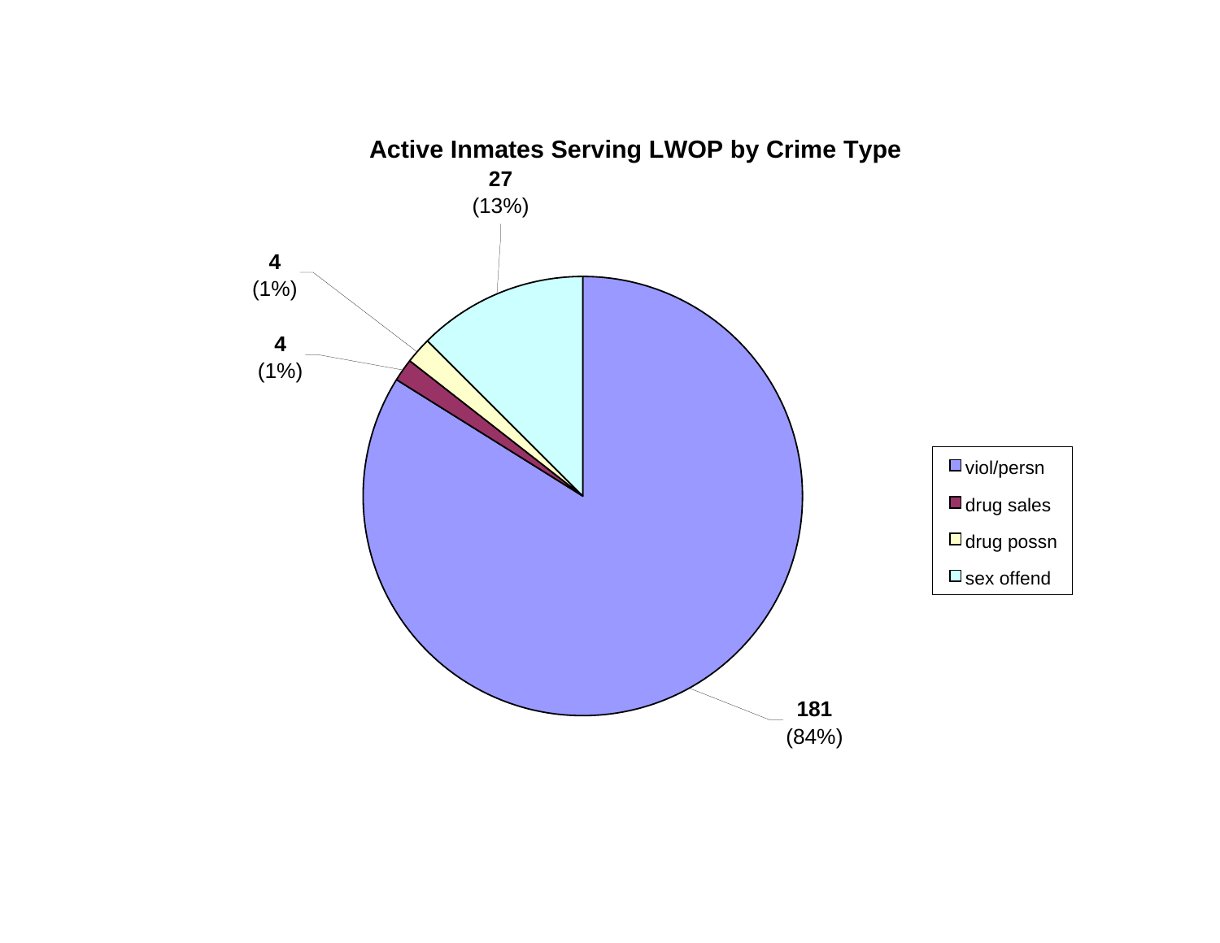## Active Inmates Serving LWOP by Crime Type

| Crime Type | Count | Percent |
|---|---|---|
| viol/persn | 181 | (84%) |
| drug sales | 4 | (1%) |
| drug possn | 4 | (1%) |
| sex offend | 27 | (13%) |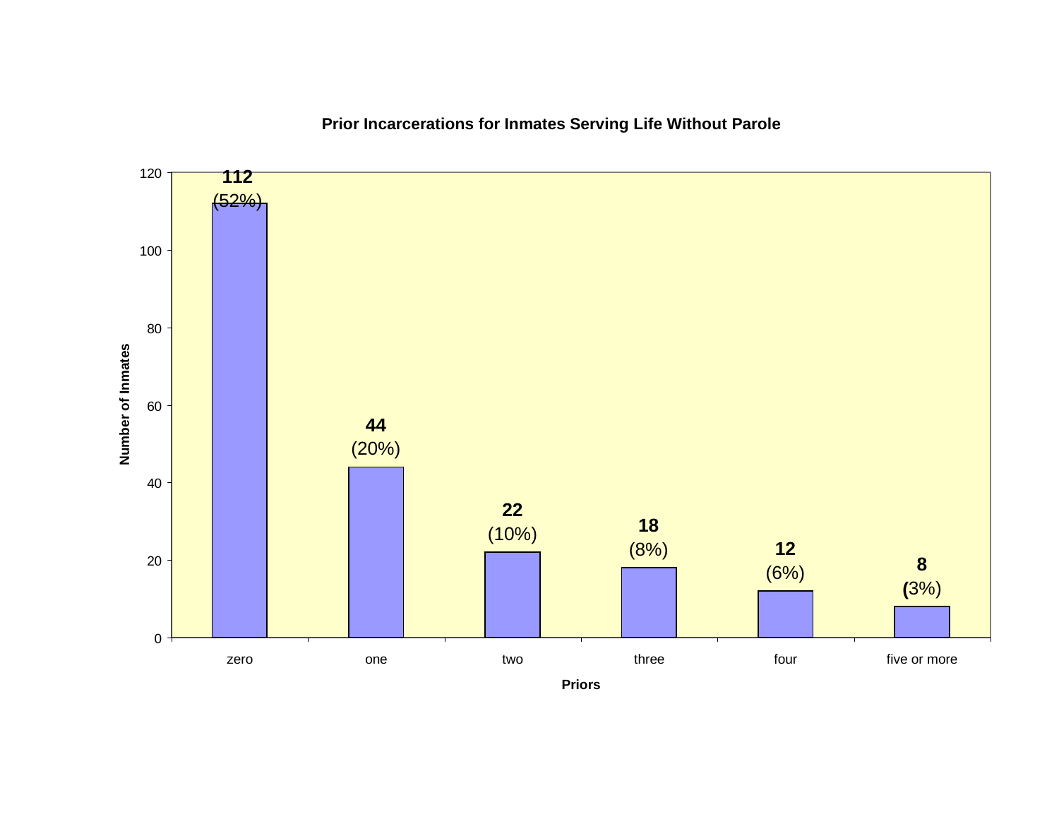**Prior Incarcerations for Inmates Serving Life Without Parole**

| Priors | Number of Inmates | Percent |
|---|---|---|
| zero | 112 | (52%) |
| one | 44 | (20%) |
| two | 22 | (10%) |
| three | 18 | (8%) |
| four | 12 | (6%) |
| five or more | 8 | (3%) |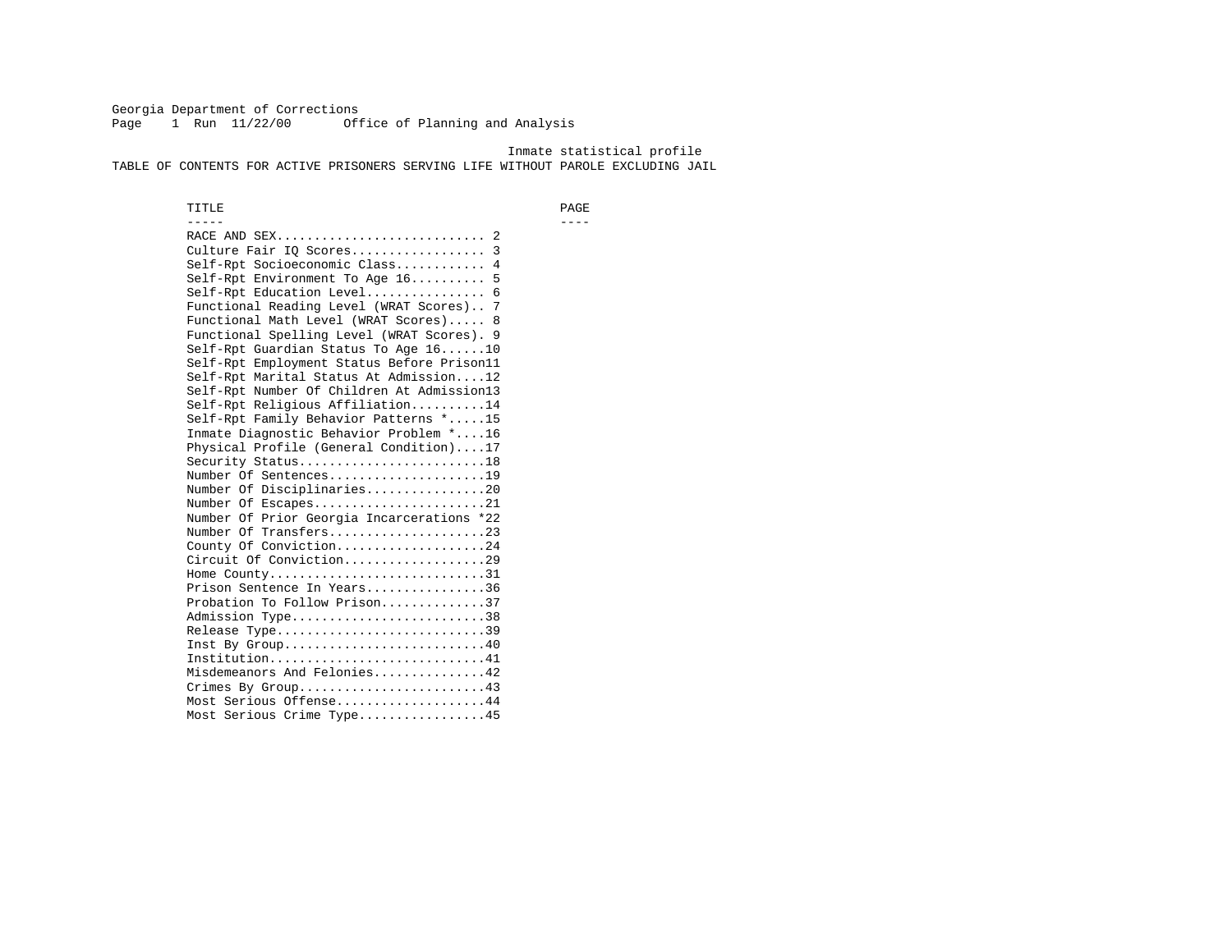Georgia Department of Corrections
Page 1 Run 11/22/00 Office of Planning and Analysis

Inmate statistical profile

# TABLE OF CONTENTS FOR ACTIVE PRISONERS SERVING LIFE WITHOUT PAROLE EXCLUDING JAIL

| TITLE | PAGE |
| --- | --- |
| RACE AND SEX | 2 |
| Culture Fair IQ Scores | 3 |
| Self-Rpt Socioeconomic Class | 4 |
| Self-Rpt Environment To Age 16 | 5 |
| Self-Rpt Education Level | 6 |
| Functional Reading Level (WRAT Scores) | 7 |
| Functional Math Level (WRAT Scores) | 8 |
| Functional Spelling Level (WRAT Scores) | 9 |
| Self-Rpt Guardian Status To Age 16 | 10 |
| Self-Rpt Employment Status Before Prison | 11 |
| Self-Rpt Marital Status At Admission | 12 |
| Self-Rpt Number Of Children At Admission | 13 |
| Self-Rpt Religious Affiliation | 14 |
| Self-Rpt Family Behavior Patterns * | 15 |
| Inmate Diagnostic Behavior Problem * | 16 |
| Physical Profile (General Condition) | 17 |
| Security Status | 18 |
| Number Of Sentences | 19 |
| Number Of Disciplinaries | 20 |
| Number Of Escapes | 21 |
| Number Of Prior Georgia Incarcerations * | 22 |
| Number Of Transfers | 23 |
| County Of Conviction | 24 |
| Circuit Of Conviction | 29 |
| Home County | 31 |
| Prison Sentence In Years | 36 |
| Probation To Follow Prison | 37 |
| Admission Type | 38 |
| Release Type | 39 |
| Inst By Group | 40 |
| Institution | 41 |
| Misdemeanors And Felonies | 42 |
| Crimes By Group | 43 |
| Most Serious Offense | 44 |
| Most Serious Crime Type | 45 |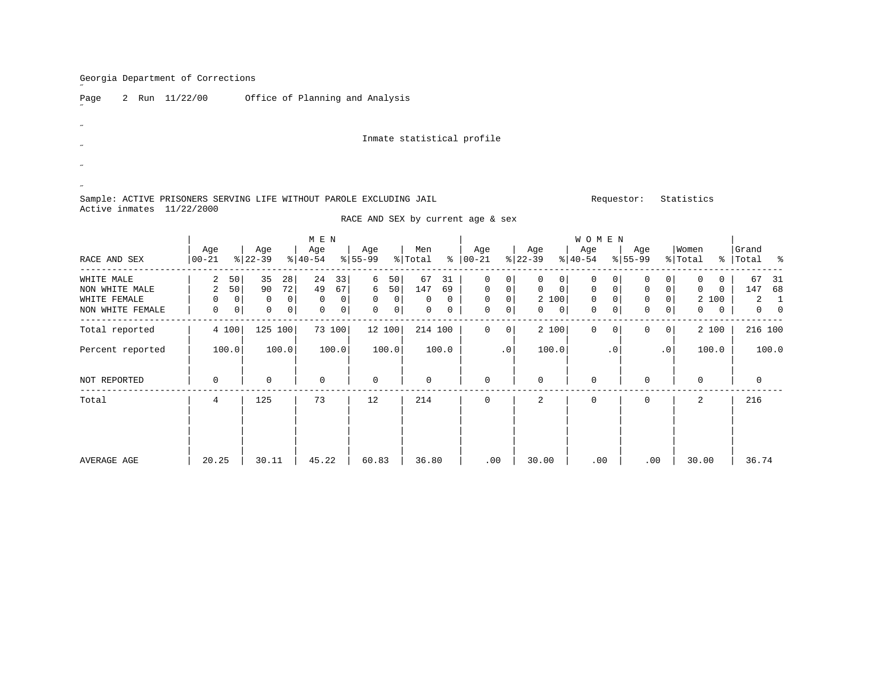Georgia Department of Corrections

Page 2 Run 11/22/00 Office of Planning and Analysis

Inmate statistical profile

Sample: ACTIVE PRISONERS SERVING LIFE WITHOUT PAROLE EXCLUDING JAIL Requestor: Statistics
Active inmates 11/22/2000

RACE AND SEX by current age & sex

| RACE AND SEX | MEN Age 00-21 | % | Age 22-39 | % | Age 40-54 | % | Age 55-99 | % | Men Total | % | WOMEN Age 00-21 | % | Age 22-39 | % | Age 40-54 | % | Age 55-99 | % | Women Total | % | Grand Total | % |
|---|---|---|---|---|---|---|---|---|---|---|---|---|---|---|---|---|---|---|---|---|---|---|
| WHITE MALE | 2 | 50 | 35 | 28 | 24 | 33 | 6 | 50 | 67 | 31 | 0 | 0 | 0 | 0 | 0 | 0 | 0 | 0 | 0 | 0 | 67 | 31 |
| NON WHITE MALE | 2 | 50 | 90 | 72 | 49 | 67 | 6 | 50 | 147 | 69 | 0 | 0 | 0 | 0 | 0 | 0 | 0 | 0 | 0 | 0 | 147 | 68 |
| WHITE FEMALE | 0 | 0 | 0 | 0 | 0 | 0 | 0 | 0 | 0 | 0 | 0 | 0 | 2 | 100 | 0 | 0 | 0 | 0 | 2 | 100 | 2 | 1 |
| NON WHITE FEMALE | 0 | 0 | 0 | 0 | 0 | 0 | 0 | 0 | 0 | 0 | 0 | 0 | 0 | 0 | 0 | 0 | 0 | 0 | 0 | 0 | 0 | 0 |
| Total reported | 4 | 100 | 125 | 100 | 73 | 100 | 12 | 100 | 214 | 100 | 0 | 0 | 2 | 100 | 0 | 0 | 0 | 0 | 2 | 100 | 216 | 100 |
| Percent reported | 100.0 | | 100.0 | | 100.0 | | 100.0 | | 100.0 | | .0 | | 100.0 | | .0 | | .0 | | 100.0 | | 100.0 | |
| NOT REPORTED | 0 | | 0 | | 0 | | 0 | | 0 | | 0 | | 0 | | 0 | | 0 | | 0 | | 0 | |
| Total | 4 | | 125 | | 73 | | 12 | | 214 | | 0 | | 2 | | 0 | | 0 | | 2 | | 216 | |
| AVERAGE AGE | 20.25 | | 30.11 | | 45.22 | | 60.83 | | 36.80 | | .00 | | 30.00 | | .00 | | .00 | | 30.00 | | 36.74 | |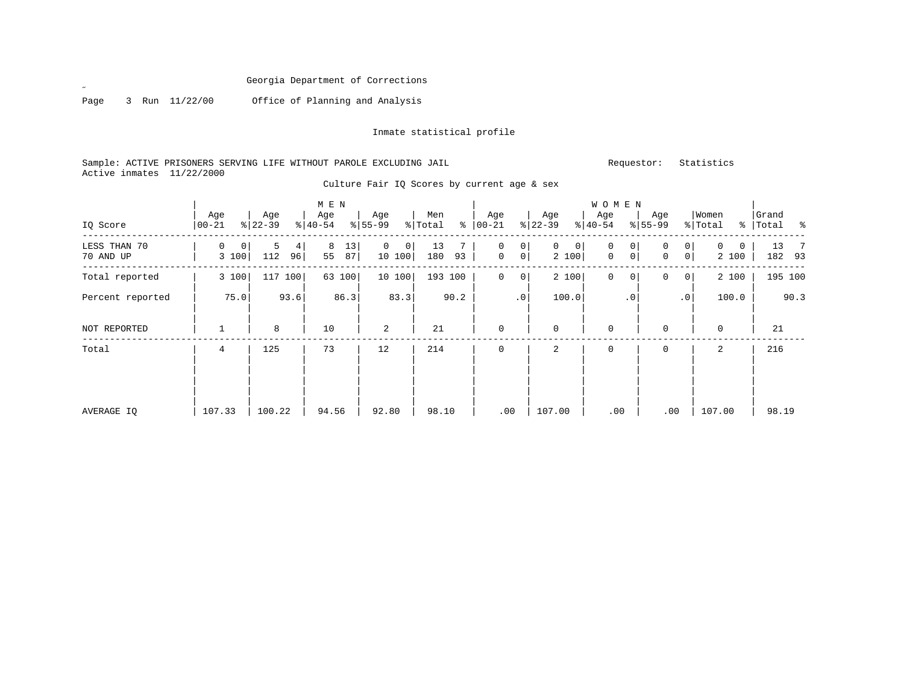Georgia Department of Corrections

Page 3 Run 11/22/00 Office of Planning and Analysis

Inmate statistical profile

Sample: ACTIVE PRISONERS SERVING LIFE WITHOUT PAROLE EXCLUDING JAIL    Requestor: Statistics

Active inmates 11/22/2000

Culture Fair IQ Scores by current age & sex

| IQ Score | MEN Age 00-21 | % | Age 22-39 | % | Age 40-54 | % | Age 55-99 | % | Men Total | % | WOMEN Age 00-21 | % | Age 22-39 | % | Age 40-54 | % | Age 55-99 | % | Women Total | % | Grand Total | % |
|---|---|---|---|---|---|---|---|---|---|---|---|---|---|---|---|---|---|---|---|---|---|---|
| LESS THAN 70 | 0 | 0 | 5 | 4 | 8 | 13 | 0 | 0 | 13 | 7 | 0 | 0 | 0 | 0 | 0 | 0 | 0 | 0 | 0 | 0 | 13 | 7 |
| 70 AND UP | 3 | 100 | 112 | 96 | 55 | 87 | 10 | 100 | 180 | 93 | 0 | 0 | 2 | 100 | 0 | 0 | 0 | 0 | 2 | 100 | 182 | 93 |
| Total reported | 3 | 100 | 117 | 100 | 63 | 100 | 10 | 100 | 193 | 100 | 0 | 0 | 2 | 100 | 0 | 0 | 0 | 0 | 2 | 100 | 195 | 100 |
| Percent reported | | 75.0 | | 93.6 | | 86.3 | | 83.3 | | 90.2 | | .0 | | 100.0 | | .0 | | .0 | | 100.0 | | 90.3 |
| NOT REPORTED | 1 | | 8 | | 10 | | 2 | | 21 | | 0 | | 0 | | 0 | | 0 | | 0 | | 21 | |
| Total | 4 | | 125 | | 73 | | 12 | | 214 | | 0 | | 2 | | 0 | | 0 | | 2 | | 216 | |
| AVERAGE IQ | 107.33 | | 100.22 | | 94.56 | | 92.80 | | 98.10 | | .00 | | 107.00 | | .00 | | .00 | | 107.00 | | 98.19 | |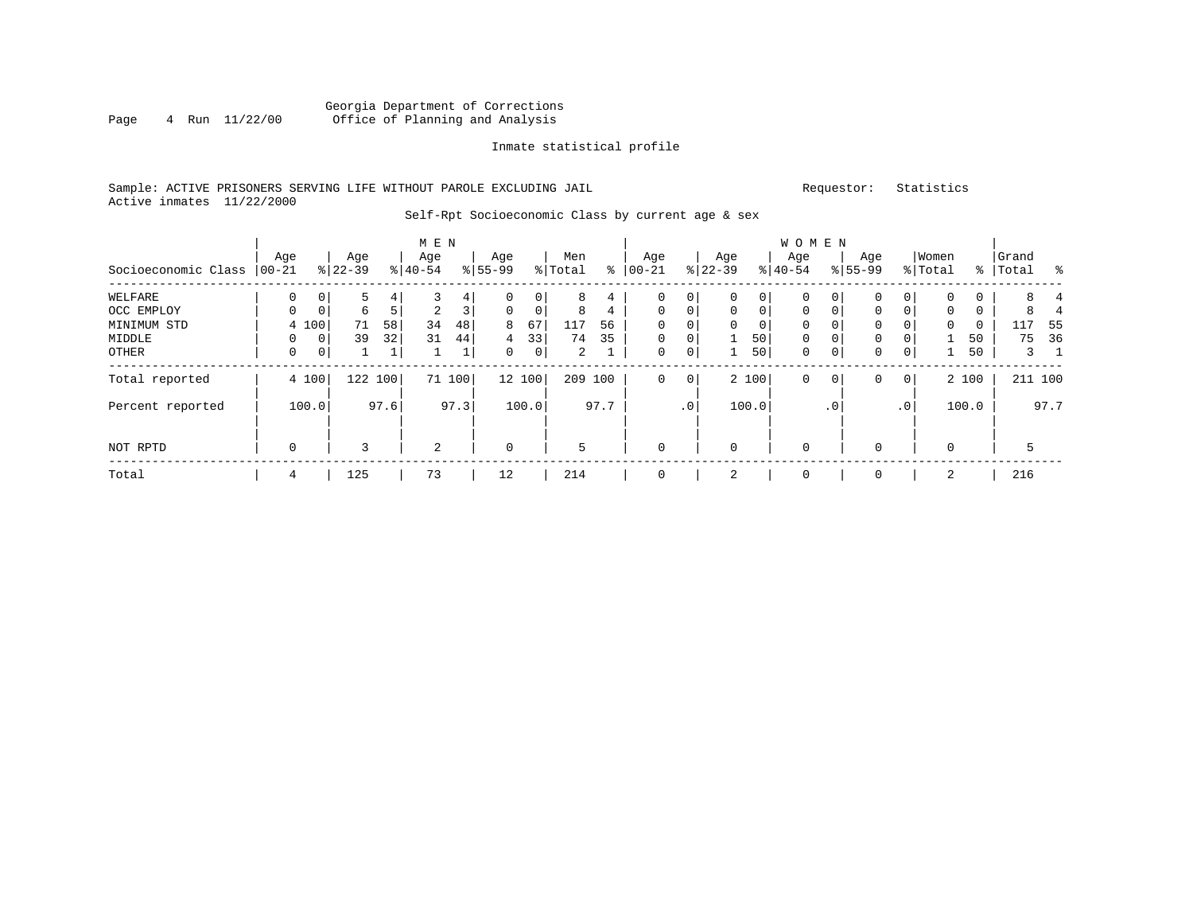Georgia Department of Corrections
Office of Planning and Analysis

Inmate statistical profile

Sample: ACTIVE PRISONERS SERVING LIFE WITHOUT PAROLE EXCLUDING JAIL

Requestor: Statistics

Active inmates 11/22/2000

Self-Rpt Socioeconomic Class by current age & sex

| Socioeconomic Class | MEN Age 00-21 | % | Age 22-39 | % | Age 40-54 | % | Age 55-99 | % | Men Total | % | WOMEN Age 00-21 | % | Age 22-39 | % | Age 40-54 | % | Age 55-99 | % | Women Total | % | Grand Total | % |
|---|---|---|---|---|---|---|---|---|---|---|---|---|---|---|---|---|---|---|---|---|---|---|
| WELFARE | 0 | 0 | 5 | 4 | 3 | 4 | 0 | 0 | 8 | 4 | 0 | 0 | 0 | 0 | 0 | 0 | 0 | 0 | 0 | 0 | 8 | 4 |
| OCC EMPLOY | 0 | 0 | 6 | 5 | 2 | 3 | 0 | 0 | 8 | 4 | 0 | 0 | 0 | 0 | 0 | 0 | 0 | 0 | 0 | 0 | 8 | 4 |
| MINIMUM STD | 4 | 100 | 71 | 58 | 34 | 48 | 8 | 67 | 117 | 56 | 0 | 0 | 0 | 0 | 0 | 0 | 0 | 0 | 0 | 0 | 117 | 55 |
| MIDDLE | 0 | 0 | 39 | 32 | 31 | 44 | 4 | 33 | 74 | 35 | 0 | 0 | 1 | 50 | 0 | 0 | 0 | 0 | 1 | 50 | 75 | 36 |
| OTHER | 0 | 0 | 1 | 1 | 1 | 1 | 0 | 0 | 2 | 1 | 0 | 0 | 1 | 50 | 0 | 0 | 0 | 0 | 1 | 50 | 3 | 1 |
| Total reported | 4 | 100 | 122 | 100 | 71 | 100 | 12 | 100 | 209 | 100 | 0 | 0 | 2 | 100 | 0 | 0 | 0 | 0 | 2 | 100 | 211 | 100 |
| Percent reported | | 100.0 | | 97.6 | | 97.3 | | 100.0 | | 97.7 | | .0 | | 100.0 | | .0 | | .0 | | 100.0 | | 97.7 |
| NOT RPTD | 0 | | 3 | | 2 | | 0 | | 5 | | 0 | | 0 | | 0 | | 0 | | 0 | | 5 | |
| Total | 4 | | 125 | | 73 | | 12 | | 214 | | 0 | | 2 | | 0 | | 0 | | 2 | | 216 | |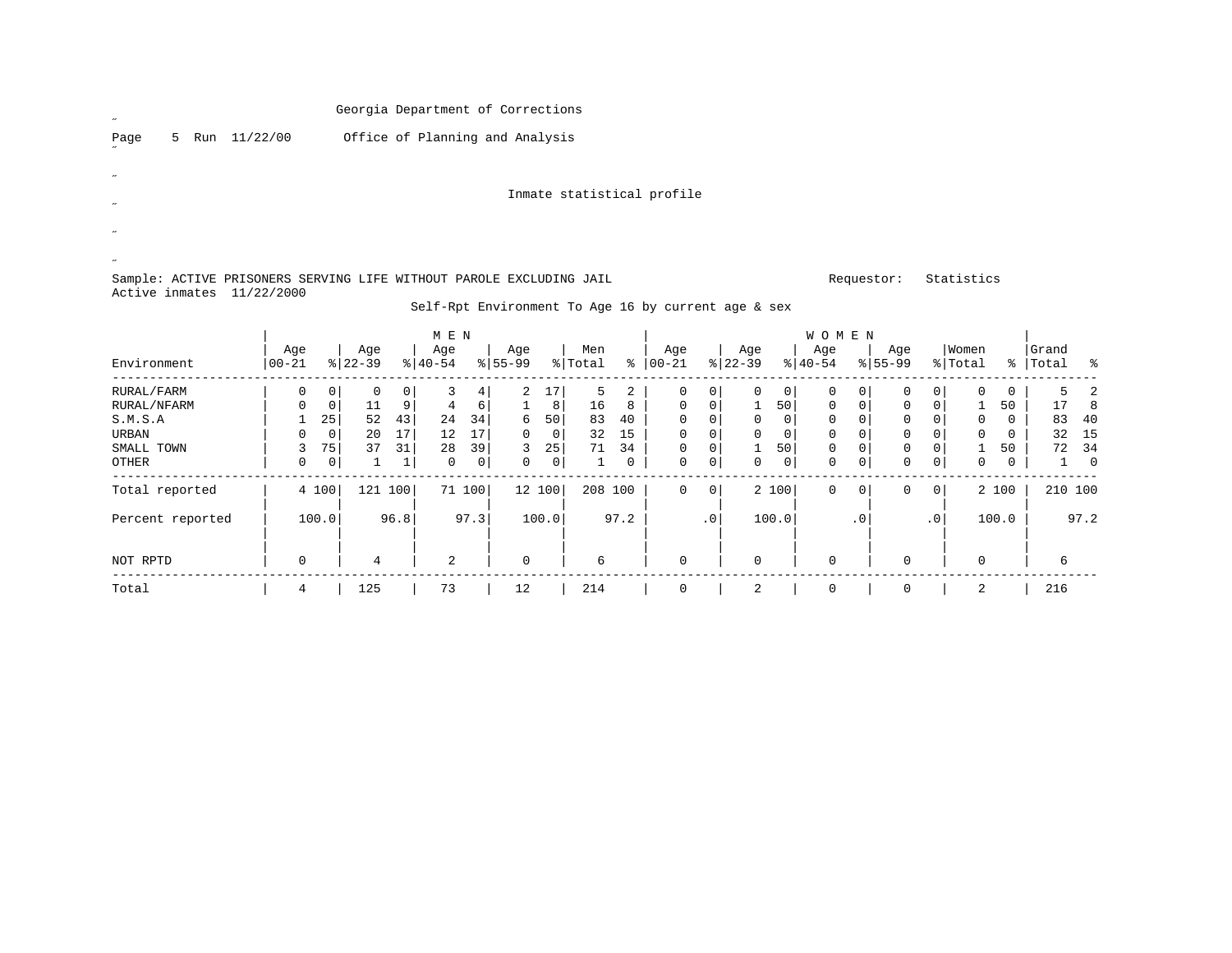Georgia Department of Corrections

Page 5 Run 11/22/00 Office of Planning and Analysis

Inmate statistical profile

Sample: ACTIVE PRISONERS SERVING LIFE WITHOUT PAROLE EXCLUDING JAIL Requestor: Statistics

Active inmates 11/22/2000

Self-Rpt Environment To Age 16 by current age & sex

| Environment | MEN Age 00-21 | % | Age 22-39 | % | Age 40-54 | % | Age 55-99 | % | Men Total | % | WOMEN Age 00-21 | % | Age 22-39 | % | Age 40-54 | % | Age 55-99 | % | Women Total | % | Grand Total | % |
|---|---|---|---|---|---|---|---|---|---|---|---|---|---|---|---|---|---|---|---|---|---|---|
| RURAL/FARM | 0 | 0 | 0 | 0 | 3 | 4 | 2 | 17 | 5 | 2 | 0 | 0 | 0 | 0 | 0 | 0 | 0 | 0 | 0 | 0 | 5 | 2 |
| RURAL/NFARM | 0 | 0 | 11 | 9 | 4 | 6 | 1 | 8 | 16 | 8 | 0 | 0 | 1 | 50 | 0 | 0 | 0 | 0 | 1 | 50 | 17 | 8 |
| S.M.S.A | 1 | 25 | 52 | 43 | 24 | 34 | 6 | 50 | 83 | 40 | 0 | 0 | 0 | 0 | 0 | 0 | 0 | 0 | 0 | 0 | 83 | 40 |
| URBAN | 0 | 0 | 20 | 17 | 12 | 17 | 0 | 0 | 32 | 15 | 0 | 0 | 0 | 0 | 0 | 0 | 0 | 0 | 0 | 0 | 32 | 15 |
| SMALL TOWN | 3 | 75 | 37 | 31 | 28 | 39 | 3 | 25 | 71 | 34 | 0 | 0 | 1 | 50 | 0 | 0 | 0 | 0 | 1 | 50 | 72 | 34 |
| OTHER | 0 | 0 | 1 | 1 | 0 | 0 | 0 | 0 | 1 | 0 | 0 | 0 | 0 | 0 | 0 | 0 | 0 | 0 | 0 | 0 | 1 | 0 |
| Total reported | 4 | 100 | 121 | 100 | 71 | 100 | 12 | 100 | 208 | 100 | 0 | 0 | 2 | 100 | 0 | 0 | 0 | 0 | 2 | 100 | 210 | 100 |
| Percent reported | | 100.0 | | 96.8 | | 97.3 | | 100.0 | | 97.2 | | .0 | | 100.0 | | .0 | | .0 | | 100.0 | | 97.2 |
| NOT RPTD | 0 | | 4 | | 2 | | 0 | | 6 | | 0 | | 0 | | 0 | | 0 | | 0 | | 6 | |
| Total | 4 | | 125 | | 73 | | 12 | | 214 | | 0 | | 2 | | 0 | | 0 | | 2 | | 216 | |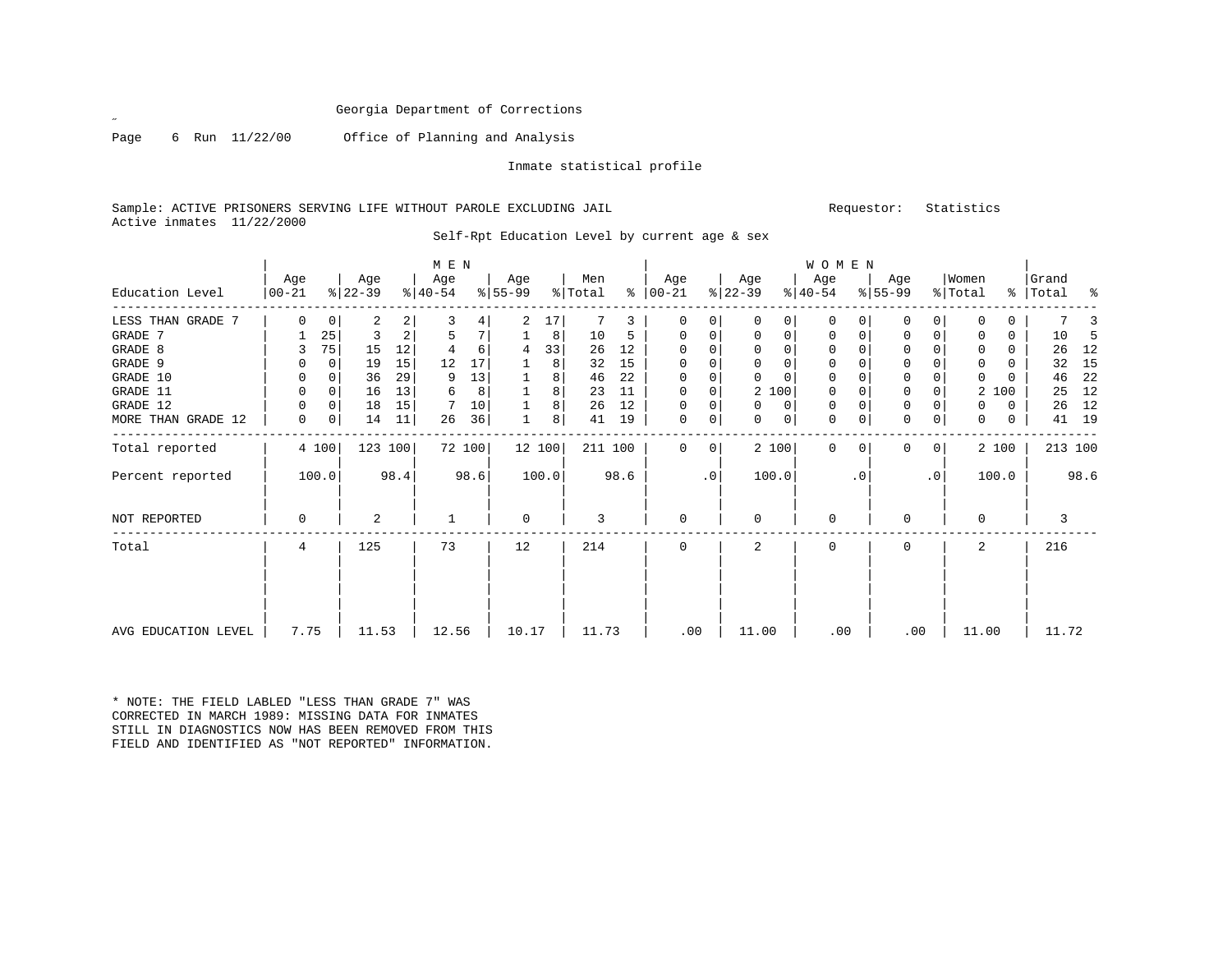Georgia Department of Corrections

Page 6 Run 11/22/00 Office of Planning and Analysis

Inmate statistical profile

Sample: ACTIVE PRISONERS SERVING LIFE WITHOUT PAROLE EXCLUDING JAIL

Requestor: Statistics

Active inmates 11/22/2000

Self-Rpt Education Level by current age & sex

| Education Level | MEN Age 00-21 | % | Age 22-39 | % | Age 40-54 | % | Age 55-99 | % | Men Total | % | WOMEN Age 00-21 | % | Age 22-39 | % | Age 40-54 | % | Age 55-99 | % | Women Total | % | Grand Total | % |
|---|---|---|---|---|---|---|---|---|---|---|---|---|---|---|---|---|---|---|---|---|---|---|
| LESS THAN GRADE 7 | 0 | 0 | 2 | 2 | 3 | 4 | 2 | 17 | 7 | 3 | 0 | 0 | 0 | 0 | 0 | 0 | 0 | 0 | 0 | 0 | 7 | 3 |
| GRADE 7 | 1 | 25 | 3 | 2 | 5 | 7 | 1 | 8 | 10 | 5 | 0 | 0 | 0 | 0 | 0 | 0 | 0 | 0 | 0 | 0 | 10 | 5 |
| GRADE 8 | 3 | 75 | 15 | 12 | 4 | 6 | 4 | 33 | 26 | 12 | 0 | 0 | 0 | 0 | 0 | 0 | 0 | 0 | 0 | 0 | 26 | 12 |
| GRADE 9 | 0 | 0 | 19 | 15 | 12 | 17 | 1 | 8 | 32 | 15 | 0 | 0 | 0 | 0 | 0 | 0 | 0 | 0 | 0 | 0 | 32 | 15 |
| GRADE 10 | 0 | 0 | 36 | 29 | 9 | 13 | 1 | 8 | 46 | 22 | 0 | 0 | 0 | 0 | 0 | 0 | 0 | 0 | 0 | 0 | 46 | 22 |
| GRADE 11 | 0 | 0 | 16 | 13 | 6 | 8 | 1 | 8 | 23 | 11 | 0 | 0 | 2 | 100 | 0 | 0 | 0 | 0 | 2 | 100 | 25 | 12 |
| GRADE 12 | 0 | 0 | 18 | 15 | 7 | 10 | 1 | 8 | 26 | 12 | 0 | 0 | 0 | 0 | 0 | 0 | 0 | 0 | 0 | 0 | 26 | 12 |
| MORE THAN GRADE 12 | 0 | 0 | 14 | 11 | 26 | 36 | 1 | 8 | 41 | 19 | 0 | 0 | 0 | 0 | 0 | 0 | 0 | 0 | 0 | 0 | 41 | 19 |
| Total reported | 4 | 100 | 123 | 100 | 72 | 100 | 12 | 100 | 211 | 100 | 0 | 0 | 2 | 100 | 0 | 0 | 0 | 0 | 2 | 100 | 213 | 100 |
| Percent reported | 100.0 | | 98.4 | | 98.6 | | 100.0 | | 98.6 | | .0 | | 100.0 | | .0 | | .0 | | 100.0 | | 98.6 | |
| NOT REPORTED | 0 | | 2 | | 1 | | 0 | | 3 | | 0 | | 0 | | 0 | | 0 | | 0 | | 3 | |
| Total | 4 | | 125 | | 73 | | 12 | | 214 | | 0 | | 2 | | 0 | | 0 | | 2 | | 216 | |
| AVG EDUCATION LEVEL | 7.75 | | 11.53 | | 12.56 | | 10.17 | | 11.73 | | .00 | | 11.00 | | .00 | | .00 | | 11.00 | | 11.72 | |

* NOTE: THE FIELD LABLED "LESS THAN GRADE 7" WAS CORRECTED IN MARCH 1989: MISSING DATA FOR INMATES STILL IN DIAGNOSTICS NOW HAS BEEN REMOVED FROM THIS FIELD AND IDENTIFIED AS "NOT REPORTED" INFORMATION.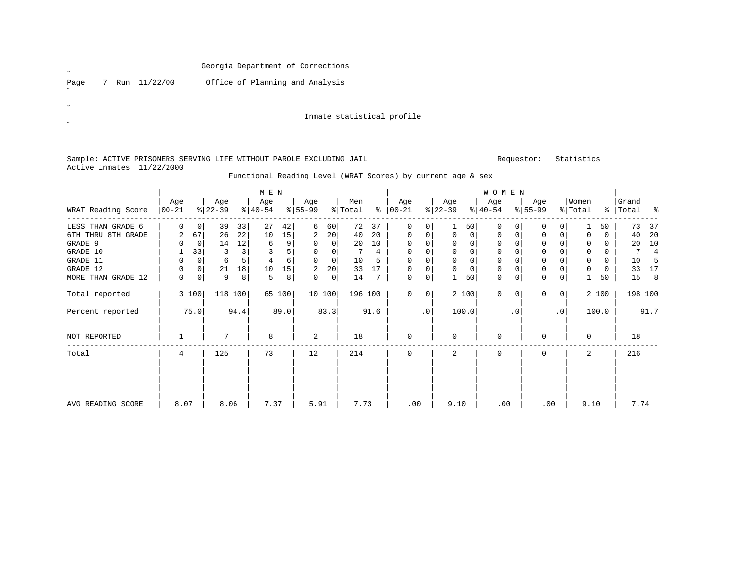Georgia Department of Corrections

Office of Planning and Analysis

Inmate statistical profile

Sample: ACTIVE PRISONERS SERVING LIFE WITHOUT PAROLE EXCLUDING JAIL

Requestor: Statistics

Active inmates 11/22/2000

Functional Reading Level (WRAT Scores) by current age & sex

| WRAT Reading Score | MEN Age 00-21 | % | Age 22-39 | % | Age 40-54 | % | Age 55-99 | % | Men Total | % | WOMEN Age 00-21 | % | Age 22-39 | % | Age 40-54 | % | Age 55-99 | % | Women Total | % | Grand Total | % |
|---|---|---|---|---|---|---|---|---|---|---|---|---|---|---|---|---|---|---|---|---|---|---|
| LESS THAN GRADE 6 | 0 | 0 | 39 | 33 | 27 | 42 | 6 | 60 | 72 | 37 | 0 | 0 | 1 | 50 | 0 | 0 | 0 | 0 | 1 | 50 | 73 | 37 |
| 6TH THRU 8TH GRADE | 2 | 67 | 26 | 22 | 10 | 15 | 2 | 20 | 40 | 20 | 0 | 0 | 0 | 0 | 0 | 0 | 0 | 0 | 0 | 0 | 40 | 20 |
| GRADE 9 | 0 | 0 | 14 | 12 | 6 | 9 | 0 | 0 | 20 | 10 | 0 | 0 | 0 | 0 | 0 | 0 | 0 | 0 | 0 | 0 | 20 | 10 |
| GRADE 10 | 1 | 33 | 3 | 3 | 3 | 5 | 0 | 0 | 7 | 4 | 0 | 0 | 0 | 0 | 0 | 0 | 0 | 0 | 0 | 0 | 7 | 4 |
| GRADE 11 | 0 | 0 | 6 | 5 | 4 | 6 | 0 | 0 | 10 | 5 | 0 | 0 | 0 | 0 | 0 | 0 | 0 | 0 | 0 | 0 | 10 | 5 |
| GRADE 12 | 0 | 0 | 21 | 18 | 10 | 15 | 2 | 20 | 33 | 17 | 0 | 0 | 0 | 0 | 0 | 0 | 0 | 0 | 0 | 0 | 33 | 17 |
| MORE THAN GRADE 12 | 0 | 0 | 9 | 8 | 5 | 8 | 0 | 0 | 14 | 7 | 0 | 0 | 1 | 50 | 0 | 0 | 0 | 0 | 1 | 50 | 15 | 8 |
| Total reported | 3 | 100 | 118 | 100 | 65 | 100 | 10 | 100 | 196 | 100 | 0 | 0 | 2 | 100 | 0 | 0 | 0 | 0 | 2 | 100 | 198 | 100 |
| Percent reported | | 75.0 | | 94.4 | | 89.0 | | 83.3 | | 91.6 | | .0 | | 100.0 | | .0 | | .0 | | 100.0 | | 91.7 |
| NOT REPORTED | 1 | | 7 | | 8 | | 2 | | 18 | | 0 | | 0 | | 0 | | 0 | | 0 | | 18 | |
| Total | 4 | | 125 | | 73 | | 12 | | 214 | | 0 | | 2 | | 0 | | 0 | | 2 | | 216 | |
| AVG READING SCORE | 8.07 | | 8.06 | | 7.37 | | 5.91 | | 7.73 | | .00 | | 9.10 | | .00 | | .00 | | 9.10 | | 7.74 | |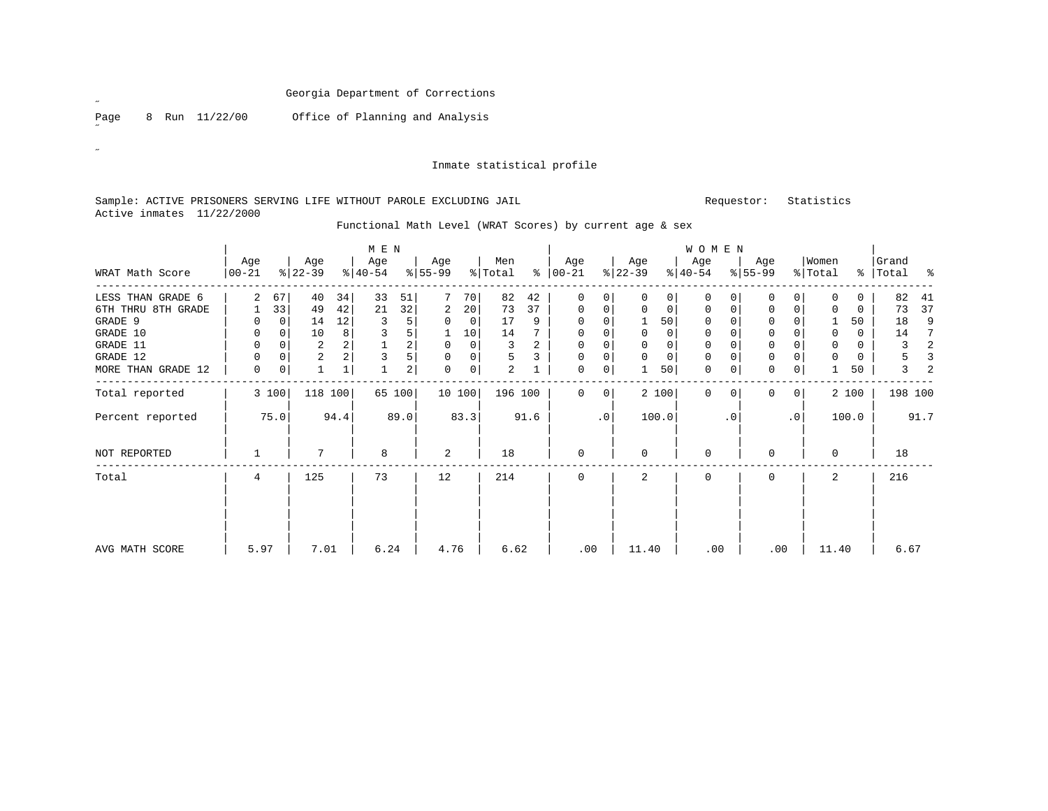Georgia Department of Corrections

Office of Planning and Analysis

Inmate statistical profile

Sample: ACTIVE PRISONERS SERVING LIFE WITHOUT PAROLE EXCLUDING JAIL

Requestor: Statistics

Active inmates 11/22/2000

Functional Math Level (WRAT Scores) by current age & sex

| WRAT Math Score | MEN Age 00-21 | % | Age 22-39 | % | Age 40-54 | % | Age 55-99 | % | Men Total | % | WOMEN Age 00-21 | % | Age 22-39 | % | Age 40-54 | % | Age 55-99 | % | Women Total | % | Grand Total | % |
|---|---|---|---|---|---|---|---|---|---|---|---|---|---|---|---|---|---|---|---|---|---|---|
| LESS THAN GRADE 6 | 2 | 67 | 40 | 34 | 33 | 51 | 7 | 70 | 82 | 42 | 0 | 0 | 0 | 0 | 0 | 0 | 0 | 0 | 0 | 0 | 82 | 41 |
| 6TH THRU 8TH GRADE | 1 | 33 | 49 | 42 | 21 | 32 | 2 | 20 | 73 | 37 | 0 | 0 | 0 | 0 | 0 | 0 | 0 | 0 | 0 | 0 | 73 | 37 |
| GRADE 9 | 0 | 0 | 14 | 12 | 3 | 5 | 0 | 0 | 17 | 9 | 0 | 0 | 1 | 50 | 0 | 0 | 0 | 0 | 1 | 50 | 18 | 9 |
| GRADE 10 | 0 | 0 | 10 | 8 | 3 | 5 | 1 | 10 | 14 | 7 | 0 | 0 | 0 | 0 | 0 | 0 | 0 | 0 | 0 | 0 | 14 | 7 |
| GRADE 11 | 0 | 0 | 2 | 2 | 1 | 2 | 0 | 0 | 3 | 2 | 0 | 0 | 0 | 0 | 0 | 0 | 0 | 0 | 0 | 0 | 3 | 2 |
| GRADE 12 | 0 | 0 | 2 | 2 | 3 | 5 | 0 | 0 | 5 | 3 | 0 | 0 | 0 | 0 | 0 | 0 | 0 | 0 | 0 | 0 | 5 | 3 |
| MORE THAN GRADE 12 | 0 | 0 | 1 | 1 | 1 | 2 | 0 | 0 | 2 | 1 | 0 | 0 | 1 | 50 | 0 | 0 | 0 | 0 | 1 | 50 | 3 | 2 |
| Total reported | 3 | 100 | 118 | 100 | 65 | 100 | 10 | 100 | 196 | 100 | 0 | 0 | 2 | 100 | 0 | 0 | 0 | 0 | 2 | 100 | 198 | 100 |
| Percent reported | | 75.0 | | 94.4 | | 89.0 | | 83.3 | | 91.6 | | .0 | | 100.0 | | .0 | | .0 | | 100.0 | | 91.7 |
| NOT REPORTED | 1 | | 7 | | 8 | | 2 | | 18 | | 0 | | 0 | | 0 | | 0 | | 0 | | 18 | |
| Total | 4 | | 125 | | 73 | | 12 | | 214 | | 0 | | 2 | | 0 | | 0 | | 2 | | 216 | |
| AVG MATH SCORE | 5.97 | | 7.01 | | 6.24 | | 4.76 | | 6.62 | | .00 | | 11.40 | | .00 | | .00 | | 11.40 | | 6.67 | |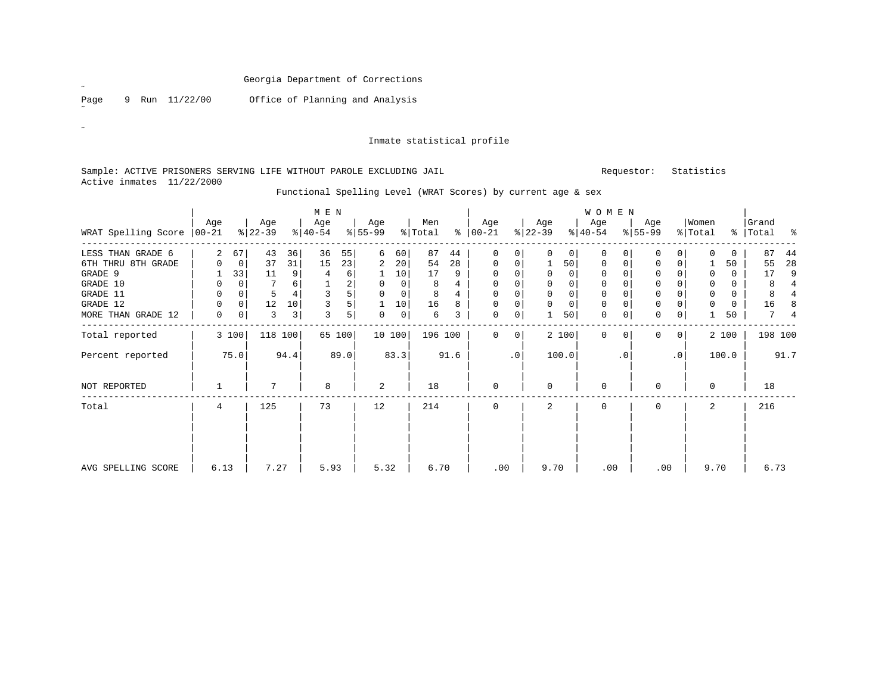Georgia Department of Corrections

Office of Planning and Analysis

Inmate statistical profile

Sample: ACTIVE PRISONERS SERVING LIFE WITHOUT PAROLE EXCLUDING JAIL

Requestor: Statistics

Active inmates 11/22/2000

Functional Spelling Level (WRAT Scores) by current age & sex

| WRAT Spelling Score | MEN Age 00-21 | % | Age 22-39 | % | Age 40-54 | % | Age 55-99 | % | Men Total | % | WOMEN Age 00-21 | % | Age 22-39 | % | Age 40-54 | % | Age 55-99 | % | Women Total | % | Grand Total | % |
|---|---|---|---|---|---|---|---|---|---|---|---|---|---|---|---|---|---|---|---|---|---|---|
| LESS THAN GRADE 6 | 2 | 67 | 43 | 36 | 36 | 55 | 6 | 60 | 87 | 44 | 0 | 0 | 0 | 0 | 0 | 0 | 0 | 0 | 0 | 0 | 87 | 44 |
| 6TH THRU 8TH GRADE | 0 | 0 | 37 | 31 | 15 | 23 | 2 | 20 | 54 | 28 | 0 | 0 | 1 | 50 | 0 | 0 | 0 | 0 | 1 | 50 | 55 | 28 |
| GRADE 9 | 1 | 33 | 11 | 9 | 4 | 6 | 1 | 10 | 17 | 9 | 0 | 0 | 0 | 0 | 0 | 0 | 0 | 0 | 0 | 0 | 17 | 9 |
| GRADE 10 | 0 | 0 | 7 | 6 | 1 | 2 | 0 | 0 | 8 | 4 | 0 | 0 | 0 | 0 | 0 | 0 | 0 | 0 | 0 | 0 | 8 | 4 |
| GRADE 11 | 0 | 0 | 5 | 4 | 3 | 5 | 0 | 0 | 8 | 4 | 0 | 0 | 0 | 0 | 0 | 0 | 0 | 0 | 0 | 0 | 8 | 4 |
| GRADE 12 | 0 | 0 | 12 | 10 | 3 | 5 | 1 | 10 | 16 | 8 | 0 | 0 | 0 | 0 | 0 | 0 | 0 | 0 | 0 | 0 | 16 | 8 |
| MORE THAN GRADE 12 | 0 | 0 | 3 | 3 | 3 | 5 | 0 | 0 | 6 | 3 | 0 | 0 | 1 | 50 | 0 | 0 | 0 | 0 | 1 | 50 | 7 | 4 |
| Total reported | 3 | 100 | 118 | 100 | 65 | 100 | 10 | 100 | 196 | 100 | 0 | 0 | 2 | 100 | 0 | 0 | 0 | 0 | 2 | 100 | 198 | 100 |
| Percent reported | | 75.0 | | 94.4 | | 89.0 | | 83.3 | | 91.6 | | .0 | | 100.0 | | .0 | | .0 | | 100.0 | | 91.7 |
| NOT REPORTED | 1 | | 7 | | 8 | | 2 | | 18 | | 0 | | 0 | | 0 | | 0 | | 0 | | 18 | |
| Total | 4 | | 125 | | 73 | | 12 | | 214 | | 0 | | 2 | | 0 | | 0 | | 2 | | 216 | |
| AVG SPELLING SCORE | 6.13 | | 7.27 | | 5.93 | | 5.32 | | 6.70 | | .00 | | 9.70 | | .00 | | .00 | | 9.70 | | 6.73 | |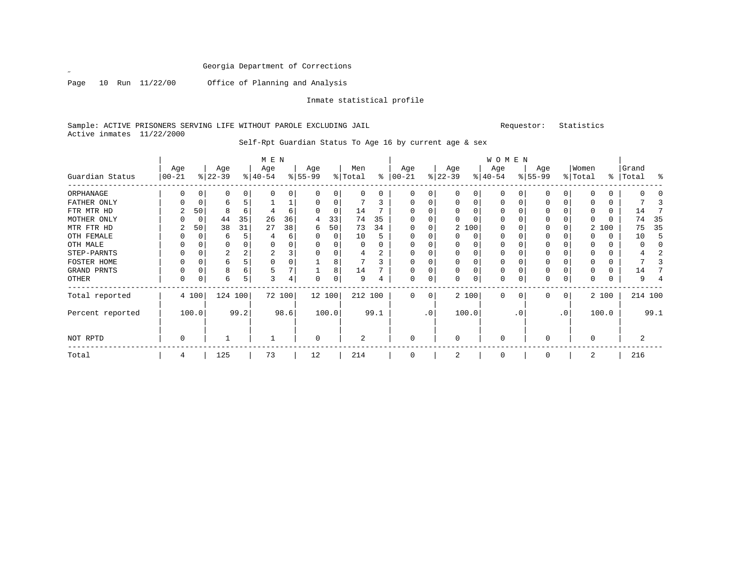Georgia Department of Corrections

Page 10 Run 11/22/00 Office of Planning and Analysis

Inmate statistical profile

Sample: ACTIVE PRISONERS SERVING LIFE WITHOUT PAROLE EXCLUDING JAIL

Requestor: Statistics

Active inmates 11/22/2000

Self-Rpt Guardian Status To Age 16 by current age & sex

| | MEN | | | | | | | | | | WOMEN | | | | | | | | | | Grand | |
|---|---|---|---|---|---|---|---|---|---|---|---|---|---|---|---|---|---|---|---|---|---|---|
| Guardian Status | Age 00-21 | % | Age 22-39 | % | Age 40-54 | % | Age 55-99 | % | Men Total | % | Age 00-21 | % | Age 22-39 | % | Age 40-54 | % | Age 55-99 | % | Women Total | % | Total | % |
| ORPHANAGE | 0 | 0 | 0 | 0 | 0 | 0 | 0 | 0 | 0 | 0 | 0 | 0 | 0 | 0 | 0 | 0 | 0 | 0 | 0 | 0 | 0 | 0 |
| FATHER ONLY | 0 | 0 | 6 | 5 | 1 | 1 | 0 | 0 | 7 | 3 | 0 | 0 | 0 | 0 | 0 | 0 | 0 | 0 | 0 | 0 | 7 | 3 |
| FTR MTR HD | 2 | 50 | 8 | 6 | 4 | 6 | 0 | 0 | 14 | 7 | 0 | 0 | 0 | 0 | 0 | 0 | 0 | 0 | 0 | 0 | 14 | 7 |
| MOTHER ONLY | 0 | 0 | 44 | 35 | 26 | 36 | 4 | 33 | 74 | 35 | 0 | 0 | 0 | 0 | 0 | 0 | 0 | 0 | 0 | 0 | 74 | 35 |
| MTR FTR HD | 2 | 50 | 38 | 31 | 27 | 38 | 6 | 50 | 73 | 34 | 0 | 0 | 2 | 100 | 0 | 0 | 0 | 0 | 2 | 100 | 75 | 35 |
| OTH FEMALE | 0 | 0 | 6 | 5 | 4 | 6 | 0 | 0 | 10 | 5 | 0 | 0 | 0 | 0 | 0 | 0 | 0 | 0 | 0 | 0 | 10 | 5 |
| OTH MALE | 0 | 0 | 0 | 0 | 0 | 0 | 0 | 0 | 0 | 0 | 0 | 0 | 0 | 0 | 0 | 0 | 0 | 0 | 0 | 0 | 0 | 0 |
| STEP-PARNTS | 0 | 0 | 2 | 2 | 2 | 3 | 0 | 0 | 4 | 2 | 0 | 0 | 0 | 0 | 0 | 0 | 0 | 0 | 0 | 0 | 4 | 2 |
| FOSTER HOME | 0 | 0 | 6 | 5 | 0 | 0 | 1 | 8 | 7 | 3 | 0 | 0 | 0 | 0 | 0 | 0 | 0 | 0 | 0 | 0 | 7 | 3 |
| GRAND PRNTS | 0 | 0 | 8 | 6 | 5 | 7 | 1 | 8 | 14 | 7 | 0 | 0 | 0 | 0 | 0 | 0 | 0 | 0 | 0 | 0 | 14 | 7 |
| OTHER | 0 | 0 | 6 | 5 | 3 | 4 | 0 | 0 | 9 | 4 | 0 | 0 | 0 | 0 | 0 | 0 | 0 | 0 | 0 | 0 | 9 | 4 |
| Total reported | 4 | 100 | 124 | 100 | 72 | 100 | 12 | 100 | 212 | 100 | 0 | 0 | 2 | 100 | 0 | 0 | 0 | 0 | 2 | 100 | 214 | 100 |
| Percent reported | | 100.0 | | 99.2 | | 98.6 | | 100.0 | | 99.1 | | .0 | | 100.0 | | .0 | | .0 | | 100.0 | | 99.1 |
| NOT RPTD | 0 | | 1 | | 1 | | 0 | | 2 | | 0 | | 0 | | 0 | | 0 | | 0 | | 2 | |
| Total | 4 | | 125 | | 73 | | 12 | | 214 | | 0 | | 2 | | 0 | | 0 | | 2 | | 216 | |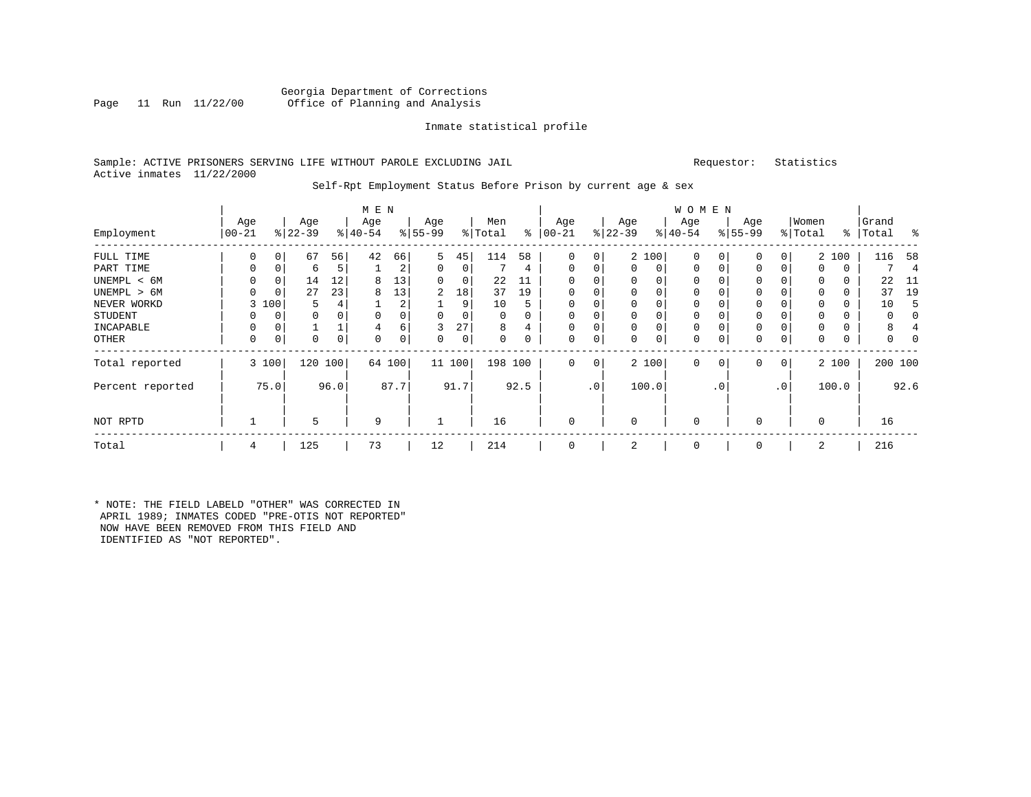Georgia Department of Corrections
Office of Planning and Analysis

Inmate statistical profile

Sample: ACTIVE PRISONERS SERVING LIFE WITHOUT PAROLE EXCLUDING JAIL
Active inmates 11/22/2000

Requestor: Statistics

Self-Rpt Employment Status Before Prison by current age & sex

| Employment | MEN Age 00-21 | % | Age 22-39 | % | Age 40-54 | % | Age 55-99 | % | Men Total | % | WOMEN Age 00-21 | % | Age 22-39 | % | Age 40-54 | % | Age 55-99 | % | Women Total | % | Grand Total | % |
|---|---|---|---|---|---|---|---|---|---|---|---|---|---|---|---|---|---|---|---|---|---|---|
| FULL TIME | 0 | 0 | 67 | 56 | 42 | 66 | 5 | 45 | 114 | 58 | 0 | 0 | 2 | 100 | 0 | 0 | 0 | 0 | 2 | 100 | 116 | 58 |
| PART TIME | 0 | 0 | 6 | 5 | 1 | 2 | 0 | 0 | 7 | 4 | 0 | 0 | 0 | 0 | 0 | 0 | 0 | 0 | 0 | 0 | 7 | 4 |
| UNEMPL < 6M | 0 | 0 | 14 | 12 | 8 | 13 | 0 | 0 | 22 | 11 | 0 | 0 | 0 | 0 | 0 | 0 | 0 | 0 | 0 | 0 | 22 | 11 |
| UNEMPL > 6M | 0 | 0 | 27 | 23 | 8 | 13 | 2 | 18 | 37 | 19 | 0 | 0 | 0 | 0 | 0 | 0 | 0 | 0 | 0 | 0 | 37 | 19 |
| NEVER WORKD | 3 | 100 | 5 | 4 | 1 | 2 | 1 | 9 | 10 | 5 | 0 | 0 | 0 | 0 | 0 | 0 | 0 | 0 | 0 | 0 | 10 | 5 |
| STUDENT | 0 | 0 | 0 | 0 | 0 | 0 | 0 | 0 | 0 | 0 | 0 | 0 | 0 | 0 | 0 | 0 | 0 | 0 | 0 | 0 | 0 | 0 |
| INCAPABLE | 0 | 0 | 1 | 1 | 4 | 6 | 3 | 27 | 8 | 4 | 0 | 0 | 0 | 0 | 0 | 0 | 0 | 0 | 0 | 0 | 8 | 4 |
| OTHER | 0 | 0 | 0 | 0 | 0 | 0 | 0 | 0 | 0 | 0 | 0 | 0 | 0 | 0 | 0 | 0 | 0 | 0 | 0 | 0 | 0 | 0 |
| Total reported | 3 | 100 | 120 | 100 | 64 | 100 | 11 | 100 | 198 | 100 | 0 | 0 | 2 | 100 | 0 | 0 | 0 | 0 | 2 | 100 | 200 | 100 |
| Percent reported | | 75.0 | | 96.0 | | 87.7 | | 91.7 | | 92.5 | | .0 | | 100.0 | | .0 | | .0 | | 100.0 | | 92.6 |
| NOT RPTD | 1 | | 5 | | 9 | | 1 | | 16 | | 0 | | 0 | | 0 | | 0 | | 0 | | 16 | |
| Total | 4 | | 125 | | 73 | | 12 | | 214 | | 0 | | 2 | | 0 | | 0 | | 2 | | 216 | |

* NOTE: THE FIELD LABELD "OTHER" WAS CORRECTED IN APRIL 1989; INMATES CODED "PRE-OTIS NOT REPORTED" NOW HAVE BEEN REMOVED FROM THIS FIELD AND IDENTIFIED AS "NOT REPORTED".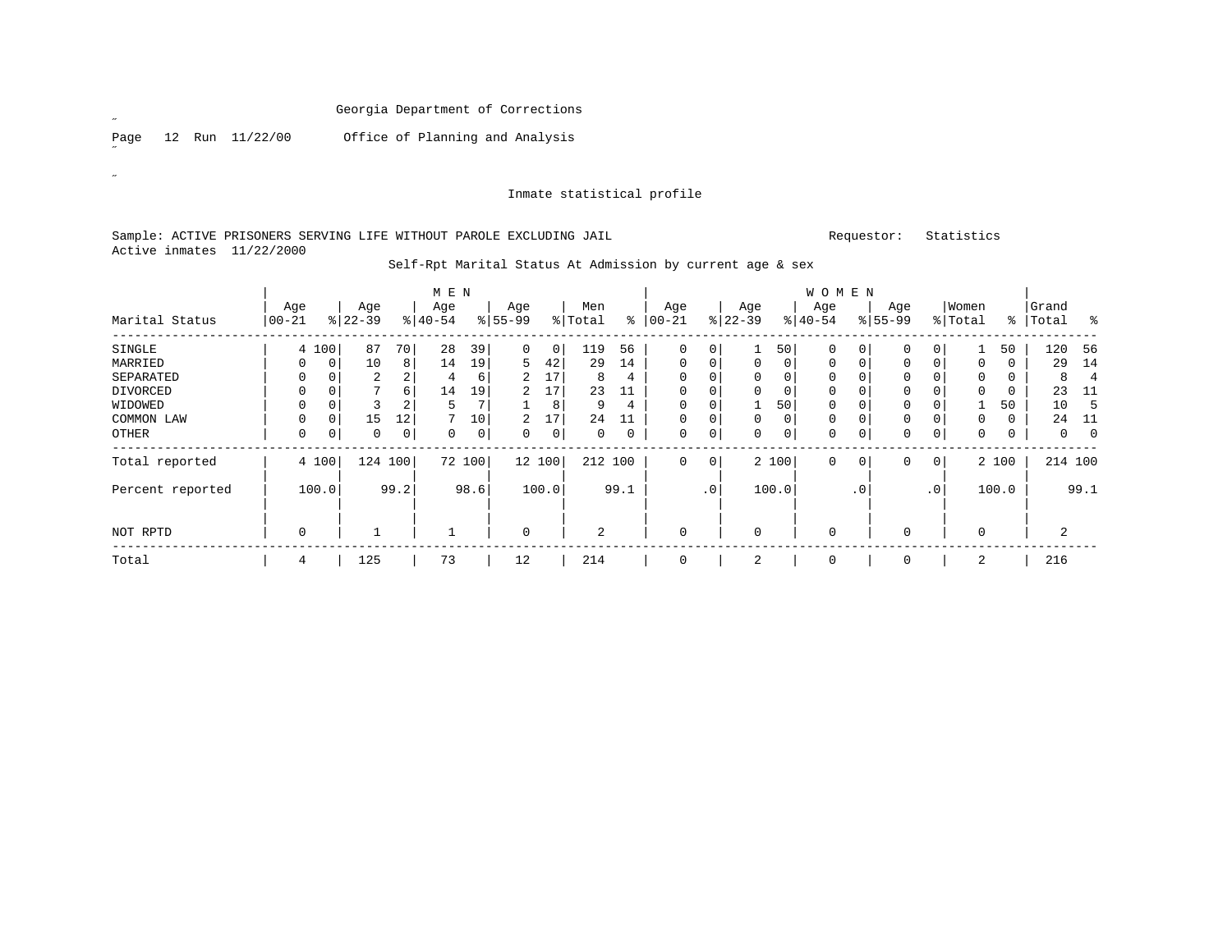Georgia Department of Corrections

Page 12 Run 11/22/00 Office of Planning and Analysis

Inmate statistical profile

Sample: ACTIVE PRISONERS SERVING LIFE WITHOUT PAROLE EXCLUDING JAIL

Requestor: Statistics

Active inmates 11/22/2000

Self-Rpt Marital Status At Admission by current age & sex

| Marital Status | MEN Age 00-21 | % | Age 22-39 | % | Age 40-54 | % | Age 55-99 | % | Men Total | % | WOMEN Age 00-21 | % | Age 22-39 | % | Age 40-54 | % | Age 55-99 | % | Women Total | % | Grand Total | % |
|---|---|---|---|---|---|---|---|---|---|---|---|---|---|---|---|---|---|---|---|---|---|---|
| SINGLE | 4 | 100 | 87 | 70 | 28 | 39 | 0 | 0 | 119 | 56 | 0 | 0 | 1 | 50 | 0 | 0 | 0 | 0 | 1 | 50 | 120 | 56 |
| MARRIED | 0 | 0 | 10 | 8 | 14 | 19 | 5 | 42 | 29 | 14 | 0 | 0 | 0 | 0 | 0 | 0 | 0 | 0 | 0 | 0 | 29 | 14 |
| SEPARATED | 0 | 0 | 2 | 2 | 4 | 6 | 2 | 17 | 8 | 4 | 0 | 0 | 0 | 0 | 0 | 0 | 0 | 0 | 0 | 0 | 8 | 4 |
| DIVORCED | 0 | 0 | 7 | 6 | 14 | 19 | 2 | 17 | 23 | 11 | 0 | 0 | 0 | 0 | 0 | 0 | 0 | 0 | 0 | 0 | 23 | 11 |
| WIDOWED | 0 | 0 | 3 | 2 | 5 | 7 | 1 | 8 | 9 | 4 | 0 | 0 | 1 | 50 | 0 | 0 | 0 | 0 | 1 | 50 | 10 | 5 |
| COMMON LAW | 0 | 0 | 15 | 12 | 7 | 10 | 2 | 17 | 24 | 11 | 0 | 0 | 0 | 0 | 0 | 0 | 0 | 0 | 0 | 0 | 24 | 11 |
| OTHER | 0 | 0 | 0 | 0 | 0 | 0 | 0 | 0 | 0 | 0 | 0 | 0 | 0 | 0 | 0 | 0 | 0 | 0 | 0 | 0 | 0 | 0 |
| Total reported | 4 | 100 | 124 | 100 | 72 | 100 | 12 | 100 | 212 | 100 | 0 | 0 | 2 | 100 | 0 | 0 | 0 | 0 | 2 | 100 | 214 | 100 |
| Percent reported | 100.0 | | 99.2 | | 98.6 | | 100.0 | | 99.1 | | .0 | | 100.0 | | .0 | | .0 | | 100.0 | | 99.1 | |
| NOT RPTD | 0 | | 1 | | 1 | | 0 | | 2 | | 0 | | 0 | | 0 | | 0 | | 0 | | 2 | |
| Total | 4 | | 125 | | 73 | | 12 | | 214 | | 0 | | 2 | | 0 | | 0 | | 2 | | 216 | |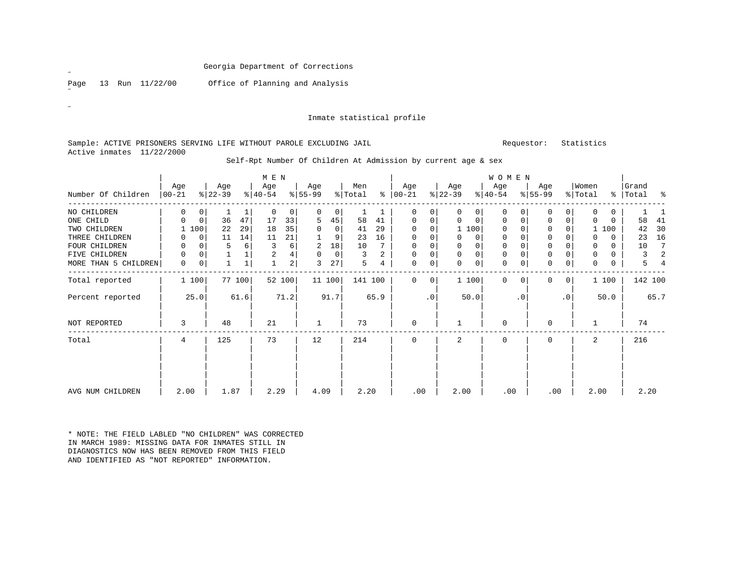Georgia Department of Corrections

Office of Planning and Analysis

Inmate statistical profile

Sample: ACTIVE PRISONERS SERVING LIFE WITHOUT PAROLE EXCLUDING JAIL

Requestor: Statistics

Active inmates 11/22/2000

Self-Rpt Number Of Children At Admission by current age & sex

| Number Of Children | MEN Age 00-21 | % | Age 22-39 | % | Age 40-54 | % | Age 55-99 | % | Men Total | % | WOMEN Age 00-21 | % | Age 22-39 | % | Age 40-54 | % | Age 55-99 | % | Women Total | % | Grand Total | % |
|---|---|---|---|---|---|---|---|---|---|---|---|---|---|---|---|---|---|---|---|---|---|---|
| NO CHILDREN | 0 | 0 | 1 | 1 | 0 | 0 | 0 | 0 | 1 | 1 | 0 | 0 | 0 | 0 | 0 | 0 | 0 | 0 | 0 | 0 | 1 | 1 |
| ONE CHILD | 0 | 0 | 36 | 47 | 17 | 33 | 5 | 45 | 58 | 41 | 0 | 0 | 0 | 0 | 0 | 0 | 0 | 0 | 0 | 0 | 58 | 41 |
| TWO CHILDREN | 1 | 100 | 22 | 29 | 18 | 35 | 0 | 0 | 41 | 29 | 0 | 0 | 1 | 100 | 0 | 0 | 0 | 0 | 1 | 100 | 42 | 30 |
| THREE CHILDREN | 0 | 0 | 11 | 14 | 11 | 21 | 1 | 9 | 23 | 16 | 0 | 0 | 0 | 0 | 0 | 0 | 0 | 0 | 0 | 0 | 23 | 16 |
| FOUR CHILDREN | 0 | 0 | 5 | 6 | 3 | 6 | 2 | 18 | 10 | 7 | 0 | 0 | 0 | 0 | 0 | 0 | 0 | 0 | 0 | 0 | 10 | 7 |
| FIVE CHILDREN | 0 | 0 | 1 | 1 | 2 | 4 | 0 | 0 | 3 | 2 | 0 | 0 | 0 | 0 | 0 | 0 | 0 | 0 | 0 | 0 | 3 | 2 |
| MORE THAN 5 CHILDREN | 0 | 0 | 1 | 1 | 1 | 2 | 3 | 27 | 5 | 4 | 0 | 0 | 0 | 0 | 0 | 0 | 0 | 0 | 0 | 0 | 5 | 4 |
| Total reported | 1 | 100 | 77 | 100 | 52 | 100 | 11 | 100 | 141 | 100 | 0 | 0 | 1 | 100 | 0 | 0 | 0 | 0 | 1 | 100 | 142 | 100 |
| Percent reported | | 25.0 | | 61.6 | | 71.2 | | 91.7 | | 65.9 | | .0 | | 50.0 | | .0 | | .0 | | 50.0 | | 65.7 |
| NOT REPORTED | 3 | | 48 | | 21 | | 1 | | 73 | | 0 | | 1 | | 0 | | 0 | | 1 | | 74 | |
| Total | 4 | | 125 | | 73 | | 12 | | 214 | | 0 | | 2 | | 0 | | 0 | | 2 | | 216 | |
| AVG NUM CHILDREN | 2.00 | | 1.87 | | 2.29 | | 4.09 | | 2.20 | | .00 | | 2.00 | | .00 | | .00 | | 2.00 | | 2.20 | |

* NOTE: THE FIELD LABLED "NO CHILDREN" WAS CORRECTED IN MARCH 1989: MISSING DATA FOR INMATES STILL IN DIAGNOSTICS NOW HAS BEEN REMOVED FROM THIS FIELD AND IDENTIFIED AS "NOT REPORTED" INFORMATION.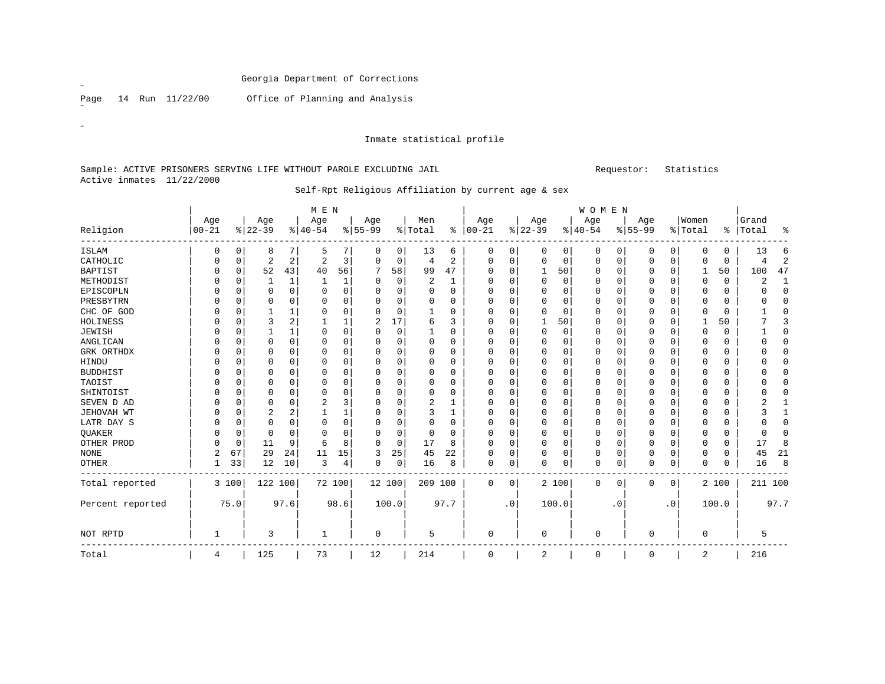Georgia Department of Corrections

Page 14 Run 11/22/00 Office of Planning and Analysis

Inmate statistical profile

Sample: ACTIVE PRISONERS SERVING LIFE WITHOUT PAROLE EXCLUDING JAIL Requestor: Statistics
Active inmates 11/22/2000

Self-Rpt Religious Affiliation by current age & sex

| | MEN | | | | | | | | | | WOMEN | | | | | | | | | | | |
|---|---|---|---|---|---|---|---|---|---|---|---|---|---|---|---|---|---|---|---|---|---|---|
| Religion | Age 00-21 | % | Age 22-39 | % | Age 40-54 | % | Age 55-99 | % | Men Total | % | Age 00-21 | % | Age 22-39 | % | Age 40-54 | % | Age 55-99 | % | Women Total | % | Grand Total | % |
| ISLAM | 0 | 0 | 8 | 7 | 5 | 7 | 0 | 0 | 13 | 6 | 0 | 0 | 0 | 0 | 0 | 0 | 0 | 0 | 0 | 0 | 13 | 6 |
| CATHOLIC | 0 | 0 | 2 | 2 | 2 | 3 | 0 | 0 | 4 | 2 | 0 | 0 | 0 | 0 | 0 | 0 | 0 | 0 | 0 | 0 | 4 | 2 |
| BAPTIST | 0 | 0 | 52 | 43 | 40 | 56 | 7 | 58 | 99 | 47 | 0 | 0 | 1 | 50 | 0 | 0 | 0 | 0 | 1 | 50 | 100 | 47 |
| METHODIST | 0 | 0 | 1 | 1 | 1 | 1 | 0 | 0 | 2 | 1 | 0 | 0 | 0 | 0 | 0 | 0 | 0 | 0 | 0 | 0 | 2 | 1 |
| EPISCOPLN | 0 | 0 | 0 | 0 | 0 | 0 | 0 | 0 | 0 | 0 | 0 | 0 | 0 | 0 | 0 | 0 | 0 | 0 | 0 | 0 | 0 | 0 |
| PRESBYTRN | 0 | 0 | 0 | 0 | 0 | 0 | 0 | 0 | 0 | 0 | 0 | 0 | 0 | 0 | 0 | 0 | 0 | 0 | 0 | 0 | 0 | 0 |
| CHC OF GOD | 0 | 0 | 1 | 1 | 0 | 0 | 0 | 0 | 1 | 0 | 0 | 0 | 0 | 0 | 0 | 0 | 0 | 0 | 0 | 0 | 1 | 0 |
| HOLINESS | 0 | 0 | 3 | 2 | 1 | 1 | 2 | 17 | 6 | 3 | 0 | 0 | 1 | 50 | 0 | 0 | 0 | 0 | 1 | 50 | 7 | 3 |
| JEWISH | 0 | 0 | 1 | 1 | 0 | 0 | 0 | 0 | 1 | 0 | 0 | 0 | 0 | 0 | 0 | 0 | 0 | 0 | 0 | 0 | 1 | 0 |
| ANGLICAN | 0 | 0 | 0 | 0 | 0 | 0 | 0 | 0 | 0 | 0 | 0 | 0 | 0 | 0 | 0 | 0 | 0 | 0 | 0 | 0 | 0 | 0 |
| GRK ORTHDX | 0 | 0 | 0 | 0 | 0 | 0 | 0 | 0 | 0 | 0 | 0 | 0 | 0 | 0 | 0 | 0 | 0 | 0 | 0 | 0 | 0 | 0 |
| HINDU | 0 | 0 | 0 | 0 | 0 | 0 | 0 | 0 | 0 | 0 | 0 | 0 | 0 | 0 | 0 | 0 | 0 | 0 | 0 | 0 | 0 | 0 |
| BUDDHIST | 0 | 0 | 0 | 0 | 0 | 0 | 0 | 0 | 0 | 0 | 0 | 0 | 0 | 0 | 0 | 0 | 0 | 0 | 0 | 0 | 0 | 0 |
| TAOIST | 0 | 0 | 0 | 0 | 0 | 0 | 0 | 0 | 0 | 0 | 0 | 0 | 0 | 0 | 0 | 0 | 0 | 0 | 0 | 0 | 0 | 0 |
| SHINTOIST | 0 | 0 | 0 | 0 | 0 | 0 | 0 | 0 | 0 | 0 | 0 | 0 | 0 | 0 | 0 | 0 | 0 | 0 | 0 | 0 | 0 | 0 |
| SEVEN D AD | 0 | 0 | 0 | 0 | 2 | 3 | 0 | 0 | 2 | 1 | 0 | 0 | 0 | 0 | 0 | 0 | 0 | 0 | 0 | 0 | 2 | 1 |
| JEHOVAH WT | 0 | 0 | 2 | 2 | 1 | 1 | 0 | 0 | 3 | 1 | 0 | 0 | 0 | 0 | 0 | 0 | 0 | 0 | 0 | 0 | 3 | 1 |
| LATR DAY S | 0 | 0 | 0 | 0 | 0 | 0 | 0 | 0 | 0 | 0 | 0 | 0 | 0 | 0 | 0 | 0 | 0 | 0 | 0 | 0 | 0 | 0 |
| QUAKER | 0 | 0 | 0 | 0 | 0 | 0 | 0 | 0 | 0 | 0 | 0 | 0 | 0 | 0 | 0 | 0 | 0 | 0 | 0 | 0 | 0 | 0 |
| OTHER PROD | 0 | 0 | 11 | 9 | 6 | 8 | 0 | 0 | 17 | 8 | 0 | 0 | 0 | 0 | 0 | 0 | 0 | 0 | 0 | 0 | 17 | 8 |
| NONE | 2 | 67 | 29 | 24 | 11 | 15 | 3 | 25 | 45 | 22 | 0 | 0 | 0 | 0 | 0 | 0 | 0 | 0 | 0 | 0 | 45 | 21 |
| OTHER | 1 | 33 | 12 | 10 | 3 | 4 | 0 | 0 | 16 | 8 | 0 | 0 | 0 | 0 | 0 | 0 | 0 | 0 | 0 | 0 | 16 | 8 |
| Total reported | 3 | 100 | 122 | 100 | 72 | 100 | 12 | 100 | 209 | 100 | 0 | 0 | 2 | 100 | 0 | 0 | 0 | 0 | 2 | 100 | 211 | 100 |
| Percent reported | | 75.0 | | 97.6 | | 98.6 | | 100.0 | | 97.7 | | .0 | | 100.0 | | .0 | | .0 | | 100.0 | | 97.7 |
| NOT RPTD | 1 | | 3 | | 1 | | 0 | | 5 | | 0 | | 0 | | 0 | | 0 | | 0 | | 5 | |
| Total | 4 | | 125 | | 73 | | 12 | | 214 | | 0 | | 2 | | 0 | | 0 | | 2 | | 216 | |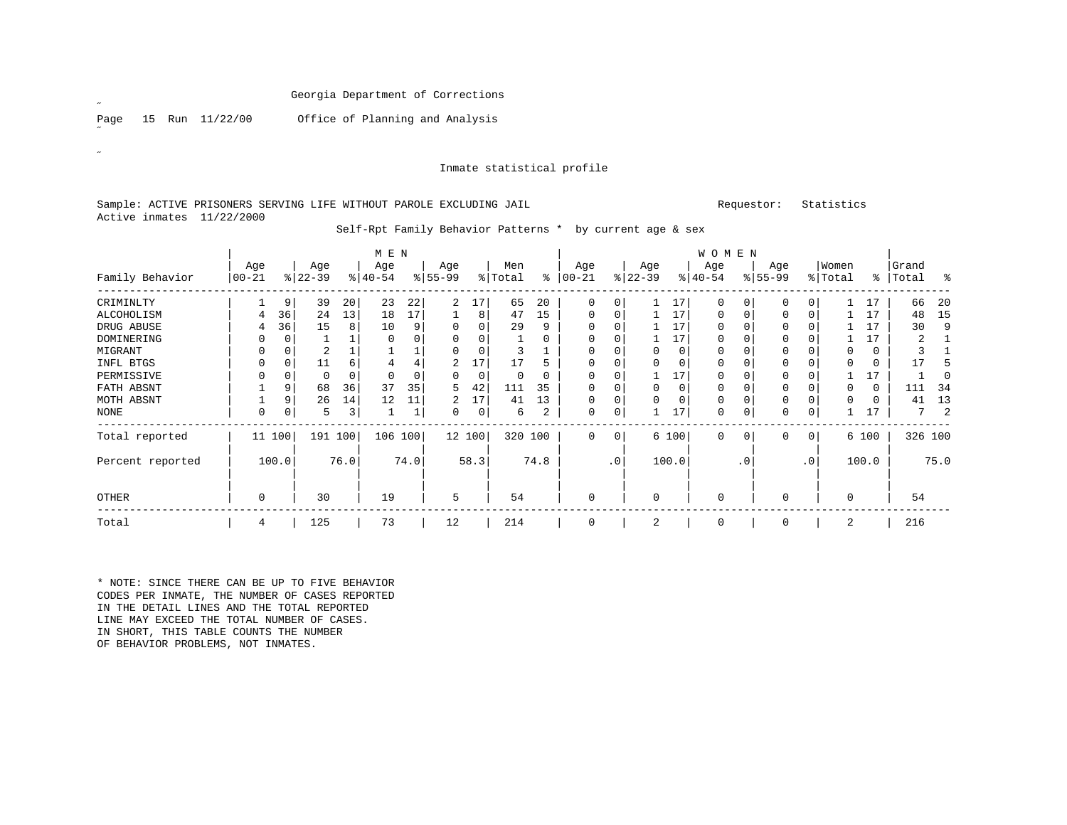Georgia Department of Corrections

Page 15 Run 11/22/00 Office of Planning and Analysis

Inmate statistical profile

Sample: ACTIVE PRISONERS SERVING LIFE WITHOUT PAROLE EXCLUDING JAIL Requestor: Statistics

Active inmates 11/22/2000

Self-Rpt Family Behavior Patterns * by current age & sex

| Family Behavior | MEN Age 00-21 | % | Age 22-39 | % | Age 40-54 | % | Age 55-99 | % | Men Total | % | WOMEN Age 00-21 | % | Age 22-39 | % | Age 40-54 | % | Age 55-99 | % | Women Total | % | Grand Total | % |
|---|---|---|---|---|---|---|---|---|---|---|---|---|---|---|---|---|---|---|---|---|---|---|
| CRIMINLTY | 1 | 9 | 39 | 20 | 23 | 22 | 2 | 17 | 65 | 20 | 0 | 0 | 1 | 17 | 0 | 0 | 0 | 0 | 1 | 17 | 66 | 20 |
| ALCOHOLISM | 4 | 36 | 24 | 13 | 18 | 17 | 1 | 8 | 47 | 15 | 0 | 0 | 1 | 17 | 0 | 0 | 0 | 0 | 1 | 17 | 48 | 15 |
| DRUG ABUSE | 4 | 36 | 15 | 8 | 10 | 9 | 0 | 0 | 29 | 9 | 0 | 0 | 1 | 17 | 0 | 0 | 0 | 0 | 1 | 17 | 30 | 9 |
| DOMINERING | 0 | 0 | 1 | 1 | 0 | 0 | 0 | 0 | 1 | 0 | 0 | 0 | 1 | 17 | 0 | 0 | 0 | 0 | 1 | 17 | 2 | 1 |
| MIGRANT | 0 | 0 | 2 | 1 | 1 | 1 | 0 | 0 | 3 | 1 | 0 | 0 | 0 | 0 | 0 | 0 | 0 | 0 | 0 | 0 | 3 | 1 |
| INFL BTGS | 0 | 0 | 11 | 6 | 4 | 4 | 2 | 17 | 17 | 5 | 0 | 0 | 0 | 0 | 0 | 0 | 0 | 0 | 0 | 0 | 17 | 5 |
| PERMISSIVE | 0 | 0 | 0 | 0 | 0 | 0 | 0 | 0 | 0 | 0 | 0 | 0 | 1 | 17 | 0 | 0 | 0 | 0 | 1 | 17 | 1 | 0 |
| FATH ABSNT | 1 | 9 | 68 | 36 | 37 | 35 | 5 | 42 | 111 | 35 | 0 | 0 | 0 | 0 | 0 | 0 | 0 | 0 | 0 | 0 | 111 | 34 |
| MOTH ABSNT | 1 | 9 | 26 | 14 | 12 | 11 | 2 | 17 | 41 | 13 | 0 | 0 | 0 | 0 | 0 | 0 | 0 | 0 | 0 | 0 | 41 | 13 |
| NONE | 0 | 0 | 5 | 3 | 1 | 1 | 0 | 0 | 6 | 2 | 0 | 0 | 1 | 17 | 0 | 0 | 0 | 0 | 1 | 17 | 7 | 2 |
| Total reported | 11 | 100 | 191 | 100 | 106 | 100 | 12 | 100 | 320 | 100 | 0 | 0 | 6 | 100 | 0 | 0 | 0 | 0 | 6 | 100 | 326 | 100 |
| Percent reported | | 100.0 | | 76.0 | | 74.0 | | 58.3 | | 74.8 | | .0 | | 100.0 | | .0 | | .0 | | 100.0 | | 75.0 |
| OTHER | 0 | | 30 | | 19 | | 5 | | 54 | | 0 | | 0 | | 0 | | 0 | | 0 | | 54 | |
| Total | 4 | | 125 | | 73 | | 12 | | 214 | | 0 | | 2 | | 0 | | 0 | | 2 | | 216 | |

* NOTE: SINCE THERE CAN BE UP TO FIVE BEHAVIOR CODES PER INMATE, THE NUMBER OF CASES REPORTED IN THE DETAIL LINES AND THE TOTAL REPORTED LINE MAY EXCEED THE TOTAL NUMBER OF CASES. IN SHORT, THIS TABLE COUNTS THE NUMBER OF BEHAVIOR PROBLEMS, NOT INMATES.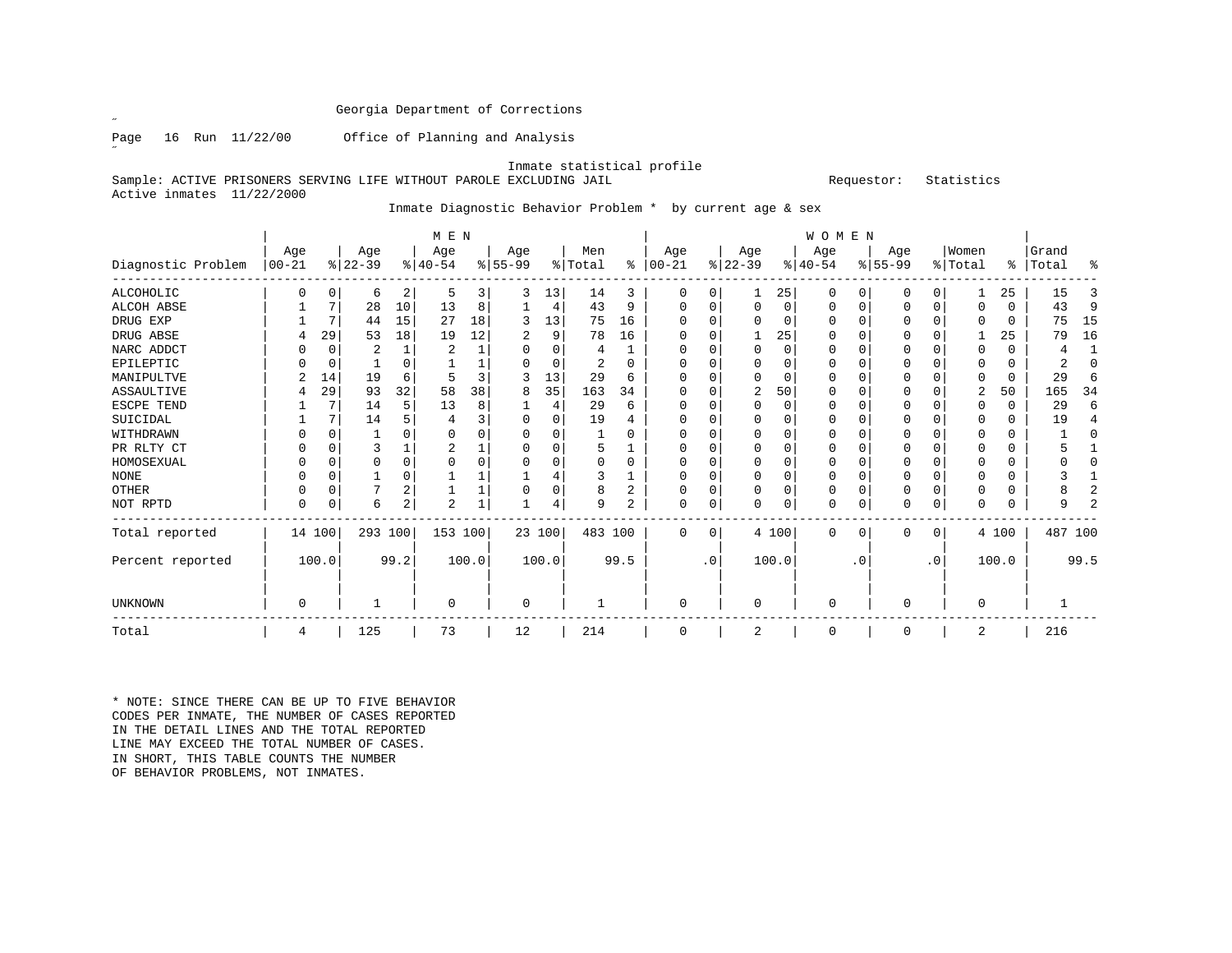Georgia Department of Corrections

Page 16 Run 11/22/00 Office of Planning and Analysis

Inmate statistical profile

Sample: ACTIVE PRISONERS SERVING LIFE WITHOUT PAROLE EXCLUDING JAIL Requestor: Statistics

Active inmates 11/22/2000

Inmate Diagnostic Behavior Problem * by current age & sex

| Diagnostic Problem | MEN Age 00-21 | % | Age 22-39 | % | Age 40-54 | % | Age 55-99 | % | Men Total | % | WOMEN Age 00-21 | % | Age 22-39 | % | Age 40-54 | % | Age 55-99 | % | Women Total | % | Grand Total | % |
|---|---|---|---|---|---|---|---|---|---|---|---|---|---|---|---|---|---|---|---|---|---|---|
| ALCOHOLIC | 0 | 0 | 6 | 2 | 5 | 3 | 3 | 13 | 14 | 3 | 0 | 0 | 1 | 25 | 0 | 0 | 0 | 0 | 1 | 25 | 15 | 3 |
| ALCOH ABSE | 1 | 7 | 28 | 10 | 13 | 8 | 1 | 4 | 43 | 9 | 0 | 0 | 0 | 0 | 0 | 0 | 0 | 0 | 0 | 0 | 43 | 9 |
| DRUG EXP | 1 | 7 | 44 | 15 | 27 | 18 | 3 | 13 | 75 | 16 | 0 | 0 | 0 | 0 | 0 | 0 | 0 | 0 | 0 | 0 | 75 | 15 |
| DRUG ABSE | 4 | 29 | 53 | 18 | 19 | 12 | 2 | 9 | 78 | 16 | 0 | 0 | 1 | 25 | 0 | 0 | 0 | 0 | 1 | 25 | 79 | 16 |
| NARC ADDCT | 0 | 0 | 2 | 1 | 2 | 1 | 0 | 0 | 4 | 1 | 0 | 0 | 0 | 0 | 0 | 0 | 0 | 0 | 0 | 0 | 4 | 1 |
| EPILEPTIC | 0 | 0 | 1 | 0 | 1 | 1 | 0 | 0 | 2 | 0 | 0 | 0 | 0 | 0 | 0 | 0 | 0 | 0 | 0 | 0 | 2 | 0 |
| MANIPULTVE | 2 | 14 | 19 | 6 | 5 | 3 | 3 | 13 | 29 | 6 | 0 | 0 | 0 | 0 | 0 | 0 | 0 | 0 | 0 | 0 | 29 | 6 |
| ASSAULTIVE | 4 | 29 | 93 | 32 | 58 | 38 | 8 | 35 | 163 | 34 | 0 | 0 | 2 | 50 | 0 | 0 | 0 | 0 | 2 | 50 | 165 | 34 |
| ESCPE TEND | 1 | 7 | 14 | 5 | 13 | 8 | 1 | 4 | 29 | 6 | 0 | 0 | 0 | 0 | 0 | 0 | 0 | 0 | 0 | 0 | 29 | 6 |
| SUICIDAL | 1 | 7 | 14 | 5 | 4 | 3 | 0 | 0 | 19 | 4 | 0 | 0 | 0 | 0 | 0 | 0 | 0 | 0 | 0 | 0 | 19 | 4 |
| WITHDRAWN | 0 | 0 | 1 | 0 | 0 | 0 | 0 | 0 | 1 | 0 | 0 | 0 | 0 | 0 | 0 | 0 | 0 | 0 | 0 | 0 | 1 | 0 |
| PR RLTY CT | 0 | 0 | 3 | 1 | 2 | 1 | 0 | 0 | 5 | 1 | 0 | 0 | 0 | 0 | 0 | 0 | 0 | 0 | 0 | 0 | 5 | 1 |
| HOMOSEXUAL | 0 | 0 | 0 | 0 | 0 | 0 | 0 | 0 | 0 | 0 | 0 | 0 | 0 | 0 | 0 | 0 | 0 | 0 | 0 | 0 | 0 | 0 |
| NONE | 0 | 0 | 1 | 0 | 1 | 1 | 1 | 4 | 3 | 1 | 0 | 0 | 0 | 0 | 0 | 0 | 0 | 0 | 0 | 0 | 3 | 1 |
| OTHER | 0 | 0 | 7 | 2 | 1 | 1 | 0 | 0 | 8 | 2 | 0 | 0 | 0 | 0 | 0 | 0 | 0 | 0 | 0 | 0 | 8 | 2 |
| NOT RPTD | 0 | 0 | 6 | 2 | 2 | 1 | 1 | 4 | 9 | 2 | 0 | 0 | 0 | 0 | 0 | 0 | 0 | 0 | 0 | 0 | 9 | 2 |
| Total reported | 14 | 100 | 293 | 100 | 153 | 100 | 23 | 100 | 483 | 100 | 0 | 0 | 4 | 100 | 0 | 0 | 0 | 0 | 4 | 100 | 487 | 100 |
| Percent reported | | 100.0 | | 99.2 | | 100.0 | | 100.0 | | 99.5 | | .0 | | 100.0 | | .0 | | .0 | | 100.0 | | 99.5 |
| UNKNOWN | 0 | | 1 | | 0 | | 0 | | 1 | | 0 | | 0 | | 0 | | 0 | | 0 | | 1 | |
| Total | 4 | | 125 | | 73 | | 12 | | 214 | | 0 | | 2 | | 0 | | 0 | | 2 | | 216 | |

* NOTE: SINCE THERE CAN BE UP TO FIVE BEHAVIOR CODES PER INMATE, THE NUMBER OF CASES REPORTED IN THE DETAIL LINES AND THE TOTAL REPORTED LINE MAY EXCEED THE TOTAL NUMBER OF CASES. IN SHORT, THIS TABLE COUNTS THE NUMBER OF BEHAVIOR PROBLEMS, NOT INMATES.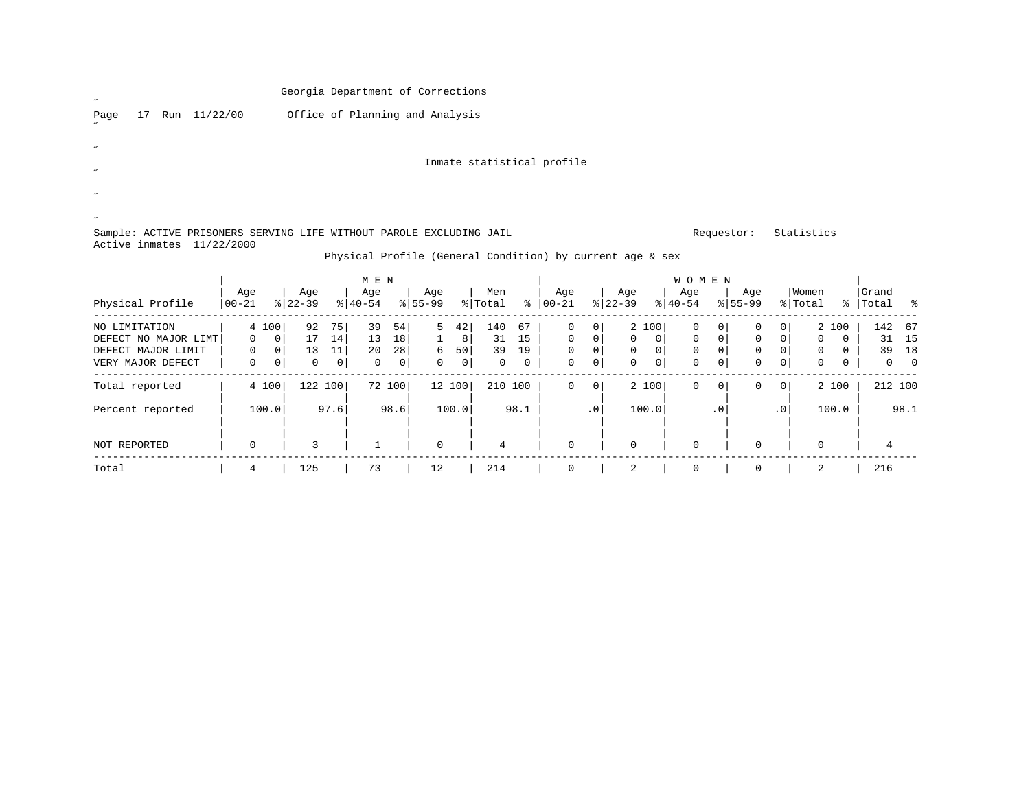Georgia Department of Corrections

Office of Planning and Analysis

Inmate statistical profile

Sample: ACTIVE PRISONERS SERVING LIFE WITHOUT PAROLE EXCLUDING JAIL          Requestor: Statistics

Active inmates 11/22/2000

Physical Profile (General Condition) by current age & sex

| Physical Profile | MEN Age 00-21 | % | Age 22-39 | % | Age 40-54 | % | Age 55-99 | % | Men Total | % | WOMEN Age 00-21 | % | Age 22-39 | % | Age 40-54 | % | Age 55-99 | % | Women Total | % | Grand Total | % |
|---|---|---|---|---|---|---|---|---|---|---|---|---|---|---|---|---|---|---|---|---|---|---|
| NO LIMITATION | 4 | 100 | 92 | 75 | 39 | 54 | 5 | 42 | 140 | 67 | 0 | 0 | 2 | 100 | 0 | 0 | 0 | 0 | 2 | 100 | 142 | 67 |
| DEFECT NO MAJOR LIMT | 0 | 0 | 17 | 14 | 13 | 18 | 1 | 8 | 31 | 15 | 0 | 0 | 0 | 0 | 0 | 0 | 0 | 0 | 0 | 0 | 31 | 15 |
| DEFECT MAJOR LIMIT | 0 | 0 | 13 | 11 | 20 | 28 | 6 | 50 | 39 | 19 | 0 | 0 | 0 | 0 | 0 | 0 | 0 | 0 | 0 | 0 | 39 | 18 |
| VERY MAJOR DEFECT | 0 | 0 | 0 | 0 | 0 | 0 | 0 | 0 | 0 | 0 | 0 | 0 | 0 | 0 | 0 | 0 | 0 | 0 | 0 | 0 | 0 | 0 |
| Total reported | 4 | 100 | 122 | 100 | 72 | 100 | 12 | 100 | 210 | 100 | 0 | 0 | 2 | 100 | 0 | 0 | 0 | 0 | 2 | 100 | 212 | 100 |
| Percent reported | | 100.0 | | 97.6 | | 98.6 | | 100.0 | | 98.1 | | .0 | | 100.0 | | .0 | | .0 | | 100.0 | | 98.1 |
| NOT REPORTED | 0 | | 3 | | 1 | | 0 | | 4 | | 0 | | 0 | | 0 | | 0 | | 0 | | 4 | |
| Total | 4 | | 125 | | 73 | | 12 | | 214 | | 0 | | 2 | | 0 | | 0 | | 2 | | 216 | |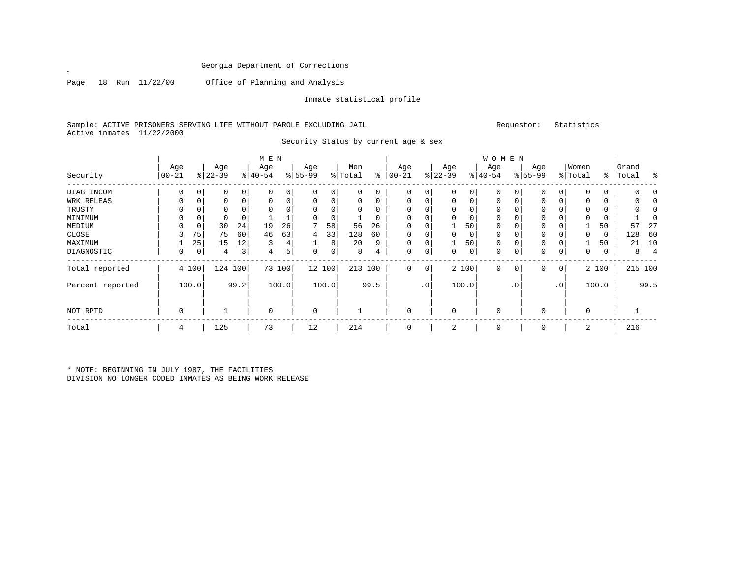Georgia Department of Corrections

Office of Planning and Analysis

Inmate statistical profile

Sample: ACTIVE PRISONERS SERVING LIFE WITHOUT PAROLE EXCLUDING JAIL    Requestor: Statistics

Active inmates 11/22/2000

Security Status by current age & sex

| Security | MEN Age 00-21 | % | Age 22-39 | % | Age 40-54 | % | Age 55-99 | % | Men Total | % | WOMEN Age 00-21 | % | Age 22-39 | % | Age 40-54 | % | Age 55-99 | % | Women Total | % | Grand Total | % |
|---|---|---|---|---|---|---|---|---|---|---|---|---|---|---|---|---|---|---|---|---|---|---|
| DIAG INCOM | 0 | 0 | 0 | 0 | 0 | 0 | 0 | 0 | 0 | 0 | 0 | 0 | 0 | 0 | 0 | 0 | 0 | 0 | 0 | 0 | 0 | 0 |
| WRK RELEAS | 0 | 0 | 0 | 0 | 0 | 0 | 0 | 0 | 0 | 0 | 0 | 0 | 0 | 0 | 0 | 0 | 0 | 0 | 0 | 0 | 0 | 0 |
| TRUSTY | 0 | 0 | 0 | 0 | 0 | 0 | 0 | 0 | 0 | 0 | 0 | 0 | 0 | 0 | 0 | 0 | 0 | 0 | 0 | 0 | 0 | 0 |
| MINIMUM | 0 | 0 | 0 | 0 | 1 | 1 | 0 | 0 | 1 | 0 | 0 | 0 | 0 | 0 | 0 | 0 | 0 | 0 | 0 | 0 | 1 | 0 |
| MEDIUM | 0 | 0 | 30 | 24 | 19 | 26 | 7 | 58 | 56 | 26 | 0 | 0 | 1 | 50 | 0 | 0 | 0 | 0 | 1 | 50 | 57 | 27 |
| CLOSE | 3 | 75 | 75 | 60 | 46 | 63 | 4 | 33 | 128 | 60 | 0 | 0 | 0 | 0 | 0 | 0 | 0 | 0 | 0 | 0 | 128 | 60 |
| MAXIMUM | 1 | 25 | 15 | 12 | 3 | 4 | 1 | 8 | 20 | 9 | 0 | 0 | 1 | 50 | 0 | 0 | 0 | 0 | 1 | 50 | 21 | 10 |
| DIAGNOSTIC | 0 | 0 | 4 | 3 | 4 | 5 | 0 | 0 | 8 | 4 | 0 | 0 | 0 | 0 | 0 | 0 | 0 | 0 | 0 | 0 | 8 | 4 |
| Total reported | 4 | 100 | 124 | 100 | 73 | 100 | 12 | 100 | 213 | 100 | 0 | 0 | 2 | 100 | 0 | 0 | 0 | 0 | 2 | 100 | 215 | 100 |
| Percent reported | | 100.0 | | 99.2 | | 100.0 | | 100.0 | | 99.5 | | .0 | | 100.0 | | .0 | | .0 | | 100.0 | | 99.5 |
| NOT RPTD | 0 | | 1 | | 0 | | 0 | | 1 | | 0 | | 0 | | 0 | | 0 | | 0 | | 1 | |
| Total | 4 | | 125 | | 73 | | 12 | | 214 | | 0 | | 2 | | 0 | | 0 | | 2 | | 216 | |

* NOTE: BEGINNING IN JULY 1987, THE FACILITIES
DIVISION NO LONGER CODED INMATES AS BEING WORK RELEASE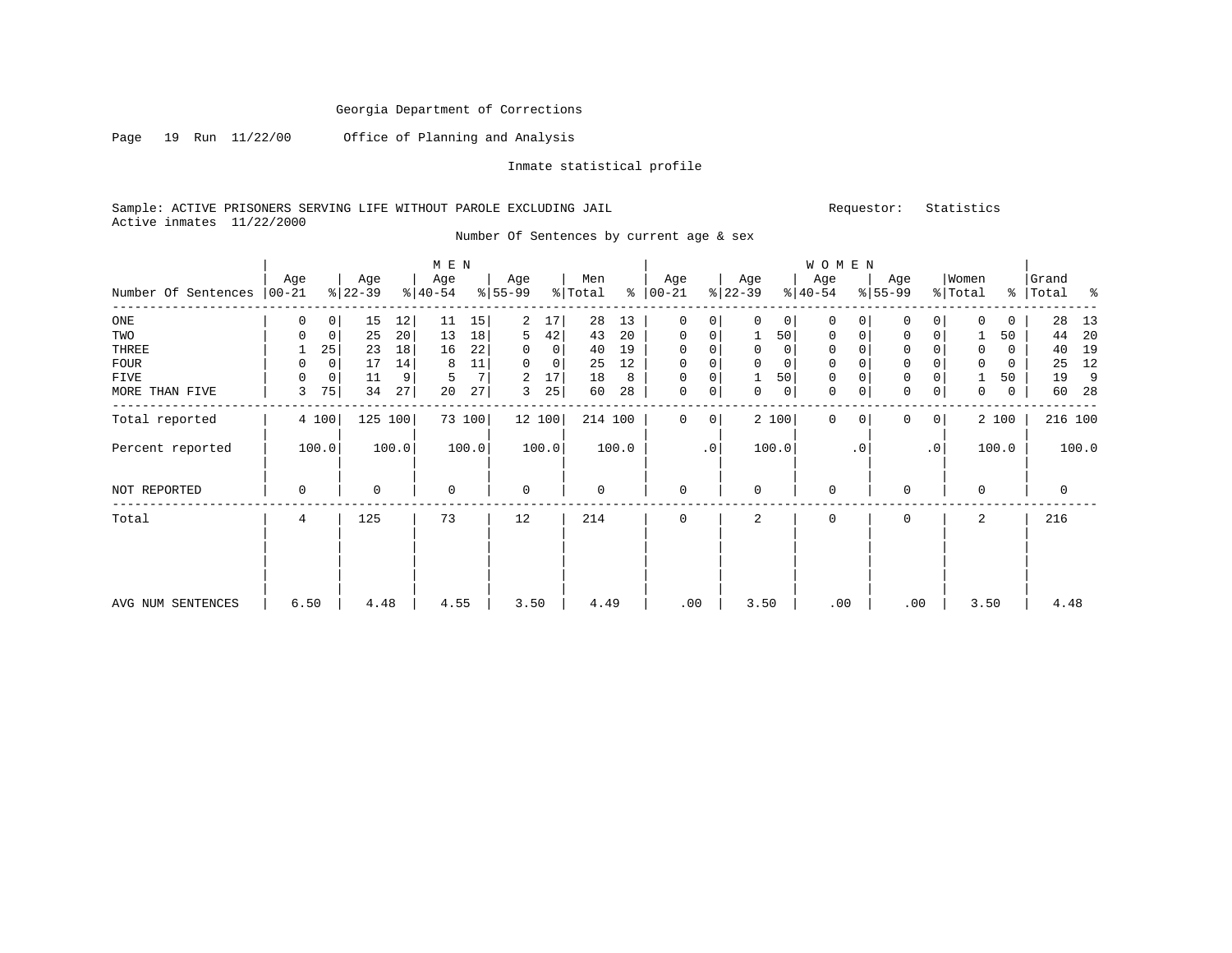Georgia Department of Corrections

Page 19 Run 11/22/00 Office of Planning and Analysis

Inmate statistical profile

Sample: ACTIVE PRISONERS SERVING LIFE WITHOUT PAROLE EXCLUDING JAIL    Requestor: Statistics
Active inmates 11/22/2000

Number Of Sentences by current age & sex

| Number Of Sentences | MEN Age 00-21 | % | Age 22-39 | % | Age 40-54 | % | Age 55-99 | % | Men Total | % | WOMEN Age 00-21 | % | Age 22-39 | % | Age 40-54 | % | Age 55-99 | % | Women Total | % | Grand Total | % |
|---|---|---|---|---|---|---|---|---|---|---|---|---|---|---|---|---|---|---|---|---|---|---|
| ONE | 0 | 0 | 15 | 12 | 11 | 15 | 2 | 17 | 28 | 13 | 0 | 0 | 0 | 0 | 0 | 0 | 0 | 0 | 0 | 0 | 28 | 13 |
| TWO | 0 | 0 | 25 | 20 | 13 | 18 | 5 | 42 | 43 | 20 | 0 | 0 | 1 | 50 | 0 | 0 | 0 | 0 | 1 | 50 | 44 | 20 |
| THREE | 1 | 25 | 23 | 18 | 16 | 22 | 0 | 0 | 40 | 19 | 0 | 0 | 0 | 0 | 0 | 0 | 0 | 0 | 0 | 0 | 40 | 19 |
| FOUR | 0 | 0 | 17 | 14 | 8 | 11 | 0 | 0 | 25 | 12 | 0 | 0 | 0 | 0 | 0 | 0 | 0 | 0 | 0 | 0 | 25 | 12 |
| FIVE | 0 | 0 | 11 | 9 | 5 | 7 | 2 | 17 | 18 | 8 | 0 | 0 | 1 | 50 | 0 | 0 | 0 | 0 | 1 | 50 | 19 | 9 |
| MORE THAN FIVE | 3 | 75 | 34 | 27 | 20 | 27 | 3 | 25 | 60 | 28 | 0 | 0 | 0 | 0 | 0 | 0 | 0 | 0 | 0 | 0 | 60 | 28 |
| Total reported | 4 | 100 | 125 | 100 | 73 | 100 | 12 | 100 | 214 | 100 | 0 | 0 | 2 | 100 | 0 | 0 | 0 | 0 | 2 | 100 | 216 | 100 |
| Percent reported | 100.0 | | 100.0 | | 100.0 | | 100.0 | | 100.0 | | .0 | | 100.0 | | .0 | | .0 | | 100.0 | | 100.0 | |
| NOT REPORTED | 0 | | 0 | | 0 | | 0 | | 0 | | 0 | | 0 | | 0 | | 0 | | 0 | | 0 | |
| Total | 4 | | 125 | | 73 | | 12 | | 214 | | 0 | | 2 | | 0 | | 0 | | 2 | | 216 | |
| AVG NUM SENTENCES | 6.50 | | 4.48 | | 4.55 | | 3.50 | | 4.49 | | .00 | | 3.50 | | .00 | | .00 | | 3.50 | | 4.48 | |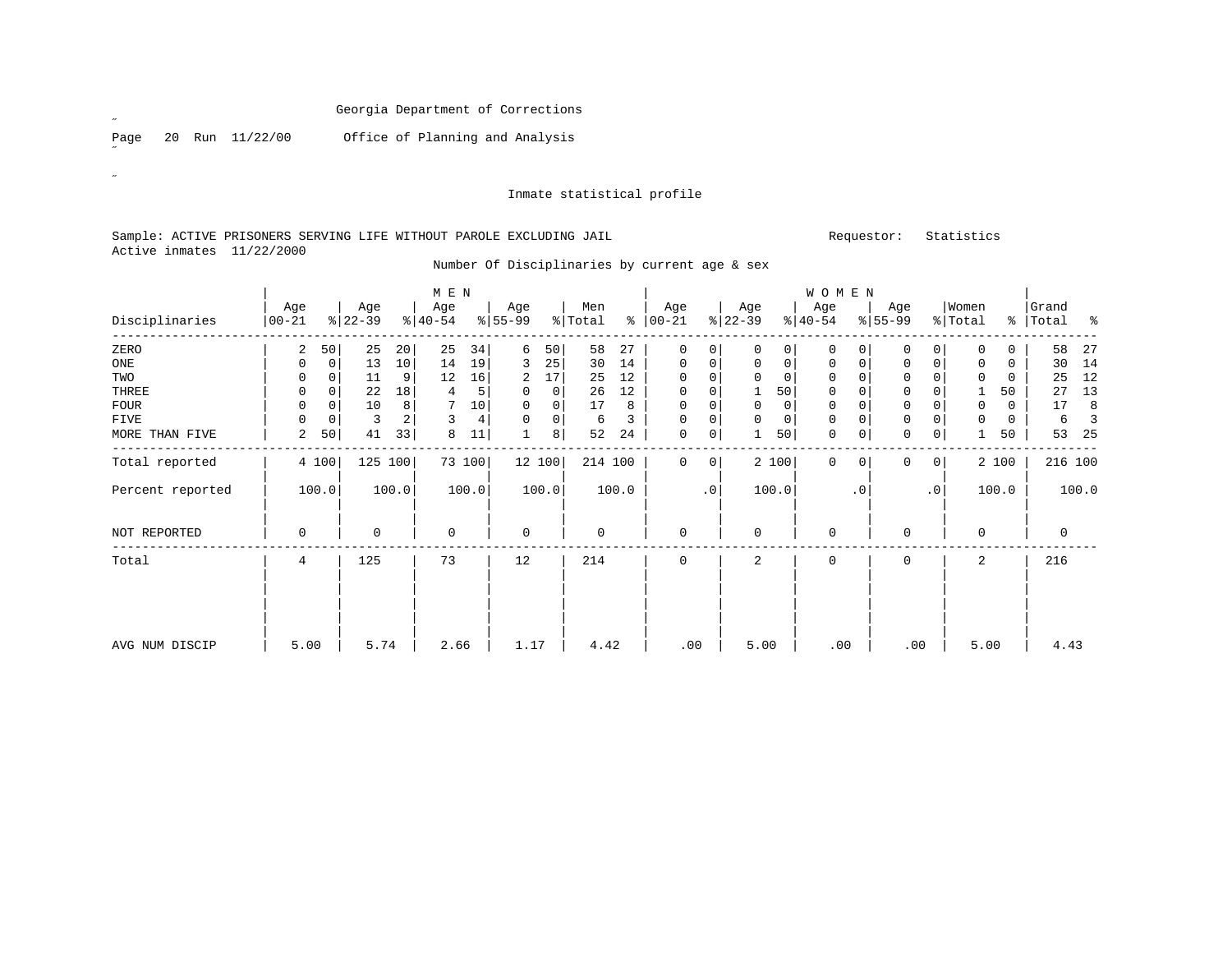Georgia Department of Corrections

Office of Planning and Analysis

Inmate statistical profile

Sample: ACTIVE PRISONERS SERVING LIFE WITHOUT PAROLE EXCLUDING JAIL    Requestor: Statistics

Active inmates 11/22/2000

Number Of Disciplinaries by current age & sex

| Disciplinaries | MEN Age 00-21 | % | Age 22-39 | % | Age 40-54 | % | Age 55-99 | % | Men Total | % | WOMEN Age 00-21 | % | Age 22-39 | % | Age 40-54 | % | Age 55-99 | % | Women Total | % | Grand Total | % |
|---|---|---|---|---|---|---|---|---|---|---|---|---|---|---|---|---|---|---|---|---|---|---|
| ZERO | 2 | 50 | 25 | 20 | 25 | 34 | 6 | 50 | 58 | 27 | 0 | 0 | 0 | 0 | 0 | 0 | 0 | 0 | 0 | 0 | 58 | 27 |
| ONE | 0 | 0 | 13 | 10 | 14 | 19 | 3 | 25 | 30 | 14 | 0 | 0 | 0 | 0 | 0 | 0 | 0 | 0 | 0 | 0 | 30 | 14 |
| TWO | 0 | 0 | 11 | 9 | 12 | 16 | 2 | 17 | 25 | 12 | 0 | 0 | 0 | 0 | 0 | 0 | 0 | 0 | 0 | 0 | 25 | 12 |
| THREE | 0 | 0 | 22 | 18 | 4 | 5 | 0 | 0 | 26 | 12 | 0 | 0 | 1 | 50 | 0 | 0 | 0 | 0 | 1 | 50 | 27 | 13 |
| FOUR | 0 | 0 | 10 | 8 | 7 | 10 | 0 | 0 | 17 | 8 | 0 | 0 | 0 | 0 | 0 | 0 | 0 | 0 | 0 | 0 | 17 | 8 |
| FIVE | 0 | 0 | 3 | 2 | 3 | 4 | 0 | 0 | 6 | 3 | 0 | 0 | 0 | 0 | 0 | 0 | 0 | 0 | 0 | 0 | 6 | 3 |
| MORE THAN FIVE | 2 | 50 | 41 | 33 | 8 | 11 | 1 | 8 | 52 | 24 | 0 | 0 | 1 | 50 | 0 | 0 | 0 | 0 | 1 | 50 | 53 | 25 |
| Total reported | 4 | 100 | 125 | 100 | 73 | 100 | 12 | 100 | 214 | 100 | 0 | 0 | 2 | 100 | 0 | 0 | 0 | 0 | 2 | 100 | 216 | 100 |
| Percent reported | 100.0 | | 100.0 | | 100.0 | | 100.0 | | 100.0 | | .0 | | 100.0 | | .0 | | .0 | | 100.0 | | 100.0 | |
| NOT REPORTED | 0 | | 0 | | 0 | | 0 | | 0 | | 0 | | 0 | | 0 | | 0 | | 0 | | 0 | |
| Total | 4 | | 125 | | 73 | | 12 | | 214 | | 0 | | 2 | | 0 | | 0 | | 2 | | 216 | |
| AVG NUM DISCIP | 5.00 | | 5.74 | | 2.66 | | 1.17 | | 4.42 | | .00 | | 5.00 | | .00 | | .00 | | 5.00 | | 4.43 | |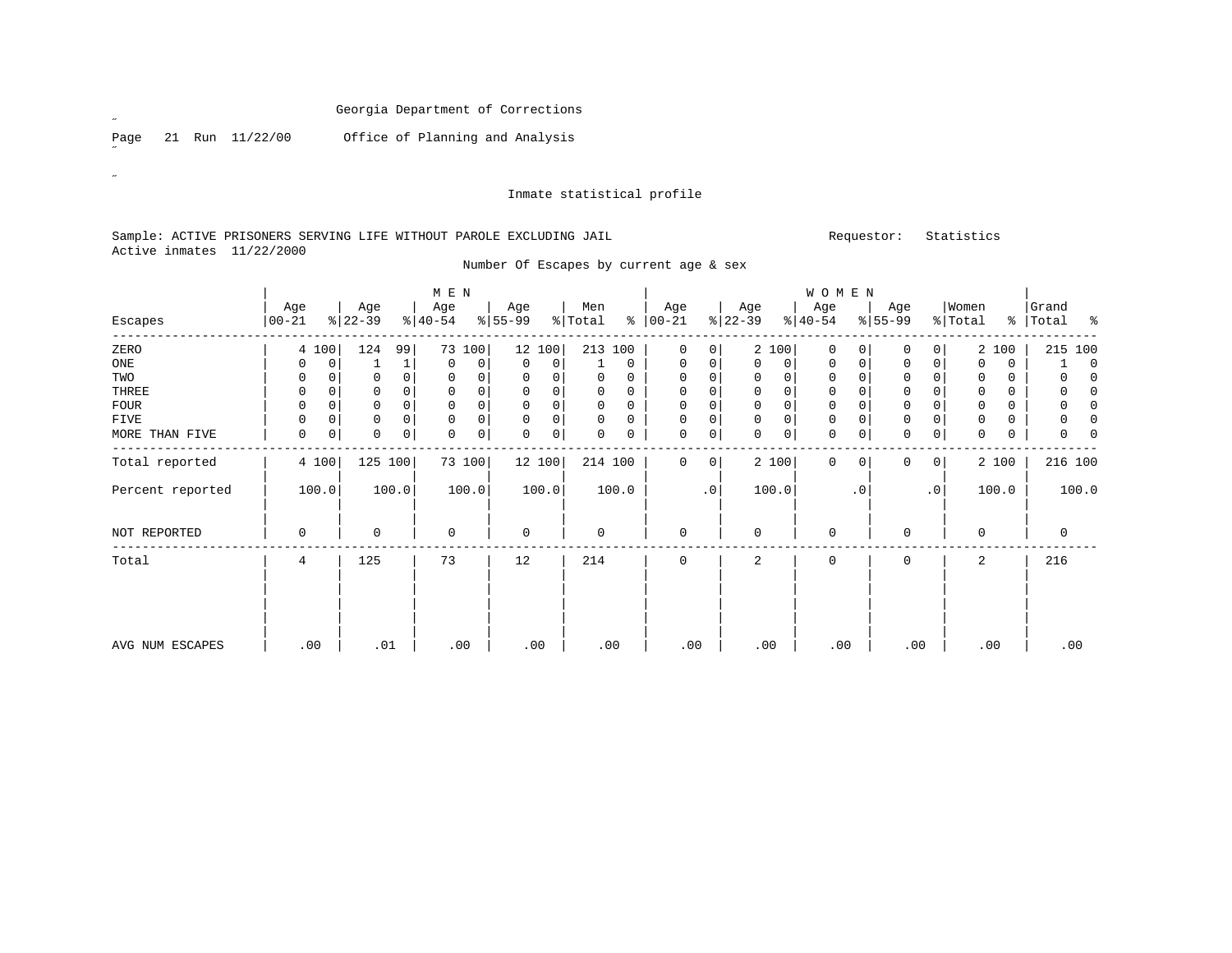Georgia Department of Corrections

Office of Planning and Analysis

Inmate statistical profile

Sample: ACTIVE PRISONERS SERVING LIFE WITHOUT PAROLE EXCLUDING JAIL

Requestor: Statistics

Active inmates 11/22/2000

Number Of Escapes by current age & sex

| Escapes | MEN Age 00-21 | % | Age 22-39 | % | Age 40-54 | % | Age 55-99 | % | Men Total | % | WOMEN Age 00-21 | % | Age 22-39 | % | Age 40-54 | % | Age 55-99 | % | Women Total | % | Grand Total | % |
|---|---|---|---|---|---|---|---|---|---|---|---|---|---|---|---|---|---|---|---|---|---|---|
| ZERO | 4 | 100 | 124 | 99 | 73 | 100 | 12 | 100 | 213 | 100 | 0 | 0 | 2 | 100 | 0 | 0 | 0 | 0 | 2 | 100 | 215 | 100 |
| ONE | 0 | 0 | 1 | 1 | 0 | 0 | 0 | 0 | 1 | 0 | 0 | 0 | 0 | 0 | 0 | 0 | 0 | 0 | 0 | 0 | 1 | 0 |
| TWO | 0 | 0 | 0 | 0 | 0 | 0 | 0 | 0 | 0 | 0 | 0 | 0 | 0 | 0 | 0 | 0 | 0 | 0 | 0 | 0 | 0 | 0 |
| THREE | 0 | 0 | 0 | 0 | 0 | 0 | 0 | 0 | 0 | 0 | 0 | 0 | 0 | 0 | 0 | 0 | 0 | 0 | 0 | 0 | 0 | 0 |
| FOUR | 0 | 0 | 0 | 0 | 0 | 0 | 0 | 0 | 0 | 0 | 0 | 0 | 0 | 0 | 0 | 0 | 0 | 0 | 0 | 0 | 0 | 0 |
| FIVE | 0 | 0 | 0 | 0 | 0 | 0 | 0 | 0 | 0 | 0 | 0 | 0 | 0 | 0 | 0 | 0 | 0 | 0 | 0 | 0 | 0 | 0 |
| MORE THAN FIVE | 0 | 0 | 0 | 0 | 0 | 0 | 0 | 0 | 0 | 0 | 0 | 0 | 0 | 0 | 0 | 0 | 0 | 0 | 0 | 0 | 0 | 0 |
| Total reported | 4 | 100 | 125 | 100 | 73 | 100 | 12 | 100 | 214 | 100 | 0 | 0 | 2 | 100 | 0 | 0 | 0 | 0 | 2 | 100 | 216 | 100 |
| Percent reported | 100.0 | | 100.0 | | 100.0 | | 100.0 | | 100.0 | | .0 | | 100.0 | | .0 | | .0 | | 100.0 | | 100.0 | |
| NOT REPORTED | 0 | | 0 | | 0 | | 0 | | 0 | | 0 | | 0 | | 0 | | 0 | | 0 | | 0 | |
| Total | 4 | | 125 | | 73 | | 12 | | 214 | | 0 | | 2 | | 0 | | 0 | | 2 | | 216 | |
| AVG NUM ESCAPES | .00 | | .01 | | .00 | | .00 | | .00 | | .00 | | .00 | | .00 | | .00 | | .00 | | .00 | |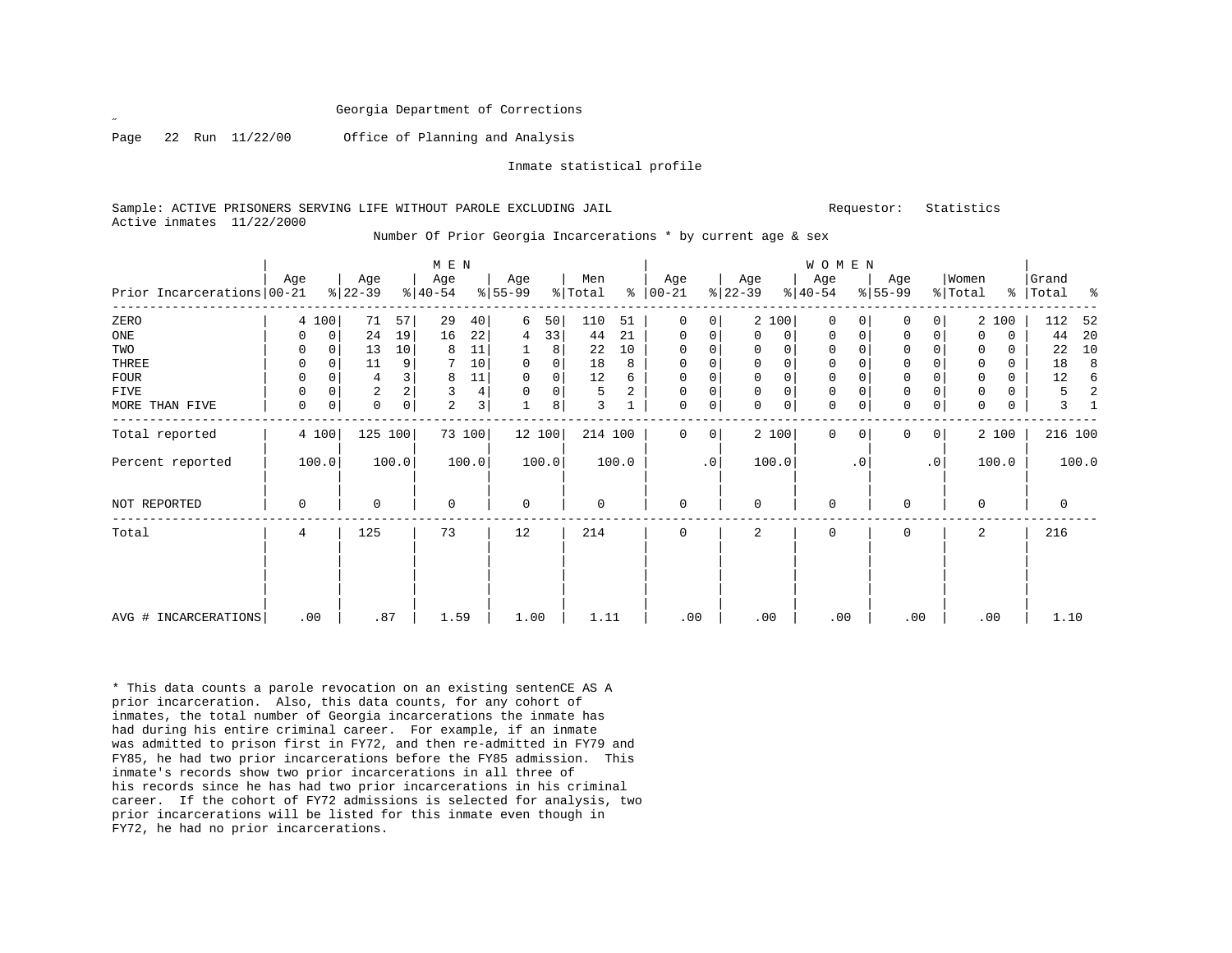Georgia Department of Corrections

Office of Planning and Analysis

Inmate statistical profile

Sample: ACTIVE PRISONERS SERVING LIFE WITHOUT PAROLE EXCLUDING JAIL          Requestor: Statistics
Active inmates 11/22/2000

Number Of Prior Georgia Incarcerations * by current age & sex

| Prior Incarcerations | MEN Age 00-21 | % | Age 22-39 | % | Age 40-54 | % | Age 55-99 | % | Men Total | % | WOMEN Age 00-21 | % | Age 22-39 | % | Age 40-54 | % | Age 55-99 | % | Women Total | % | Grand Total | % |
|---|---|---|---|---|---|---|---|---|---|---|---|---|---|---|---|---|---|---|---|---|---|---|
| ZERO | 4 | 100 | 71 | 57 | 29 | 40 | 6 | 50 | 110 | 51 | 0 | 0 | 2 | 100 | 0 | 0 | 0 | 0 | 2 | 100 | 112 | 52 |
| ONE | 0 | 0 | 24 | 19 | 16 | 22 | 4 | 33 | 44 | 21 | 0 | 0 | 0 | 0 | 0 | 0 | 0 | 0 | 0 | 0 | 44 | 20 |
| TWO | 0 | 0 | 13 | 10 | 8 | 11 | 1 | 8 | 22 | 10 | 0 | 0 | 0 | 0 | 0 | 0 | 0 | 0 | 0 | 0 | 22 | 10 |
| THREE | 0 | 0 | 11 | 9 | 7 | 10 | 0 | 0 | 18 | 8 | 0 | 0 | 0 | 0 | 0 | 0 | 0 | 0 | 0 | 0 | 18 | 8 |
| FOUR | 0 | 0 | 4 | 3 | 8 | 11 | 0 | 0 | 12 | 6 | 0 | 0 | 0 | 0 | 0 | 0 | 0 | 0 | 0 | 0 | 12 | 6 |
| FIVE | 0 | 0 | 2 | 2 | 3 | 4 | 0 | 0 | 5 | 2 | 0 | 0 | 0 | 0 | 0 | 0 | 0 | 0 | 0 | 0 | 5 | 2 |
| MORE THAN FIVE | 0 | 0 | 0 | 0 | 2 | 3 | 1 | 8 | 3 | 1 | 0 | 0 | 0 | 0 | 0 | 0 | 0 | 0 | 0 | 0 | 3 | 1 |
| Total reported | 4 | 100 | 125 | 100 | 73 | 100 | 12 | 100 | 214 | 100 | 0 | 0 | 2 | 100 | 0 | 0 | 0 | 0 | 2 | 100 | 216 | 100 |
| Percent reported | 100.0 | | 100.0 | | 100.0 | | 100.0 | | 100.0 | | .0 | | 100.0 | | .0 | | .0 | | 100.0 | | 100.0 | |
| NOT REPORTED | 0 | | 0 | | 0 | | 0 | | 0 | | 0 | | 0 | | 0 | | 0 | | 0 | | 0 | |
| Total | 4 | | 125 | | 73 | | 12 | | 214 | | 0 | | 2 | | 0 | | 0 | | 2 | | 216 | |
| AVG # INCARCERATIONS | .00 | | .87 | | 1.59 | | 1.00 | | 1.11 | | .00 | | .00 | | .00 | | .00 | | .00 | | 1.10 | |

* This data counts a parole revocation on an existing sentenCE AS A prior incarceration. Also, this data counts, for any cohort of inmates, the total number of Georgia incarcerations the inmate has had during his entire criminal career. For example, if an inmate was admitted to prison first in FY72, and then re-admitted in FY79 and FY85, he had two prior incarcerations before the FY85 admission. This inmate's records show two prior incarcerations in all three of his records since he has had two prior incarcerations in his criminal career. If the cohort of FY72 admissions is selected for analysis, two prior incarcerations will be listed for this inmate even though in FY72, he had no prior incarcerations.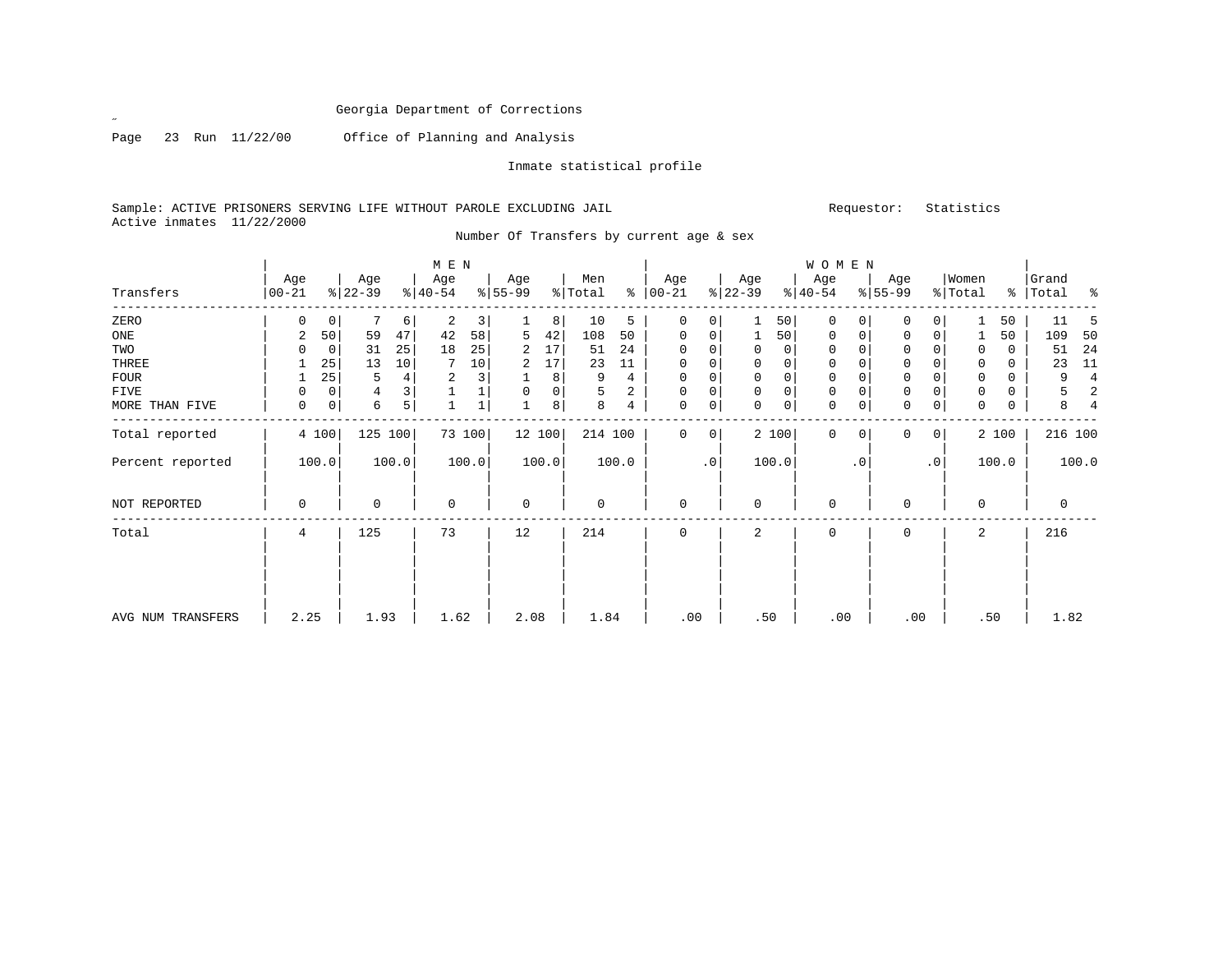Georgia Department of Corrections

Page 23 Run 11/22/00 Office of Planning and Analysis

Inmate statistical profile

Sample: ACTIVE PRISONERS SERVING LIFE WITHOUT PAROLE EXCLUDING JAIL Requestor: Statistics

Active inmates 11/22/2000

Number Of Transfers by current age & sex

| Transfers | MEN Age 00-21 | % | Age 22-39 | % | Age 40-54 | % | Age 55-99 | % | Men Total | % | WOMEN Age 00-21 | % | Age 22-39 | % | Age 40-54 | % | Age 55-99 | % | Women Total | % | Grand Total | % |
|---|---|---|---|---|---|---|---|---|---|---|---|---|---|---|---|---|---|---|---|---|---|---|
| ZERO | 0 | 0 | 7 | 6 | 2 | 3 | 1 | 8 | 10 | 5 | 0 | 0 | 1 | 50 | 0 | 0 | 0 | 0 | 1 | 50 | 11 | 5 |
| ONE | 2 | 50 | 59 | 47 | 42 | 58 | 5 | 42 | 108 | 50 | 0 | 0 | 1 | 50 | 0 | 0 | 0 | 0 | 1 | 50 | 109 | 50 |
| TWO | 0 | 0 | 31 | 25 | 18 | 25 | 2 | 17 | 51 | 24 | 0 | 0 | 0 | 0 | 0 | 0 | 0 | 0 | 0 | 0 | 51 | 24 |
| THREE | 1 | 25 | 13 | 10 | 7 | 10 | 2 | 17 | 23 | 11 | 0 | 0 | 0 | 0 | 0 | 0 | 0 | 0 | 0 | 0 | 23 | 11 |
| FOUR | 1 | 25 | 5 | 4 | 2 | 3 | 1 | 8 | 9 | 4 | 0 | 0 | 0 | 0 | 0 | 0 | 0 | 0 | 0 | 0 | 9 | 4 |
| FIVE | 0 | 0 | 4 | 3 | 1 | 1 | 0 | 0 | 5 | 2 | 0 | 0 | 0 | 0 | 0 | 0 | 0 | 0 | 0 | 0 | 5 | 2 |
| MORE THAN FIVE | 0 | 0 | 6 | 5 | 1 | 1 | 1 | 8 | 8 | 4 | 0 | 0 | 0 | 0 | 0 | 0 | 0 | 0 | 0 | 0 | 8 | 4 |
| Total reported | 4 | 100 | 125 | 100 | 73 | 100 | 12 | 100 | 214 | 100 | 0 | 0 | 2 | 100 | 0 | 0 | 0 | 0 | 2 | 100 | 216 | 100 |
| Percent reported | 100.0 | | 100.0 | | 100.0 | | 100.0 | | 100.0 | | .0 | | 100.0 | | .0 | | .0 | | 100.0 | | 100.0 | |
| NOT REPORTED | 0 | | 0 | | 0 | | 0 | | 0 | | 0 | | 0 | | 0 | | 0 | | 0 | | 0 | |
| Total | 4 | | 125 | | 73 | | 12 | | 214 | | 0 | | 2 | | 0 | | 0 | | 2 | | 216 | |
| AVG NUM TRANSFERS | 2.25 | | 1.93 | | 1.62 | | 2.08 | | 1.84 | | .00 | | .50 | | .00 | | .00 | | .50 | | 1.82 | |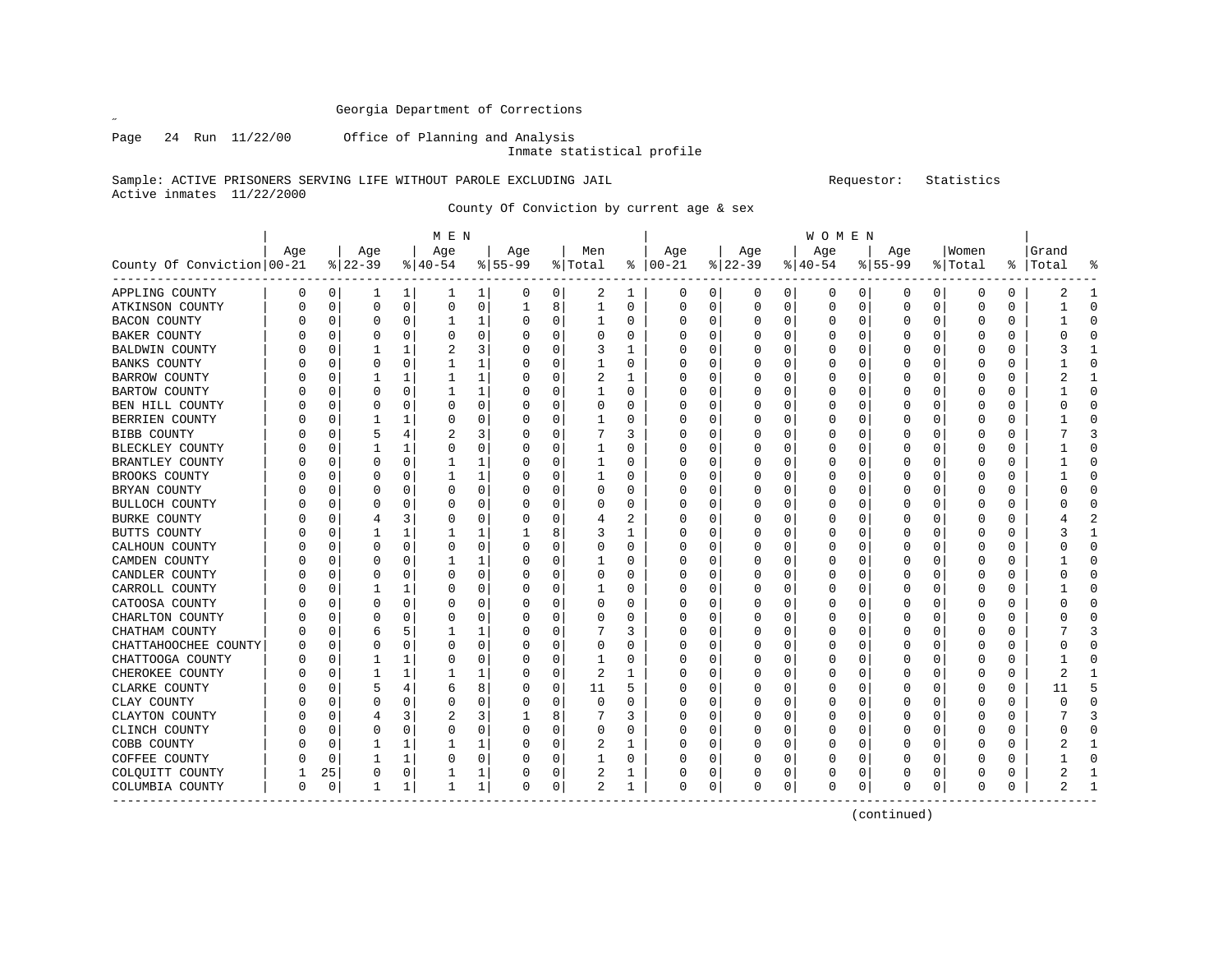Georgia Department of Corrections

Page 24 Run 11/22/00 Office of Planning and Analysis

Inmate statistical profile

Sample: ACTIVE PRISONERS SERVING LIFE WITHOUT PAROLE EXCLUDING JAIL Requestor: Statistics

Active inmates 11/22/2000

County Of Conviction by current age & sex

| County Of Conviction | MEN Age 00-21 | % | Age 22-39 | % | Age 40-54 | % | Age 55-99 | % | Men Total | % | WOMEN Age 00-21 | % | Age 22-39 | % | Age 40-54 | % | Age 55-99 | % | Women Total | % | Grand Total | % |
|---|---|---|---|---|---|---|---|---|---|---|---|---|---|---|---|---|---|---|---|---|---|---|
| APPLING COUNTY | 0 | 0 | 1 | 1 | 1 | 1 | 0 | 0 | 2 | 1 | 0 | 0 | 0 | 0 | 0 | 0 | 0 | 0 | 0 | 0 | 2 | 1 |
| ATKINSON COUNTY | 0 | 0 | 0 | 0 | 0 | 0 | 1 | 8 | 1 | 0 | 0 | 0 | 0 | 0 | 0 | 0 | 0 | 0 | 0 | 0 | 1 | 0 |
| BACON COUNTY | 0 | 0 | 0 | 0 | 1 | 1 | 0 | 0 | 1 | 0 | 0 | 0 | 0 | 0 | 0 | 0 | 0 | 0 | 0 | 0 | 1 | 0 |
| BAKER COUNTY | 0 | 0 | 0 | 0 | 0 | 0 | 0 | 0 | 0 | 0 | 0 | 0 | 0 | 0 | 0 | 0 | 0 | 0 | 0 | 0 | 0 | 0 |
| BALDWIN COUNTY | 0 | 0 | 1 | 1 | 2 | 3 | 0 | 0 | 3 | 1 | 0 | 0 | 0 | 0 | 0 | 0 | 0 | 0 | 0 | 0 | 3 | 1 |
| BANKS COUNTY | 0 | 0 | 0 | 0 | 1 | 1 | 0 | 0 | 1 | 0 | 0 | 0 | 0 | 0 | 0 | 0 | 0 | 0 | 0 | 0 | 1 | 0 |
| BARROW COUNTY | 0 | 0 | 1 | 1 | 1 | 1 | 0 | 0 | 2 | 1 | 0 | 0 | 0 | 0 | 0 | 0 | 0 | 0 | 0 | 0 | 2 | 1 |
| BARTOW COUNTY | 0 | 0 | 0 | 0 | 1 | 1 | 0 | 0 | 1 | 0 | 0 | 0 | 0 | 0 | 0 | 0 | 0 | 0 | 0 | 0 | 1 | 0 |
| BEN HILL COUNTY | 0 | 0 | 0 | 0 | 0 | 0 | 0 | 0 | 0 | 0 | 0 | 0 | 0 | 0 | 0 | 0 | 0 | 0 | 0 | 0 | 0 | 0 |
| BERRIEN COUNTY | 0 | 0 | 1 | 1 | 0 | 0 | 0 | 0 | 1 | 0 | 0 | 0 | 0 | 0 | 0 | 0 | 0 | 0 | 0 | 0 | 1 | 0 |
| BIBB COUNTY | 0 | 0 | 5 | 4 | 2 | 3 | 0 | 0 | 7 | 3 | 0 | 0 | 0 | 0 | 0 | 0 | 0 | 0 | 0 | 0 | 7 | 3 |
| BLECKLEY COUNTY | 0 | 0 | 1 | 1 | 0 | 0 | 0 | 0 | 1 | 0 | 0 | 0 | 0 | 0 | 0 | 0 | 0 | 0 | 0 | 0 | 1 | 0 |
| BRANTLEY COUNTY | 0 | 0 | 0 | 0 | 1 | 1 | 0 | 0 | 1 | 0 | 0 | 0 | 0 | 0 | 0 | 0 | 0 | 0 | 0 | 0 | 1 | 0 |
| BROOKS COUNTY | 0 | 0 | 0 | 0 | 1 | 1 | 0 | 0 | 1 | 0 | 0 | 0 | 0 | 0 | 0 | 0 | 0 | 0 | 0 | 0 | 1 | 0 |
| BRYAN COUNTY | 0 | 0 | 0 | 0 | 0 | 0 | 0 | 0 | 0 | 0 | 0 | 0 | 0 | 0 | 0 | 0 | 0 | 0 | 0 | 0 | 0 | 0 |
| BULLOCH COUNTY | 0 | 0 | 0 | 0 | 0 | 0 | 0 | 0 | 0 | 0 | 0 | 0 | 0 | 0 | 0 | 0 | 0 | 0 | 0 | 0 | 0 | 0 |
| BURKE COUNTY | 0 | 0 | 4 | 3 | 0 | 0 | 0 | 0 | 4 | 2 | 0 | 0 | 0 | 0 | 0 | 0 | 0 | 0 | 0 | 0 | 4 | 2 |
| BUTTS COUNTY | 0 | 0 | 1 | 1 | 1 | 1 | 1 | 8 | 3 | 1 | 0 | 0 | 0 | 0 | 0 | 0 | 0 | 0 | 0 | 0 | 3 | 1 |
| CALHOUN COUNTY | 0 | 0 | 0 | 0 | 0 | 0 | 0 | 0 | 0 | 0 | 0 | 0 | 0 | 0 | 0 | 0 | 0 | 0 | 0 | 0 | 0 | 0 |
| CAMDEN COUNTY | 0 | 0 | 0 | 0 | 1 | 1 | 0 | 0 | 1 | 0 | 0 | 0 | 0 | 0 | 0 | 0 | 0 | 0 | 0 | 0 | 1 | 0 |
| CANDLER COUNTY | 0 | 0 | 0 | 0 | 0 | 0 | 0 | 0 | 0 | 0 | 0 | 0 | 0 | 0 | 0 | 0 | 0 | 0 | 0 | 0 | 0 | 0 |
| CARROLL COUNTY | 0 | 0 | 1 | 1 | 0 | 0 | 0 | 0 | 1 | 0 | 0 | 0 | 0 | 0 | 0 | 0 | 0 | 0 | 0 | 0 | 1 | 0 |
| CATOOSA COUNTY | 0 | 0 | 0 | 0 | 0 | 0 | 0 | 0 | 0 | 0 | 0 | 0 | 0 | 0 | 0 | 0 | 0 | 0 | 0 | 0 | 0 | 0 |
| CHARLTON COUNTY | 0 | 0 | 0 | 0 | 0 | 0 | 0 | 0 | 0 | 0 | 0 | 0 | 0 | 0 | 0 | 0 | 0 | 0 | 0 | 0 | 0 | 0 |
| CHATHAM COUNTY | 0 | 0 | 6 | 5 | 1 | 1 | 0 | 0 | 7 | 3 | 0 | 0 | 0 | 0 | 0 | 0 | 0 | 0 | 0 | 0 | 7 | 3 |
| CHATTAHOOCHEE COUNTY | 0 | 0 | 0 | 0 | 0 | 0 | 0 | 0 | 0 | 0 | 0 | 0 | 0 | 0 | 0 | 0 | 0 | 0 | 0 | 0 | 0 | 0 |
| CHATTOOGA COUNTY | 0 | 0 | 1 | 1 | 0 | 0 | 0 | 0 | 1 | 0 | 0 | 0 | 0 | 0 | 0 | 0 | 0 | 0 | 0 | 0 | 1 | 0 |
| CHEROKEE COUNTY | 0 | 0 | 1 | 1 | 1 | 1 | 0 | 0 | 2 | 1 | 0 | 0 | 0 | 0 | 0 | 0 | 0 | 0 | 0 | 0 | 2 | 1 |
| CLARKE COUNTY | 0 | 0 | 5 | 4 | 6 | 8 | 0 | 0 | 11 | 5 | 0 | 0 | 0 | 0 | 0 | 0 | 0 | 0 | 0 | 0 | 11 | 5 |
| CLAY COUNTY | 0 | 0 | 0 | 0 | 0 | 0 | 0 | 0 | 0 | 0 | 0 | 0 | 0 | 0 | 0 | 0 | 0 | 0 | 0 | 0 | 0 | 0 |
| CLAYTON COUNTY | 0 | 0 | 4 | 3 | 2 | 3 | 1 | 8 | 7 | 3 | 0 | 0 | 0 | 0 | 0 | 0 | 0 | 0 | 0 | 0 | 7 | 3 |
| CLINCH COUNTY | 0 | 0 | 0 | 0 | 0 | 0 | 0 | 0 | 0 | 0 | 0 | 0 | 0 | 0 | 0 | 0 | 0 | 0 | 0 | 0 | 0 | 0 |
| COBB COUNTY | 0 | 0 | 1 | 1 | 1 | 1 | 0 | 0 | 2 | 1 | 0 | 0 | 0 | 0 | 0 | 0 | 0 | 0 | 0 | 0 | 2 | 1 |
| COFFEE COUNTY | 0 | 0 | 1 | 1 | 0 | 0 | 0 | 0 | 1 | 0 | 0 | 0 | 0 | 0 | 0 | 0 | 0 | 0 | 0 | 0 | 1 | 0 |
| COLQUITT COUNTY | 1 | 25 | 0 | 0 | 1 | 1 | 0 | 0 | 2 | 1 | 0 | 0 | 0 | 0 | 0 | 0 | 0 | 0 | 0 | 0 | 2 | 1 |
| COLUMBIA COUNTY | 0 | 0 | 1 | 1 | 1 | 1 | 0 | 0 | 2 | 1 | 0 | 0 | 0 | 0 | 0 | 0 | 0 | 0 | 0 | 0 | 2 | 1 |

(continued)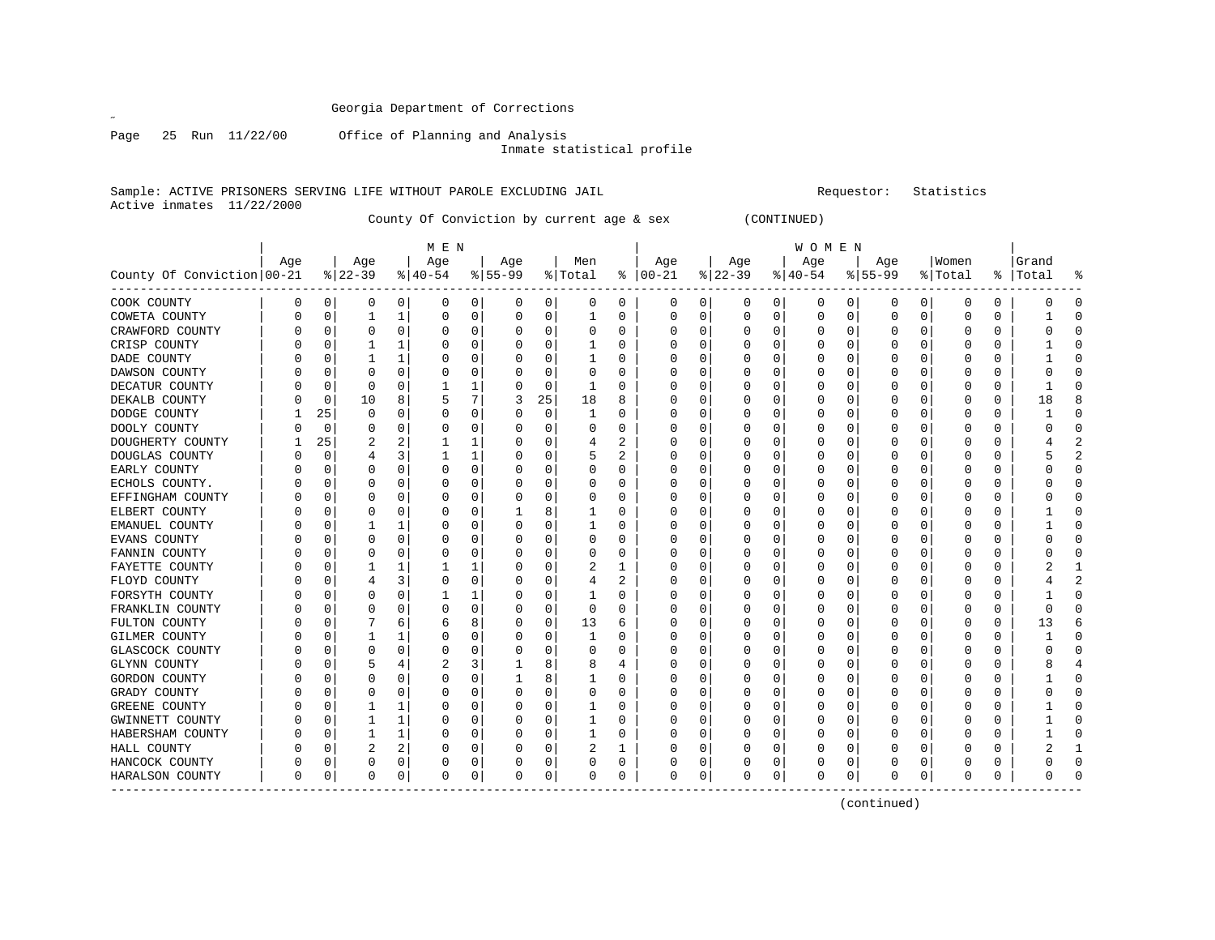Georgia Department of Corrections

Page 25 Run 11/22/00 Office of Planning and Analysis

Inmate statistical profile

Sample: ACTIVE PRISONERS SERVING LIFE WITHOUT PAROLE EXCLUDING JAIL Requestor: Statistics

Active inmates 11/22/2000

County Of Conviction by current age & sex (CONTINUED)

| County Of Conviction | MEN Age 00-21 | % | Age 22-39 | % | Age 40-54 | % | Age 55-99 | % | Men Total | % | WOMEN Age 00-21 | % | Age 22-39 | % | Age 40-54 | % | Age 55-99 | % | Women Total | % | Grand Total | % |
|---|---|---|---|---|---|---|---|---|---|---|---|---|---|---|---|---|---|---|---|---|---|---|
| COOK COUNTY | 0 | 0 | 0 | 0 | 0 | 0 | 0 | 0 | 0 | 0 | 0 | 0 | 0 | 0 | 0 | 0 | 0 | 0 | 0 | 0 | 0 | 0 |
| COWETA COUNTY | 0 | 0 | 1 | 1 | 0 | 0 | 0 | 0 | 1 | 0 | 0 | 0 | 0 | 0 | 0 | 0 | 0 | 0 | 0 | 0 | 1 | 0 |
| CRAWFORD COUNTY | 0 | 0 | 0 | 0 | 0 | 0 | 0 | 0 | 0 | 0 | 0 | 0 | 0 | 0 | 0 | 0 | 0 | 0 | 0 | 0 | 0 | 0 |
| CRISP COUNTY | 0 | 0 | 1 | 1 | 0 | 0 | 0 | 0 | 1 | 0 | 0 | 0 | 0 | 0 | 0 | 0 | 0 | 0 | 0 | 0 | 1 | 0 |
| DADE COUNTY | 0 | 0 | 1 | 1 | 0 | 0 | 0 | 0 | 1 | 0 | 0 | 0 | 0 | 0 | 0 | 0 | 0 | 0 | 0 | 0 | 1 | 0 |
| DAWSON COUNTY | 0 | 0 | 0 | 0 | 0 | 0 | 0 | 0 | 0 | 0 | 0 | 0 | 0 | 0 | 0 | 0 | 0 | 0 | 0 | 0 | 0 | 0 |
| DECATUR COUNTY | 0 | 0 | 0 | 0 | 1 | 1 | 0 | 0 | 1 | 0 | 0 | 0 | 0 | 0 | 0 | 0 | 0 | 0 | 0 | 0 | 1 | 0 |
| DEKALB COUNTY | 0 | 0 | 10 | 8 | 5 | 7 | 3 | 25 | 18 | 8 | 0 | 0 | 0 | 0 | 0 | 0 | 0 | 0 | 0 | 0 | 18 | 8 |
| DODGE COUNTY | 1 | 25 | 0 | 0 | 0 | 0 | 0 | 0 | 1 | 0 | 0 | 0 | 0 | 0 | 0 | 0 | 0 | 0 | 0 | 0 | 1 | 0 |
| DOOLY COUNTY | 0 | 0 | 0 | 0 | 0 | 0 | 0 | 0 | 0 | 0 | 0 | 0 | 0 | 0 | 0 | 0 | 0 | 0 | 0 | 0 | 0 | 0 |
| DOUGHERTY COUNTY | 1 | 25 | 2 | 2 | 1 | 1 | 0 | 0 | 4 | 2 | 0 | 0 | 0 | 0 | 0 | 0 | 0 | 0 | 0 | 0 | 4 | 2 |
| DOUGLAS COUNTY | 0 | 0 | 4 | 3 | 1 | 1 | 0 | 0 | 5 | 2 | 0 | 0 | 0 | 0 | 0 | 0 | 0 | 0 | 0 | 0 | 5 | 2 |
| EARLY COUNTY | 0 | 0 | 0 | 0 | 0 | 0 | 0 | 0 | 0 | 0 | 0 | 0 | 0 | 0 | 0 | 0 | 0 | 0 | 0 | 0 | 0 | 0 |
| ECHOLS COUNTY. | 0 | 0 | 0 | 0 | 0 | 0 | 0 | 0 | 0 | 0 | 0 | 0 | 0 | 0 | 0 | 0 | 0 | 0 | 0 | 0 | 0 | 0 |
| EFFINGHAM COUNTY | 0 | 0 | 0 | 0 | 0 | 0 | 0 | 0 | 0 | 0 | 0 | 0 | 0 | 0 | 0 | 0 | 0 | 0 | 0 | 0 | 0 | 0 |
| ELBERT COUNTY | 0 | 0 | 0 | 0 | 0 | 0 | 1 | 8 | 1 | 0 | 0 | 0 | 0 | 0 | 0 | 0 | 0 | 0 | 0 | 0 | 1 | 0 |
| EMANUEL COUNTY | 0 | 0 | 1 | 1 | 0 | 0 | 0 | 0 | 1 | 0 | 0 | 0 | 0 | 0 | 0 | 0 | 0 | 0 | 0 | 0 | 1 | 0 |
| EVANS COUNTY | 0 | 0 | 0 | 0 | 0 | 0 | 0 | 0 | 0 | 0 | 0 | 0 | 0 | 0 | 0 | 0 | 0 | 0 | 0 | 0 | 0 | 0 |
| FANNIN COUNTY | 0 | 0 | 0 | 0 | 0 | 0 | 0 | 0 | 0 | 0 | 0 | 0 | 0 | 0 | 0 | 0 | 0 | 0 | 0 | 0 | 0 | 0 |
| FAYETTE COUNTY | 0 | 0 | 1 | 1 | 1 | 1 | 0 | 0 | 2 | 1 | 0 | 0 | 0 | 0 | 0 | 0 | 0 | 0 | 0 | 0 | 2 | 1 |
| FLOYD COUNTY | 0 | 0 | 4 | 3 | 0 | 0 | 0 | 0 | 4 | 2 | 0 | 0 | 0 | 0 | 0 | 0 | 0 | 0 | 0 | 0 | 4 | 2 |
| FORSYTH COUNTY | 0 | 0 | 0 | 0 | 1 | 1 | 0 | 0 | 1 | 0 | 0 | 0 | 0 | 0 | 0 | 0 | 0 | 0 | 0 | 0 | 1 | 0 |
| FRANKLIN COUNTY | 0 | 0 | 0 | 0 | 0 | 0 | 0 | 0 | 0 | 0 | 0 | 0 | 0 | 0 | 0 | 0 | 0 | 0 | 0 | 0 | 0 | 0 |
| FULTON COUNTY | 0 | 0 | 7 | 6 | 6 | 8 | 0 | 0 | 13 | 6 | 0 | 0 | 0 | 0 | 0 | 0 | 0 | 0 | 0 | 0 | 13 | 6 |
| GILMER COUNTY | 0 | 0 | 1 | 1 | 0 | 0 | 0 | 0 | 1 | 0 | 0 | 0 | 0 | 0 | 0 | 0 | 0 | 0 | 0 | 0 | 1 | 0 |
| GLASCOCK COUNTY | 0 | 0 | 0 | 0 | 0 | 0 | 0 | 0 | 0 | 0 | 0 | 0 | 0 | 0 | 0 | 0 | 0 | 0 | 0 | 0 | 0 | 0 |
| GLYNN COUNTY | 0 | 0 | 5 | 4 | 2 | 3 | 1 | 8 | 8 | 4 | 0 | 0 | 0 | 0 | 0 | 0 | 0 | 0 | 0 | 0 | 8 | 4 |
| GORDON COUNTY | 0 | 0 | 0 | 0 | 0 | 0 | 1 | 8 | 1 | 0 | 0 | 0 | 0 | 0 | 0 | 0 | 0 | 0 | 0 | 0 | 1 | 0 |
| GRADY COUNTY | 0 | 0 | 0 | 0 | 0 | 0 | 0 | 0 | 0 | 0 | 0 | 0 | 0 | 0 | 0 | 0 | 0 | 0 | 0 | 0 | 0 | 0 |
| GREENE COUNTY | 0 | 0 | 1 | 1 | 0 | 0 | 0 | 0 | 1 | 0 | 0 | 0 | 0 | 0 | 0 | 0 | 0 | 0 | 0 | 0 | 1 | 0 |
| GWINNETT COUNTY | 0 | 0 | 1 | 1 | 0 | 0 | 0 | 0 | 1 | 0 | 0 | 0 | 0 | 0 | 0 | 0 | 0 | 0 | 0 | 0 | 1 | 0 |
| HABERSHAM COUNTY | 0 | 0 | 1 | 1 | 0 | 0 | 0 | 0 | 1 | 0 | 0 | 0 | 0 | 0 | 0 | 0 | 0 | 0 | 0 | 0 | 1 | 0 |
| HALL COUNTY | 0 | 0 | 2 | 2 | 0 | 0 | 0 | 0 | 2 | 1 | 0 | 0 | 0 | 0 | 0 | 0 | 0 | 0 | 0 | 0 | 2 | 1 |
| HANCOCK COUNTY | 0 | 0 | 0 | 0 | 0 | 0 | 0 | 0 | 0 | 0 | 0 | 0 | 0 | 0 | 0 | 0 | 0 | 0 | 0 | 0 | 0 | 0 |
| HARALSON COUNTY | 0 | 0 | 0 | 0 | 0 | 0 | 0 | 0 | 0 | 0 | 0 | 0 | 0 | 0 | 0 | 0 | 0 | 0 | 0 | 0 | 0 | 0 |

(continued)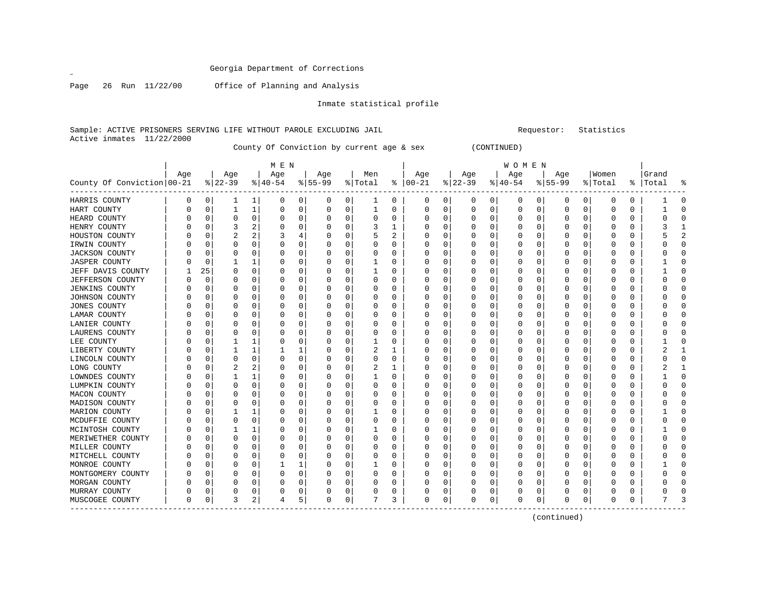Georgia Department of Corrections

Office of Planning and Analysis

Inmate statistical profile

Sample: ACTIVE PRISONERS SERVING LIFE WITHOUT PAROLE EXCLUDING JAIL

Requestor: Statistics

Active inmates 11/22/2000

County Of Conviction by current age & sex (CONTINUED)

| County Of Conviction | MEN Age 00-21 | % | Age 22-39 | % | Age 40-54 | % | Age 55-99 | % | Men Total | % | WOMEN Age 00-21 | % | Age 22-39 | % | Age 40-54 | % | Age 55-99 | % | Women Total | % | Grand Total | % |
|---|---|---|---|---|---|---|---|---|---|---|---|---|---|---|---|---|---|---|---|---|---|---|
| HARRIS COUNTY | 0 | 0 | 1 | 1 | 0 | 0 | 0 | 0 | 1 | 0 | 0 | 0 | 0 | 0 | 0 | 0 | 0 | 0 | 0 | 0 | 1 | 0 |
| HART COUNTY | 0 | 0 | 1 | 1 | 0 | 0 | 0 | 0 | 1 | 0 | 0 | 0 | 0 | 0 | 0 | 0 | 0 | 0 | 0 | 0 | 1 | 0 |
| HEARD COUNTY | 0 | 0 | 0 | 0 | 0 | 0 | 0 | 0 | 0 | 0 | 0 | 0 | 0 | 0 | 0 | 0 | 0 | 0 | 0 | 0 | 0 | 0 |
| HENRY COUNTY | 0 | 0 | 3 | 2 | 0 | 0 | 0 | 0 | 3 | 1 | 0 | 0 | 0 | 0 | 0 | 0 | 0 | 0 | 0 | 0 | 3 | 1 |
| HOUSTON COUNTY | 0 | 0 | 2 | 2 | 3 | 4 | 0 | 0 | 5 | 2 | 0 | 0 | 0 | 0 | 0 | 0 | 0 | 0 | 0 | 0 | 5 | 2 |
| IRWIN COUNTY | 0 | 0 | 0 | 0 | 0 | 0 | 0 | 0 | 0 | 0 | 0 | 0 | 0 | 0 | 0 | 0 | 0 | 0 | 0 | 0 | 0 | 0 |
| JACKSON COUNTY | 0 | 0 | 0 | 0 | 0 | 0 | 0 | 0 | 0 | 0 | 0 | 0 | 0 | 0 | 0 | 0 | 0 | 0 | 0 | 0 | 0 | 0 |
| JASPER COUNTY | 0 | 0 | 1 | 1 | 0 | 0 | 0 | 0 | 1 | 0 | 0 | 0 | 0 | 0 | 0 | 0 | 0 | 0 | 0 | 0 | 1 | 0 |
| JEFF DAVIS COUNTY | 1 | 25 | 0 | 0 | 0 | 0 | 0 | 0 | 1 | 0 | 0 | 0 | 0 | 0 | 0 | 0 | 0 | 0 | 0 | 0 | 1 | 0 |
| JEFFERSON COUNTY | 0 | 0 | 0 | 0 | 0 | 0 | 0 | 0 | 0 | 0 | 0 | 0 | 0 | 0 | 0 | 0 | 0 | 0 | 0 | 0 | 0 | 0 |
| JENKINS COUNTY | 0 | 0 | 0 | 0 | 0 | 0 | 0 | 0 | 0 | 0 | 0 | 0 | 0 | 0 | 0 | 0 | 0 | 0 | 0 | 0 | 0 | 0 |
| JOHNSON COUNTY | 0 | 0 | 0 | 0 | 0 | 0 | 0 | 0 | 0 | 0 | 0 | 0 | 0 | 0 | 0 | 0 | 0 | 0 | 0 | 0 | 0 | 0 |
| JONES COUNTY | 0 | 0 | 0 | 0 | 0 | 0 | 0 | 0 | 0 | 0 | 0 | 0 | 0 | 0 | 0 | 0 | 0 | 0 | 0 | 0 | 0 | 0 |
| LAMAR COUNTY | 0 | 0 | 0 | 0 | 0 | 0 | 0 | 0 | 0 | 0 | 0 | 0 | 0 | 0 | 0 | 0 | 0 | 0 | 0 | 0 | 0 | 0 |
| LANIER COUNTY | 0 | 0 | 0 | 0 | 0 | 0 | 0 | 0 | 0 | 0 | 0 | 0 | 0 | 0 | 0 | 0 | 0 | 0 | 0 | 0 | 0 | 0 |
| LAURENS COUNTY | 0 | 0 | 0 | 0 | 0 | 0 | 0 | 0 | 0 | 0 | 0 | 0 | 0 | 0 | 0 | 0 | 0 | 0 | 0 | 0 | 0 | 0 |
| LEE COUNTY | 0 | 0 | 1 | 1 | 0 | 0 | 0 | 0 | 1 | 0 | 0 | 0 | 0 | 0 | 0 | 0 | 0 | 0 | 0 | 0 | 1 | 0 |
| LIBERTY COUNTY | 0 | 0 | 1 | 1 | 1 | 1 | 0 | 0 | 2 | 1 | 0 | 0 | 0 | 0 | 0 | 0 | 0 | 0 | 0 | 0 | 2 | 1 |
| LINCOLN COUNTY | 0 | 0 | 0 | 0 | 0 | 0 | 0 | 0 | 0 | 0 | 0 | 0 | 0 | 0 | 0 | 0 | 0 | 0 | 0 | 0 | 0 | 0 |
| LONG COUNTY | 0 | 0 | 2 | 2 | 0 | 0 | 0 | 0 | 2 | 1 | 0 | 0 | 0 | 0 | 0 | 0 | 0 | 0 | 0 | 0 | 2 | 1 |
| LOWNDES COUNTY | 0 | 0 | 1 | 1 | 0 | 0 | 0 | 0 | 1 | 0 | 0 | 0 | 0 | 0 | 0 | 0 | 0 | 0 | 0 | 0 | 1 | 0 |
| LUMPKIN COUNTY | 0 | 0 | 0 | 0 | 0 | 0 | 0 | 0 | 0 | 0 | 0 | 0 | 0 | 0 | 0 | 0 | 0 | 0 | 0 | 0 | 0 | 0 |
| MACON COUNTY | 0 | 0 | 0 | 0 | 0 | 0 | 0 | 0 | 0 | 0 | 0 | 0 | 0 | 0 | 0 | 0 | 0 | 0 | 0 | 0 | 0 | 0 |
| MADISON COUNTY | 0 | 0 | 0 | 0 | 0 | 0 | 0 | 0 | 0 | 0 | 0 | 0 | 0 | 0 | 0 | 0 | 0 | 0 | 0 | 0 | 0 | 0 |
| MARION COUNTY | 0 | 0 | 1 | 1 | 0 | 0 | 0 | 0 | 1 | 0 | 0 | 0 | 0 | 0 | 0 | 0 | 0 | 0 | 0 | 0 | 1 | 0 |
| MCDUFFIE COUNTY | 0 | 0 | 0 | 0 | 0 | 0 | 0 | 0 | 0 | 0 | 0 | 0 | 0 | 0 | 0 | 0 | 0 | 0 | 0 | 0 | 0 | 0 |
| MCINTOSH COUNTY | 0 | 0 | 1 | 1 | 0 | 0 | 0 | 0 | 1 | 0 | 0 | 0 | 0 | 0 | 0 | 0 | 0 | 0 | 0 | 0 | 1 | 0 |
| MERIWETHER COUNTY | 0 | 0 | 0 | 0 | 0 | 0 | 0 | 0 | 0 | 0 | 0 | 0 | 0 | 0 | 0 | 0 | 0 | 0 | 0 | 0 | 0 | 0 |
| MILLER COUNTY | 0 | 0 | 0 | 0 | 0 | 0 | 0 | 0 | 0 | 0 | 0 | 0 | 0 | 0 | 0 | 0 | 0 | 0 | 0 | 0 | 0 | 0 |
| MITCHELL COUNTY | 0 | 0 | 0 | 0 | 0 | 0 | 0 | 0 | 0 | 0 | 0 | 0 | 0 | 0 | 0 | 0 | 0 | 0 | 0 | 0 | 0 | 0 |
| MONROE COUNTY | 0 | 0 | 0 | 0 | 1 | 1 | 0 | 0 | 1 | 0 | 0 | 0 | 0 | 0 | 0 | 0 | 0 | 0 | 0 | 0 | 1 | 0 |
| MONTGOMERY COUNTY | 0 | 0 | 0 | 0 | 0 | 0 | 0 | 0 | 0 | 0 | 0 | 0 | 0 | 0 | 0 | 0 | 0 | 0 | 0 | 0 | 0 | 0 |
| MORGAN COUNTY | 0 | 0 | 0 | 0 | 0 | 0 | 0 | 0 | 0 | 0 | 0 | 0 | 0 | 0 | 0 | 0 | 0 | 0 | 0 | 0 | 0 | 0 |
| MURRAY COUNTY | 0 | 0 | 0 | 0 | 0 | 0 | 0 | 0 | 0 | 0 | 0 | 0 | 0 | 0 | 0 | 0 | 0 | 0 | 0 | 0 | 0 | 0 |
| MUSCOGEE COUNTY | 0 | 0 | 3 | 2 | 4 | 5 | 0 | 0 | 7 | 3 | 0 | 0 | 0 | 0 | 0 | 0 | 0 | 0 | 0 | 0 | 7 | 3 |

(continued)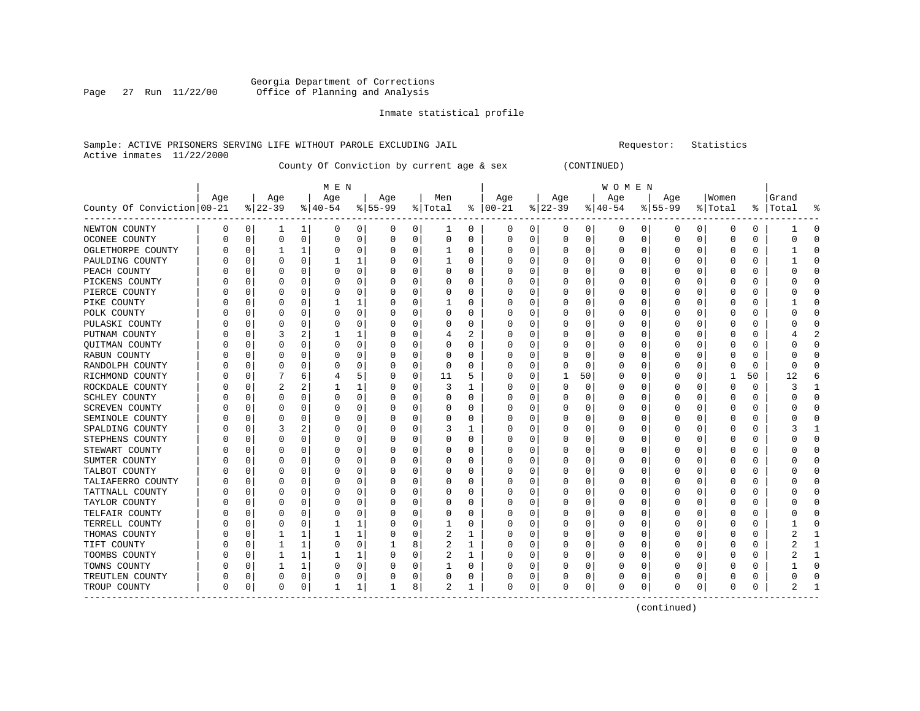Georgia Department of Corrections
Office of Planning and Analysis

Inmate statistical profile

Sample: ACTIVE PRISONERS SERVING LIFE WITHOUT PAROLE EXCLUDING JAIL                    Requestor: Statistics
Active inmates 11/22/2000

County Of Conviction by current age & sex (CONTINUED)

| County Of Conviction | MEN Age 00-21 | % | Age 22-39 | % | Age 40-54 | % | Age 55-99 | % | Men Total | % | WOMEN Age 00-21 | % | Age 22-39 | % | Age 40-54 | % | Age 55-99 | % | Women Total | % | Grand Total | % |
|---|---|---|---|---|---|---|---|---|---|---|---|---|---|---|---|---|---|---|---|---|---|---|
| NEWTON COUNTY | 0 | 0 | 1 | 1 | 0 | 0 | 0 | 0 | 1 | 0 | 0 | 0 | 0 | 0 | 0 | 0 | 0 | 0 | 0 | 0 | 1 | 0 |
| OCONEE COUNTY | 0 | 0 | 0 | 0 | 0 | 0 | 0 | 0 | 0 | 0 | 0 | 0 | 0 | 0 | 0 | 0 | 0 | 0 | 0 | 0 | 0 | 0 |
| OGLETHORPE COUNTY | 0 | 0 | 1 | 1 | 0 | 0 | 0 | 0 | 1 | 0 | 0 | 0 | 0 | 0 | 0 | 0 | 0 | 0 | 0 | 0 | 1 | 0 |
| PAULDING COUNTY | 0 | 0 | 0 | 0 | 1 | 1 | 0 | 0 | 1 | 0 | 0 | 0 | 0 | 0 | 0 | 0 | 0 | 0 | 0 | 0 | 1 | 0 |
| PEACH COUNTY | 0 | 0 | 0 | 0 | 0 | 0 | 0 | 0 | 0 | 0 | 0 | 0 | 0 | 0 | 0 | 0 | 0 | 0 | 0 | 0 | 0 | 0 |
| PICKENS COUNTY | 0 | 0 | 0 | 0 | 0 | 0 | 0 | 0 | 0 | 0 | 0 | 0 | 0 | 0 | 0 | 0 | 0 | 0 | 0 | 0 | 0 | 0 |
| PIERCE COUNTY | 0 | 0 | 0 | 0 | 0 | 0 | 0 | 0 | 0 | 0 | 0 | 0 | 0 | 0 | 0 | 0 | 0 | 0 | 0 | 0 | 0 | 0 |
| PIKE COUNTY | 0 | 0 | 0 | 0 | 1 | 1 | 0 | 0 | 1 | 0 | 0 | 0 | 0 | 0 | 0 | 0 | 0 | 0 | 0 | 0 | 1 | 0 |
| POLK COUNTY | 0 | 0 | 0 | 0 | 0 | 0 | 0 | 0 | 0 | 0 | 0 | 0 | 0 | 0 | 0 | 0 | 0 | 0 | 0 | 0 | 0 | 0 |
| PULASKI COUNTY | 0 | 0 | 0 | 0 | 0 | 0 | 0 | 0 | 0 | 0 | 0 | 0 | 0 | 0 | 0 | 0 | 0 | 0 | 0 | 0 | 0 | 0 |
| PUTNAM COUNTY | 0 | 0 | 3 | 2 | 1 | 1 | 0 | 0 | 4 | 2 | 0 | 0 | 0 | 0 | 0 | 0 | 0 | 0 | 0 | 0 | 4 | 2 |
| QUITMAN COUNTY | 0 | 0 | 0 | 0 | 0 | 0 | 0 | 0 | 0 | 0 | 0 | 0 | 0 | 0 | 0 | 0 | 0 | 0 | 0 | 0 | 0 | 0 |
| RABUN COUNTY | 0 | 0 | 0 | 0 | 0 | 0 | 0 | 0 | 0 | 0 | 0 | 0 | 0 | 0 | 0 | 0 | 0 | 0 | 0 | 0 | 0 | 0 |
| RANDOLPH COUNTY | 0 | 0 | 0 | 0 | 0 | 0 | 0 | 0 | 0 | 0 | 0 | 0 | 0 | 0 | 0 | 0 | 0 | 0 | 0 | 0 | 0 | 0 |
| RICHMOND COUNTY | 0 | 0 | 7 | 6 | 4 | 5 | 0 | 0 | 11 | 5 | 0 | 0 | 1 | 50 | 0 | 0 | 0 | 0 | 1 | 50 | 12 | 6 |
| ROCKDALE COUNTY | 0 | 0 | 2 | 2 | 1 | 1 | 0 | 0 | 3 | 1 | 0 | 0 | 0 | 0 | 0 | 0 | 0 | 0 | 0 | 0 | 3 | 1 |
| SCHLEY COUNTY | 0 | 0 | 0 | 0 | 0 | 0 | 0 | 0 | 0 | 0 | 0 | 0 | 0 | 0 | 0 | 0 | 0 | 0 | 0 | 0 | 0 | 0 |
| SCREVEN COUNTY | 0 | 0 | 0 | 0 | 0 | 0 | 0 | 0 | 0 | 0 | 0 | 0 | 0 | 0 | 0 | 0 | 0 | 0 | 0 | 0 | 0 | 0 |
| SEMINOLE COUNTY | 0 | 0 | 0 | 0 | 0 | 0 | 0 | 0 | 0 | 0 | 0 | 0 | 0 | 0 | 0 | 0 | 0 | 0 | 0 | 0 | 0 | 0 |
| SPALDING COUNTY | 0 | 0 | 3 | 2 | 0 | 0 | 0 | 0 | 3 | 1 | 0 | 0 | 0 | 0 | 0 | 0 | 0 | 0 | 0 | 0 | 3 | 1 |
| STEPHENS COUNTY | 0 | 0 | 0 | 0 | 0 | 0 | 0 | 0 | 0 | 0 | 0 | 0 | 0 | 0 | 0 | 0 | 0 | 0 | 0 | 0 | 0 | 0 |
| STEWART COUNTY | 0 | 0 | 0 | 0 | 0 | 0 | 0 | 0 | 0 | 0 | 0 | 0 | 0 | 0 | 0 | 0 | 0 | 0 | 0 | 0 | 0 | 0 |
| SUMTER COUNTY | 0 | 0 | 0 | 0 | 0 | 0 | 0 | 0 | 0 | 0 | 0 | 0 | 0 | 0 | 0 | 0 | 0 | 0 | 0 | 0 | 0 | 0 |
| TALBOT COUNTY | 0 | 0 | 0 | 0 | 0 | 0 | 0 | 0 | 0 | 0 | 0 | 0 | 0 | 0 | 0 | 0 | 0 | 0 | 0 | 0 | 0 | 0 |
| TALIAFERRO COUNTY | 0 | 0 | 0 | 0 | 0 | 0 | 0 | 0 | 0 | 0 | 0 | 0 | 0 | 0 | 0 | 0 | 0 | 0 | 0 | 0 | 0 | 0 |
| TATTNALL COUNTY | 0 | 0 | 0 | 0 | 0 | 0 | 0 | 0 | 0 | 0 | 0 | 0 | 0 | 0 | 0 | 0 | 0 | 0 | 0 | 0 | 0 | 0 |
| TAYLOR COUNTY | 0 | 0 | 0 | 0 | 0 | 0 | 0 | 0 | 0 | 0 | 0 | 0 | 0 | 0 | 0 | 0 | 0 | 0 | 0 | 0 | 0 | 0 |
| TELFAIR COUNTY | 0 | 0 | 0 | 0 | 0 | 0 | 0 | 0 | 0 | 0 | 0 | 0 | 0 | 0 | 0 | 0 | 0 | 0 | 0 | 0 | 0 | 0 |
| TERRELL COUNTY | 0 | 0 | 0 | 0 | 1 | 1 | 0 | 0 | 1 | 0 | 0 | 0 | 0 | 0 | 0 | 0 | 0 | 0 | 0 | 0 | 1 | 0 |
| THOMAS COUNTY | 0 | 0 | 1 | 1 | 1 | 1 | 0 | 0 | 2 | 1 | 0 | 0 | 0 | 0 | 0 | 0 | 0 | 0 | 0 | 0 | 2 | 1 |
| TIFT COUNTY | 0 | 0 | 1 | 1 | 0 | 0 | 1 | 8 | 2 | 1 | 0 | 0 | 0 | 0 | 0 | 0 | 0 | 0 | 0 | 0 | 2 | 1 |
| TOOMBS COUNTY | 0 | 0 | 1 | 1 | 1 | 1 | 0 | 0 | 2 | 1 | 0 | 0 | 0 | 0 | 0 | 0 | 0 | 0 | 0 | 0 | 2 | 1 |
| TOWNS COUNTY | 0 | 0 | 1 | 1 | 0 | 0 | 0 | 0 | 1 | 0 | 0 | 0 | 0 | 0 | 0 | 0 | 0 | 0 | 0 | 0 | 1 | 0 |
| TREUTLEN COUNTY | 0 | 0 | 0 | 0 | 0 | 0 | 0 | 0 | 0 | 0 | 0 | 0 | 0 | 0 | 0 | 0 | 0 | 0 | 0 | 0 | 0 | 0 |
| TROUP COUNTY | 0 | 0 | 0 | 0 | 1 | 1 | 1 | 8 | 2 | 1 | 0 | 0 | 0 | 0 | 0 | 0 | 0 | 0 | 0 | 0 | 2 | 1 |

(continued)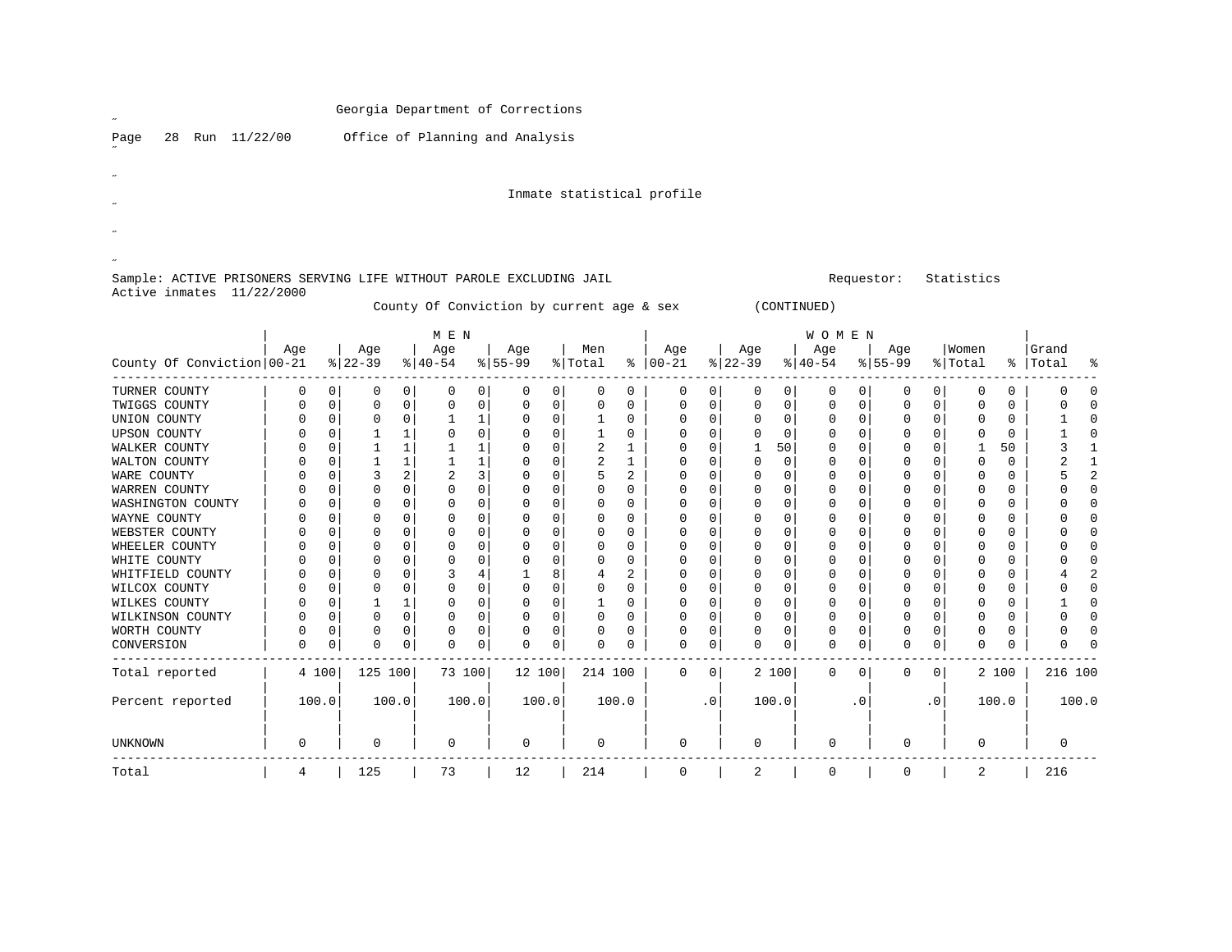Georgia Department of Corrections

Office of Planning and Analysis

Inmate statistical profile

Sample: ACTIVE PRISONERS SERVING LIFE WITHOUT PAROLE EXCLUDING JAIL

Requestor: Statistics

Active inmates 11/22/2000

County Of Conviction by current age & sex (CONTINUED)

| County Of Conviction | MEN Age 00-21 | % | Age 22-39 | % | Age 40-54 | % | Age 55-99 | % | Men Total | % | WOMEN Age 00-21 | % | Age 22-39 | % | Age 40-54 | % | Age 55-99 | % | Women Total | % | Grand Total | % |
|---|---|---|---|---|---|---|---|---|---|---|---|---|---|---|---|---|---|---|---|---|---|---|
| TURNER COUNTY | 0 | 0 | 0 | 0 | 0 | 0 | 0 | 0 | 0 | 0 | 0 | 0 | 0 | 0 | 0 | 0 | 0 | 0 | 0 | 0 | 0 | 0 |
| TWIGGS COUNTY | 0 | 0 | 0 | 0 | 0 | 0 | 0 | 0 | 0 | 0 | 0 | 0 | 0 | 0 | 0 | 0 | 0 | 0 | 0 | 0 | 0 | 0 |
| UNION COUNTY | 0 | 0 | 0 | 0 | 1 | 1 | 0 | 0 | 1 | 0 | 0 | 0 | 0 | 0 | 0 | 0 | 0 | 0 | 0 | 0 | 1 | 0 |
| UPSON COUNTY | 0 | 0 | 1 | 1 | 0 | 0 | 0 | 0 | 1 | 0 | 0 | 0 | 0 | 0 | 0 | 0 | 0 | 0 | 0 | 0 | 1 | 0 |
| WALKER COUNTY | 0 | 0 | 1 | 1 | 1 | 1 | 0 | 0 | 2 | 1 | 0 | 0 | 1 | 50 | 0 | 0 | 0 | 0 | 1 | 50 | 3 | 1 |
| WALTON COUNTY | 0 | 0 | 1 | 1 | 1 | 1 | 0 | 0 | 2 | 1 | 0 | 0 | 0 | 0 | 0 | 0 | 0 | 0 | 0 | 0 | 2 | 1 |
| WARE COUNTY | 0 | 0 | 3 | 2 | 2 | 3 | 0 | 0 | 5 | 2 | 0 | 0 | 0 | 0 | 0 | 0 | 0 | 0 | 0 | 0 | 5 | 2 |
| WARREN COUNTY | 0 | 0 | 0 | 0 | 0 | 0 | 0 | 0 | 0 | 0 | 0 | 0 | 0 | 0 | 0 | 0 | 0 | 0 | 0 | 0 | 0 | 0 |
| WASHINGTON COUNTY | 0 | 0 | 0 | 0 | 0 | 0 | 0 | 0 | 0 | 0 | 0 | 0 | 0 | 0 | 0 | 0 | 0 | 0 | 0 | 0 | 0 | 0 |
| WAYNE COUNTY | 0 | 0 | 0 | 0 | 0 | 0 | 0 | 0 | 0 | 0 | 0 | 0 | 0 | 0 | 0 | 0 | 0 | 0 | 0 | 0 | 0 | 0 |
| WEBSTER COUNTY | 0 | 0 | 0 | 0 | 0 | 0 | 0 | 0 | 0 | 0 | 0 | 0 | 0 | 0 | 0 | 0 | 0 | 0 | 0 | 0 | 0 | 0 |
| WHEELER COUNTY | 0 | 0 | 0 | 0 | 0 | 0 | 0 | 0 | 0 | 0 | 0 | 0 | 0 | 0 | 0 | 0 | 0 | 0 | 0 | 0 | 0 | 0 |
| WHITE COUNTY | 0 | 0 | 0 | 0 | 0 | 0 | 0 | 0 | 0 | 0 | 0 | 0 | 0 | 0 | 0 | 0 | 0 | 0 | 0 | 0 | 0 | 0 |
| WHITFIELD COUNTY | 0 | 0 | 0 | 0 | 3 | 4 | 1 | 8 | 4 | 2 | 0 | 0 | 0 | 0 | 0 | 0 | 0 | 0 | 0 | 0 | 4 | 2 |
| WILCOX COUNTY | 0 | 0 | 0 | 0 | 0 | 0 | 0 | 0 | 0 | 0 | 0 | 0 | 0 | 0 | 0 | 0 | 0 | 0 | 0 | 0 | 0 | 0 |
| WILKES COUNTY | 0 | 0 | 1 | 1 | 0 | 0 | 0 | 0 | 1 | 0 | 0 | 0 | 0 | 0 | 0 | 0 | 0 | 0 | 0 | 0 | 1 | 0 |
| WILKINSON COUNTY | 0 | 0 | 0 | 0 | 0 | 0 | 0 | 0 | 0 | 0 | 0 | 0 | 0 | 0 | 0 | 0 | 0 | 0 | 0 | 0 | 0 | 0 |
| WORTH COUNTY | 0 | 0 | 0 | 0 | 0 | 0 | 0 | 0 | 0 | 0 | 0 | 0 | 0 | 0 | 0 | 0 | 0 | 0 | 0 | 0 | 0 | 0 |
| CONVERSION | 0 | 0 | 0 | 0 | 0 | 0 | 0 | 0 | 0 | 0 | 0 | 0 | 0 | 0 | 0 | 0 | 0 | 0 | 0 | 0 | 0 | 0 |
| Total reported | 4 | 100 | 125 | 100 | 73 | 100 | 12 | 100 | 214 | 100 | 0 | 0 | 2 | 100 | 0 | 0 | 0 | 0 | 2 | 100 | 216 | 100 |
| Percent reported | 100.0 | | 100.0 | | 100.0 | | 100.0 | | 100.0 | | .0 | | 100.0 | | .0 | | .0 | | 100.0 | | 100.0 | |
| UNKNOWN | 0 | | 0 | | 0 | | 0 | | 0 | | 0 | | 0 | | 0 | | 0 | | 0 | | 0 | |
| Total | 4 | | 125 | | 73 | | 12 | | 214 | | 0 | | 2 | | 0 | | 0 | | 2 | | 216 | |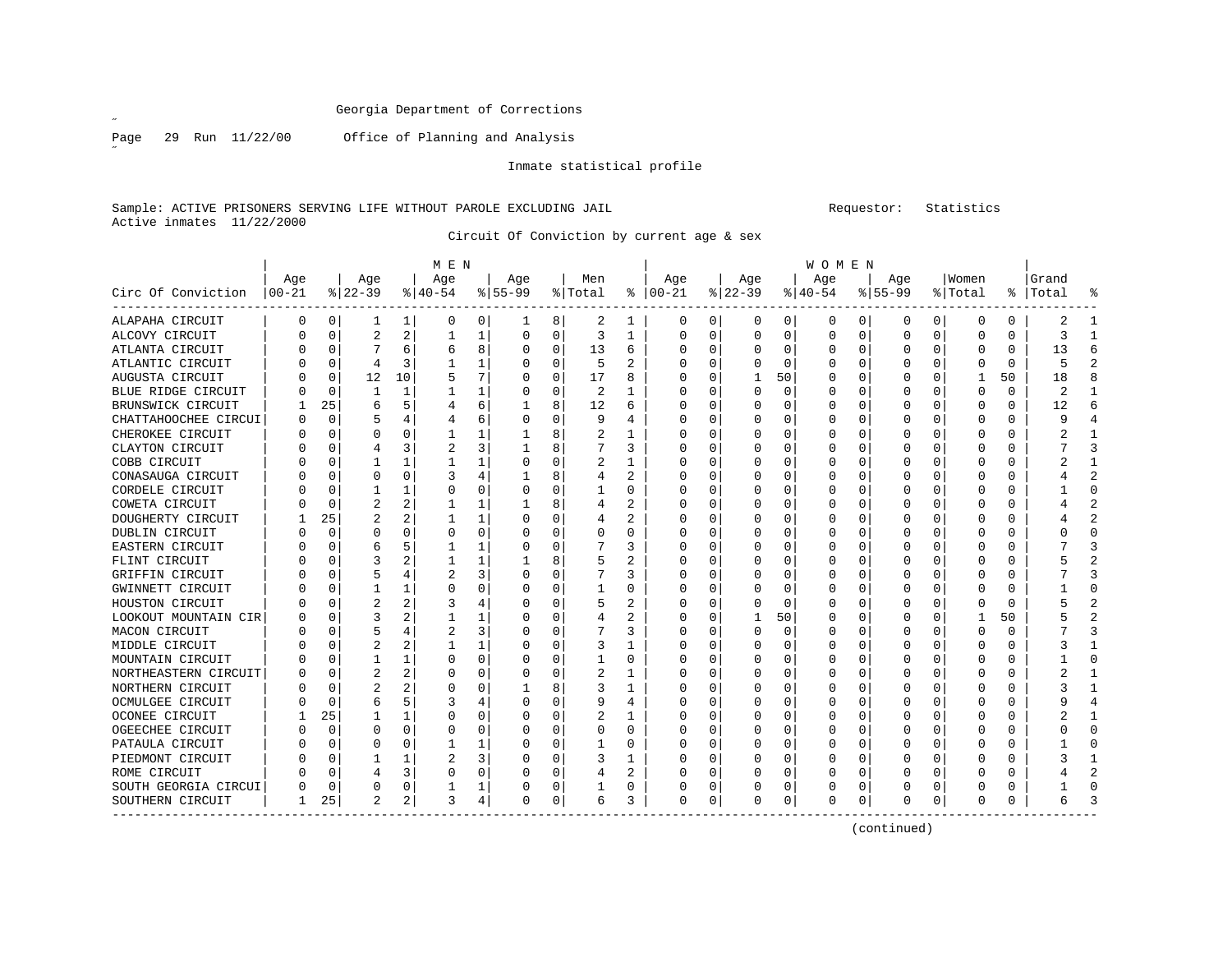Georgia Department of Corrections

Page 29 Run 11/22/00 Office of Planning and Analysis

Inmate statistical profile

Sample: ACTIVE PRISONERS SERVING LIFE WITHOUT PAROLE EXCLUDING JAIL Requestor: Statistics
Active inmates 11/22/2000

Circuit Of Conviction by current age & sex

| Circ Of Conviction | MEN Age 00-21 | % | Age 22-39 | % | Age 40-54 | % | Age 55-99 | % | Men Total | % | WOMEN Age 00-21 | % | Age 22-39 | % | Age 40-54 | % | Age 55-99 | % | Women Total | % | Grand Total | % |
|---|---|---|---|---|---|---|---|---|---|---|---|---|---|---|---|---|---|---|---|---|---|---|
| ALAPAHA CIRCUIT | 0 | 0 | 1 | 1 | 0 | 0 | 1 | 8 | 2 | 1 | 0 | 0 | 0 | 0 | 0 | 0 | 0 | 0 | 0 | 0 | 2 | 1 |
| ALCOVY CIRCUIT | 0 | 0 | 2 | 2 | 1 | 1 | 0 | 0 | 3 | 1 | 0 | 0 | 0 | 0 | 0 | 0 | 0 | 0 | 0 | 0 | 3 | 1 |
| ATLANTA CIRCUIT | 0 | 0 | 7 | 6 | 6 | 8 | 0 | 0 | 13 | 6 | 0 | 0 | 0 | 0 | 0 | 0 | 0 | 0 | 0 | 0 | 13 | 6 |
| ATLANTIC CIRCUIT | 0 | 0 | 4 | 3 | 1 | 1 | 0 | 0 | 5 | 2 | 0 | 0 | 0 | 0 | 0 | 0 | 0 | 0 | 0 | 0 | 5 | 2 |
| AUGUSTA CIRCUIT | 0 | 0 | 12 | 10 | 5 | 7 | 0 | 0 | 17 | 8 | 0 | 0 | 1 | 50 | 0 | 0 | 0 | 0 | 1 | 50 | 18 | 8 |
| BLUE RIDGE CIRCUIT | 0 | 0 | 1 | 1 | 1 | 1 | 0 | 0 | 2 | 1 | 0 | 0 | 0 | 0 | 0 | 0 | 0 | 0 | 0 | 0 | 2 | 1 |
| BRUNSWICK CIRCUIT | 1 | 25 | 6 | 5 | 4 | 6 | 1 | 8 | 12 | 6 | 0 | 0 | 0 | 0 | 0 | 0 | 0 | 0 | 0 | 0 | 12 | 6 |
| CHATTAHOOCHEE CIRCUI | 0 | 0 | 5 | 4 | 4 | 6 | 0 | 0 | 9 | 4 | 0 | 0 | 0 | 0 | 0 | 0 | 0 | 0 | 0 | 0 | 9 | 4 |
| CHEROKEE CIRCUIT | 0 | 0 | 0 | 0 | 1 | 1 | 1 | 8 | 2 | 1 | 0 | 0 | 0 | 0 | 0 | 0 | 0 | 0 | 0 | 0 | 2 | 1 |
| CLAYTON CIRCUIT | 0 | 0 | 4 | 3 | 2 | 3 | 1 | 8 | 7 | 3 | 0 | 0 | 0 | 0 | 0 | 0 | 0 | 0 | 0 | 0 | 7 | 3 |
| COBB CIRCUIT | 0 | 0 | 1 | 1 | 1 | 1 | 0 | 0 | 2 | 1 | 0 | 0 | 0 | 0 | 0 | 0 | 0 | 0 | 0 | 0 | 2 | 1 |
| CONASAUGA CIRCUIT | 0 | 0 | 0 | 0 | 3 | 4 | 1 | 8 | 4 | 2 | 0 | 0 | 0 | 0 | 0 | 0 | 0 | 0 | 0 | 0 | 4 | 2 |
| CORDELE CIRCUIT | 0 | 0 | 1 | 1 | 0 | 0 | 0 | 0 | 1 | 0 | 0 | 0 | 0 | 0 | 0 | 0 | 0 | 0 | 0 | 0 | 1 | 0 |
| COWETA CIRCUIT | 0 | 0 | 2 | 2 | 1 | 1 | 1 | 8 | 4 | 2 | 0 | 0 | 0 | 0 | 0 | 0 | 0 | 0 | 0 | 0 | 4 | 2 |
| DOUGHERTY CIRCUIT | 1 | 25 | 2 | 2 | 1 | 1 | 0 | 0 | 4 | 2 | 0 | 0 | 0 | 0 | 0 | 0 | 0 | 0 | 0 | 0 | 4 | 2 |
| DUBLIN CIRCUIT | 0 | 0 | 0 | 0 | 0 | 0 | 0 | 0 | 0 | 0 | 0 | 0 | 0 | 0 | 0 | 0 | 0 | 0 | 0 | 0 | 0 | 0 |
| EASTERN CIRCUIT | 0 | 0 | 6 | 5 | 1 | 1 | 0 | 0 | 7 | 3 | 0 | 0 | 0 | 0 | 0 | 0 | 0 | 0 | 0 | 0 | 7 | 3 |
| FLINT CIRCUIT | 0 | 0 | 3 | 2 | 1 | 1 | 1 | 8 | 5 | 2 | 0 | 0 | 0 | 0 | 0 | 0 | 0 | 0 | 0 | 0 | 5 | 2 |
| GRIFFIN CIRCUIT | 0 | 0 | 5 | 4 | 2 | 3 | 0 | 0 | 7 | 3 | 0 | 0 | 0 | 0 | 0 | 0 | 0 | 0 | 0 | 0 | 7 | 3 |
| GWINNETT CIRCUIT | 0 | 0 | 1 | 1 | 0 | 0 | 0 | 0 | 1 | 0 | 0 | 0 | 0 | 0 | 0 | 0 | 0 | 0 | 0 | 0 | 1 | 0 |
| HOUSTON CIRCUIT | 0 | 0 | 2 | 2 | 3 | 4 | 0 | 0 | 5 | 2 | 0 | 0 | 0 | 0 | 0 | 0 | 0 | 0 | 0 | 0 | 5 | 2 |
| LOOKOUT MOUNTAIN CIR | 0 | 0 | 3 | 2 | 1 | 1 | 0 | 0 | 4 | 2 | 0 | 0 | 1 | 50 | 0 | 0 | 0 | 0 | 1 | 50 | 5 | 2 |
| MACON CIRCUIT | 0 | 0 | 5 | 4 | 2 | 3 | 0 | 0 | 7 | 3 | 0 | 0 | 0 | 0 | 0 | 0 | 0 | 0 | 0 | 0 | 7 | 3 |
| MIDDLE CIRCUIT | 0 | 0 | 2 | 2 | 1 | 1 | 0 | 0 | 3 | 1 | 0 | 0 | 0 | 0 | 0 | 0 | 0 | 0 | 0 | 0 | 3 | 1 |
| MOUNTAIN CIRCUIT | 0 | 0 | 1 | 1 | 0 | 0 | 0 | 0 | 1 | 0 | 0 | 0 | 0 | 0 | 0 | 0 | 0 | 0 | 0 | 0 | 1 | 0 |
| NORTHEASTERN CIRCUIT | 0 | 0 | 2 | 2 | 0 | 0 | 0 | 0 | 2 | 1 | 0 | 0 | 0 | 0 | 0 | 0 | 0 | 0 | 0 | 0 | 2 | 1 |
| NORTHERN CIRCUIT | 0 | 0 | 2 | 2 | 0 | 0 | 1 | 8 | 3 | 1 | 0 | 0 | 0 | 0 | 0 | 0 | 0 | 0 | 0 | 0 | 3 | 1 |
| OCMULGEE CIRCUIT | 0 | 0 | 6 | 5 | 3 | 4 | 0 | 0 | 9 | 4 | 0 | 0 | 0 | 0 | 0 | 0 | 0 | 0 | 0 | 0 | 9 | 4 |
| OCONEE CIRCUIT | 1 | 25 | 1 | 1 | 0 | 0 | 0 | 0 | 2 | 1 | 0 | 0 | 0 | 0 | 0 | 0 | 0 | 0 | 0 | 0 | 2 | 1 |
| OGEECHEE CIRCUIT | 0 | 0 | 0 | 0 | 0 | 0 | 0 | 0 | 0 | 0 | 0 | 0 | 0 | 0 | 0 | 0 | 0 | 0 | 0 | 0 | 0 | 0 |
| PATAULA CIRCUIT | 0 | 0 | 0 | 0 | 1 | 1 | 0 | 0 | 1 | 0 | 0 | 0 | 0 | 0 | 0 | 0 | 0 | 0 | 0 | 0 | 1 | 0 |
| PIEDMONT CIRCUIT | 0 | 0 | 1 | 1 | 2 | 3 | 0 | 0 | 3 | 1 | 0 | 0 | 0 | 0 | 0 | 0 | 0 | 0 | 0 | 0 | 3 | 1 |
| ROME CIRCUIT | 0 | 0 | 4 | 3 | 0 | 0 | 0 | 0 | 4 | 2 | 0 | 0 | 0 | 0 | 0 | 0 | 0 | 0 | 0 | 0 | 4 | 2 |
| SOUTH GEORGIA CIRCUI | 0 | 0 | 0 | 0 | 1 | 1 | 0 | 0 | 1 | 0 | 0 | 0 | 0 | 0 | 0 | 0 | 0 | 0 | 0 | 0 | 1 | 0 |
| SOUTHERN CIRCUIT | 1 | 25 | 2 | 2 | 3 | 4 | 0 | 0 | 6 | 3 | 0 | 0 | 0 | 0 | 0 | 0 | 0 | 0 | 0 | 0 | 6 | 3 |

(continued)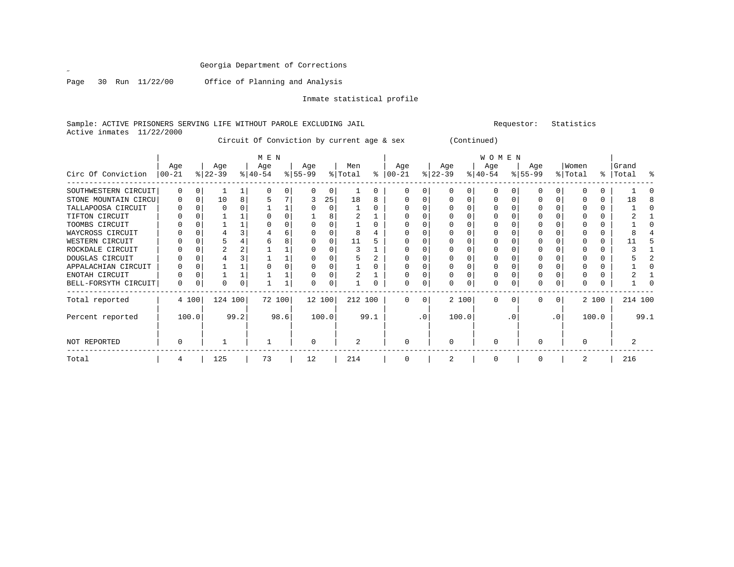Georgia Department of Corrections

Office of Planning and Analysis

Inmate statistical profile

Sample: ACTIVE PRISONERS SERVING LIFE WITHOUT PAROLE EXCLUDING JAIL    Requestor: Statistics

Active inmates 11/22/2000

Circuit Of Conviction by current age & sex (Continued)

| Circ Of Conviction | MEN Age 00-21 | % | Age 22-39 | % | Age 40-54 | % | Age 55-99 | % | Men Total | % | WOMEN Age 00-21 | % | Age 22-39 | % | Age 40-54 | % | Age 55-99 | % | Women Total | % | Grand Total | % |
|---|---|---|---|---|---|---|---|---|---|---|---|---|---|---|---|---|---|---|---|---|---|---|
| SOUTHWESTERN CIRCUIT | 0 | 0 | 1 | 1 | 0 | 0 | 0 | 0 | 1 | 0 | 0 | 0 | 0 | 0 | 0 | 0 | 0 | 0 | 0 | 0 | 1 | 0 |
| STONE MOUNTAIN CIRCU | 0 | 0 | 10 | 8 | 5 | 7 | 3 | 25 | 18 | 8 | 0 | 0 | 0 | 0 | 0 | 0 | 0 | 0 | 0 | 0 | 18 | 8 |
| TALLAPOOSA CIRCUIT | 0 | 0 | 0 | 0 | 1 | 1 | 0 | 0 | 1 | 0 | 0 | 0 | 0 | 0 | 0 | 0 | 0 | 0 | 0 | 0 | 1 | 0 |
| TIFTON CIRCUIT | 0 | 0 | 1 | 1 | 0 | 0 | 1 | 8 | 2 | 1 | 0 | 0 | 0 | 0 | 0 | 0 | 0 | 0 | 0 | 0 | 2 | 1 |
| TOOMBS CIRCUIT | 0 | 0 | 1 | 1 | 0 | 0 | 0 | 0 | 1 | 0 | 0 | 0 | 0 | 0 | 0 | 0 | 0 | 0 | 0 | 0 | 1 | 0 |
| WAYCROSS CIRCUIT | 0 | 0 | 4 | 3 | 4 | 6 | 0 | 0 | 8 | 4 | 0 | 0 | 0 | 0 | 0 | 0 | 0 | 0 | 0 | 0 | 8 | 4 |
| WESTERN CIRCUIT | 0 | 0 | 5 | 4 | 6 | 8 | 0 | 0 | 11 | 5 | 0 | 0 | 0 | 0 | 0 | 0 | 0 | 0 | 0 | 0 | 11 | 5 |
| ROCKDALE CIRCUIT | 0 | 0 | 2 | 2 | 1 | 1 | 0 | 0 | 3 | 1 | 0 | 0 | 0 | 0 | 0 | 0 | 0 | 0 | 0 | 0 | 3 | 1 |
| DOUGLAS CIRCUIT | 0 | 0 | 4 | 3 | 1 | 1 | 0 | 0 | 5 | 2 | 0 | 0 | 0 | 0 | 0 | 0 | 0 | 0 | 0 | 0 | 5 | 2 |
| APPALACHIAN CIRCUIT | 0 | 0 | 1 | 1 | 0 | 0 | 0 | 0 | 1 | 0 | 0 | 0 | 0 | 0 | 0 | 0 | 0 | 0 | 0 | 0 | 1 | 0 |
| ENOTAH CIRCUIT | 0 | 0 | 1 | 1 | 1 | 1 | 0 | 0 | 2 | 1 | 0 | 0 | 0 | 0 | 0 | 0 | 0 | 0 | 0 | 0 | 2 | 1 |
| BELL-FORSYTH CIRCUIT | 0 | 0 | 0 | 0 | 1 | 1 | 0 | 0 | 1 | 0 | 0 | 0 | 0 | 0 | 0 | 0 | 0 | 0 | 0 | 0 | 1 | 0 |
| Total reported | 4 | 100 | 124 | 100 | 72 | 100 | 12 | 100 | 212 | 100 | 0 | 0 | 2 | 100 | 0 | 0 | 0 | 0 | 2 | 100 | 214 | 100 |
| Percent reported | 100.0 | | 99.2 | | 98.6 | | 100.0 | | 99.1 | | .0 | | 100.0 | | .0 | | .0 | | 100.0 | | 99.1 | |
| NOT REPORTED | 0 | | 1 | | 1 | | 0 | | 2 | | 0 | | 0 | | 0 | | 0 | | 0 | | 2 | |
| Total | 4 | | 125 | | 73 | | 12 | | 214 | | 0 | | 2 | | 0 | | 0 | | 2 | | 216 | |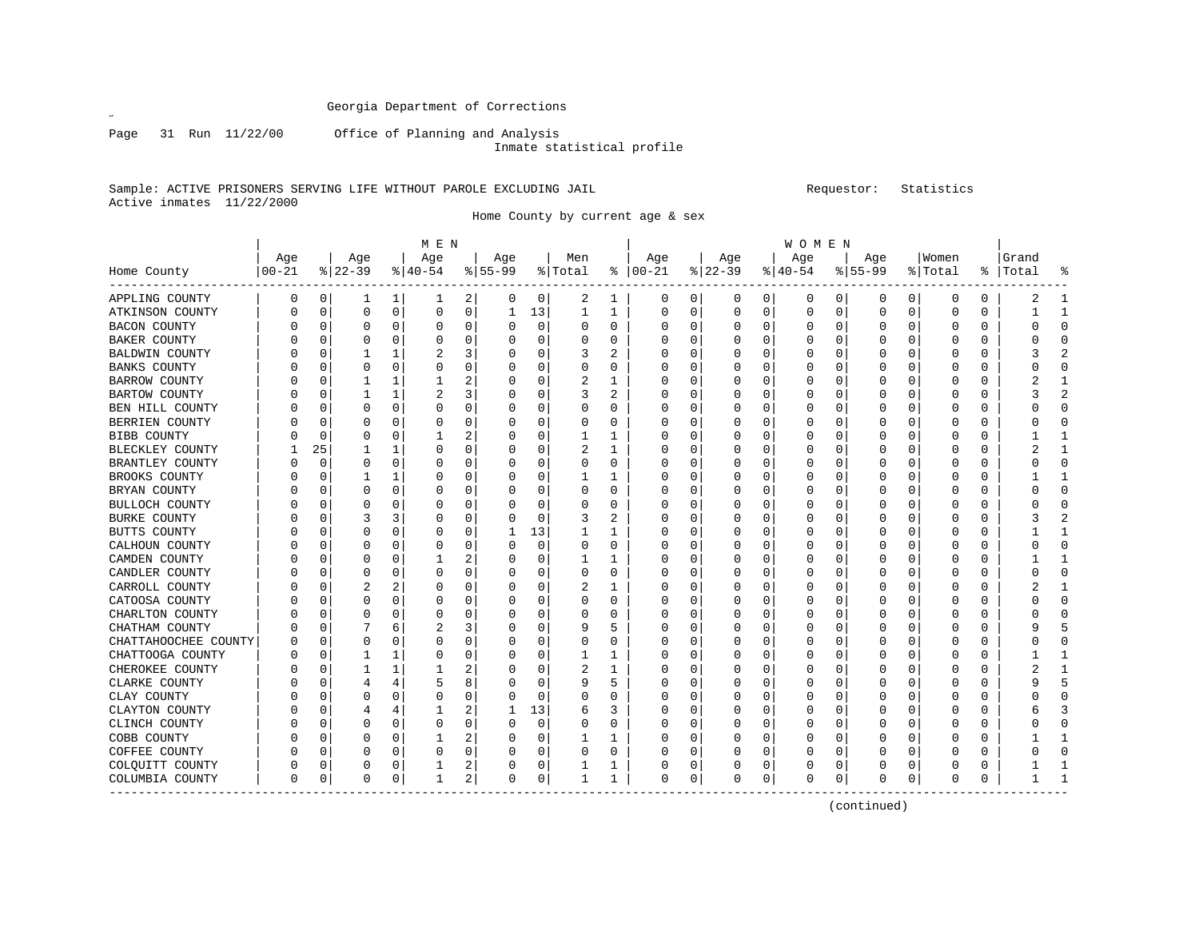Georgia Department of Corrections

Page 31 Run 11/22/00 Office of Planning and Analysis
Inmate statistical profile

Sample: ACTIVE PRISONERS SERVING LIFE WITHOUT PAROLE EXCLUDING JAIL Requestor: Statistics
Active inmates 11/22/2000

Home County by current age & sex

| Home County | MEN Age 00-21 | % | Age 22-39 | % | Age 40-54 | % | Age 55-99 | % | Men Total | % | WOMEN Age 00-21 | % | Age 22-39 | % | Age 40-54 | % | Age 55-99 | % | Women Total | % | Grand Total | % |
|---|---|---|---|---|---|---|---|---|---|---|---|---|---|---|---|---|---|---|---|---|---|---|
| APPLING COUNTY | 0 | 0 | 1 | 1 | 1 | 2 | 0 | 0 | 2 | 1 | 0 | 0 | 0 | 0 | 0 | 0 | 0 | 0 | 0 | 0 | 2 | 1 |
| ATKINSON COUNTY | 0 | 0 | 0 | 0 | 0 | 0 | 1 | 13 | 1 | 1 | 0 | 0 | 0 | 0 | 0 | 0 | 0 | 0 | 0 | 0 | 1 | 1 |
| BACON COUNTY | 0 | 0 | 0 | 0 | 0 | 0 | 0 | 0 | 0 | 0 | 0 | 0 | 0 | 0 | 0 | 0 | 0 | 0 | 0 | 0 | 0 | 0 |
| BAKER COUNTY | 0 | 0 | 0 | 0 | 0 | 0 | 0 | 0 | 0 | 0 | 0 | 0 | 0 | 0 | 0 | 0 | 0 | 0 | 0 | 0 | 0 | 0 |
| BALDWIN COUNTY | 0 | 0 | 1 | 1 | 2 | 3 | 0 | 0 | 3 | 2 | 0 | 0 | 0 | 0 | 0 | 0 | 0 | 0 | 0 | 0 | 3 | 2 |
| BANKS COUNTY | 0 | 0 | 0 | 0 | 0 | 0 | 0 | 0 | 0 | 0 | 0 | 0 | 0 | 0 | 0 | 0 | 0 | 0 | 0 | 0 | 0 | 0 |
| BARROW COUNTY | 0 | 0 | 1 | 1 | 1 | 2 | 0 | 0 | 2 | 1 | 0 | 0 | 0 | 0 | 0 | 0 | 0 | 0 | 0 | 0 | 2 | 1 |
| BARTOW COUNTY | 0 | 0 | 1 | 1 | 2 | 3 | 0 | 0 | 3 | 2 | 0 | 0 | 0 | 0 | 0 | 0 | 0 | 0 | 0 | 0 | 3 | 2 |
| BEN HILL COUNTY | 0 | 0 | 0 | 0 | 0 | 0 | 0 | 0 | 0 | 0 | 0 | 0 | 0 | 0 | 0 | 0 | 0 | 0 | 0 | 0 | 0 | 0 |
| BERRIEN COUNTY | 0 | 0 | 0 | 0 | 0 | 0 | 0 | 0 | 0 | 0 | 0 | 0 | 0 | 0 | 0 | 0 | 0 | 0 | 0 | 0 | 0 | 0 |
| BIBB COUNTY | 0 | 0 | 0 | 0 | 1 | 2 | 0 | 0 | 1 | 1 | 0 | 0 | 0 | 0 | 0 | 0 | 0 | 0 | 0 | 0 | 1 | 1 |
| BLECKLEY COUNTY | 1 | 25 | 1 | 1 | 0 | 0 | 0 | 0 | 2 | 1 | 0 | 0 | 0 | 0 | 0 | 0 | 0 | 0 | 0 | 0 | 2 | 1 |
| BRANTLEY COUNTY | 0 | 0 | 0 | 0 | 0 | 0 | 0 | 0 | 0 | 0 | 0 | 0 | 0 | 0 | 0 | 0 | 0 | 0 | 0 | 0 | 0 | 0 |
| BROOKS COUNTY | 0 | 0 | 1 | 1 | 0 | 0 | 0 | 0 | 1 | 1 | 0 | 0 | 0 | 0 | 0 | 0 | 0 | 0 | 0 | 0 | 1 | 1 |
| BRYAN COUNTY | 0 | 0 | 0 | 0 | 0 | 0 | 0 | 0 | 0 | 0 | 0 | 0 | 0 | 0 | 0 | 0 | 0 | 0 | 0 | 0 | 0 | 0 |
| BULLOCH COUNTY | 0 | 0 | 0 | 0 | 0 | 0 | 0 | 0 | 0 | 0 | 0 | 0 | 0 | 0 | 0 | 0 | 0 | 0 | 0 | 0 | 0 | 0 |
| BURKE COUNTY | 0 | 0 | 3 | 3 | 0 | 0 | 0 | 0 | 3 | 2 | 0 | 0 | 0 | 0 | 0 | 0 | 0 | 0 | 0 | 0 | 3 | 2 |
| BUTTS COUNTY | 0 | 0 | 0 | 0 | 0 | 0 | 1 | 13 | 1 | 1 | 0 | 0 | 0 | 0 | 0 | 0 | 0 | 0 | 0 | 0 | 1 | 1 |
| CALHOUN COUNTY | 0 | 0 | 0 | 0 | 0 | 0 | 0 | 0 | 0 | 0 | 0 | 0 | 0 | 0 | 0 | 0 | 0 | 0 | 0 | 0 | 0 | 0 |
| CAMDEN COUNTY | 0 | 0 | 0 | 0 | 1 | 2 | 0 | 0 | 1 | 1 | 0 | 0 | 0 | 0 | 0 | 0 | 0 | 0 | 0 | 0 | 1 | 1 |
| CANDLER COUNTY | 0 | 0 | 0 | 0 | 0 | 0 | 0 | 0 | 0 | 0 | 0 | 0 | 0 | 0 | 0 | 0 | 0 | 0 | 0 | 0 | 0 | 0 |
| CARROLL COUNTY | 0 | 0 | 2 | 2 | 0 | 0 | 0 | 0 | 2 | 1 | 0 | 0 | 0 | 0 | 0 | 0 | 0 | 0 | 0 | 0 | 2 | 1 |
| CATOOSA COUNTY | 0 | 0 | 0 | 0 | 0 | 0 | 0 | 0 | 0 | 0 | 0 | 0 | 0 | 0 | 0 | 0 | 0 | 0 | 0 | 0 | 0 | 0 |
| CHARLTON COUNTY | 0 | 0 | 0 | 0 | 0 | 0 | 0 | 0 | 0 | 0 | 0 | 0 | 0 | 0 | 0 | 0 | 0 | 0 | 0 | 0 | 0 | 0 |
| CHATHAM COUNTY | 0 | 0 | 7 | 6 | 2 | 3 | 0 | 0 | 9 | 5 | 0 | 0 | 0 | 0 | 0 | 0 | 0 | 0 | 0 | 0 | 9 | 5 |
| CHATTAHOOCHEE COUNTY | 0 | 0 | 0 | 0 | 0 | 0 | 0 | 0 | 0 | 0 | 0 | 0 | 0 | 0 | 0 | 0 | 0 | 0 | 0 | 0 | 0 | 0 |
| CHATTOOGA COUNTY | 0 | 0 | 1 | 1 | 0 | 0 | 0 | 0 | 1 | 1 | 0 | 0 | 0 | 0 | 0 | 0 | 0 | 0 | 0 | 0 | 1 | 1 |
| CHEROKEE COUNTY | 0 | 0 | 1 | 1 | 1 | 2 | 0 | 0 | 2 | 1 | 0 | 0 | 0 | 0 | 0 | 0 | 0 | 0 | 0 | 0 | 2 | 1 |
| CLARKE COUNTY | 0 | 0 | 4 | 4 | 5 | 8 | 0 | 0 | 9 | 5 | 0 | 0 | 0 | 0 | 0 | 0 | 0 | 0 | 0 | 0 | 9 | 5 |
| CLAY COUNTY | 0 | 0 | 0 | 0 | 0 | 0 | 0 | 0 | 0 | 0 | 0 | 0 | 0 | 0 | 0 | 0 | 0 | 0 | 0 | 0 | 0 | 0 |
| CLAYTON COUNTY | 0 | 0 | 4 | 4 | 1 | 2 | 1 | 13 | 6 | 3 | 0 | 0 | 0 | 0 | 0 | 0 | 0 | 0 | 0 | 0 | 6 | 3 |
| CLINCH COUNTY | 0 | 0 | 0 | 0 | 0 | 0 | 0 | 0 | 0 | 0 | 0 | 0 | 0 | 0 | 0 | 0 | 0 | 0 | 0 | 0 | 0 | 0 |
| COBB COUNTY | 0 | 0 | 0 | 0 | 1 | 2 | 0 | 0 | 1 | 1 | 0 | 0 | 0 | 0 | 0 | 0 | 0 | 0 | 0 | 0 | 1 | 1 |
| COFFEE COUNTY | 0 | 0 | 0 | 0 | 0 | 0 | 0 | 0 | 0 | 0 | 0 | 0 | 0 | 0 | 0 | 0 | 0 | 0 | 0 | 0 | 0 | 0 |
| COLQUITT COUNTY | 0 | 0 | 0 | 0 | 1 | 2 | 0 | 0 | 1 | 1 | 0 | 0 | 0 | 0 | 0 | 0 | 0 | 0 | 0 | 0 | 1 | 1 |
| COLUMBIA COUNTY | 0 | 0 | 0 | 0 | 1 | 2 | 0 | 0 | 1 | 1 | 0 | 0 | 0 | 0 | 0 | 0 | 0 | 0 | 0 | 0 | 1 | 1 |

(continued)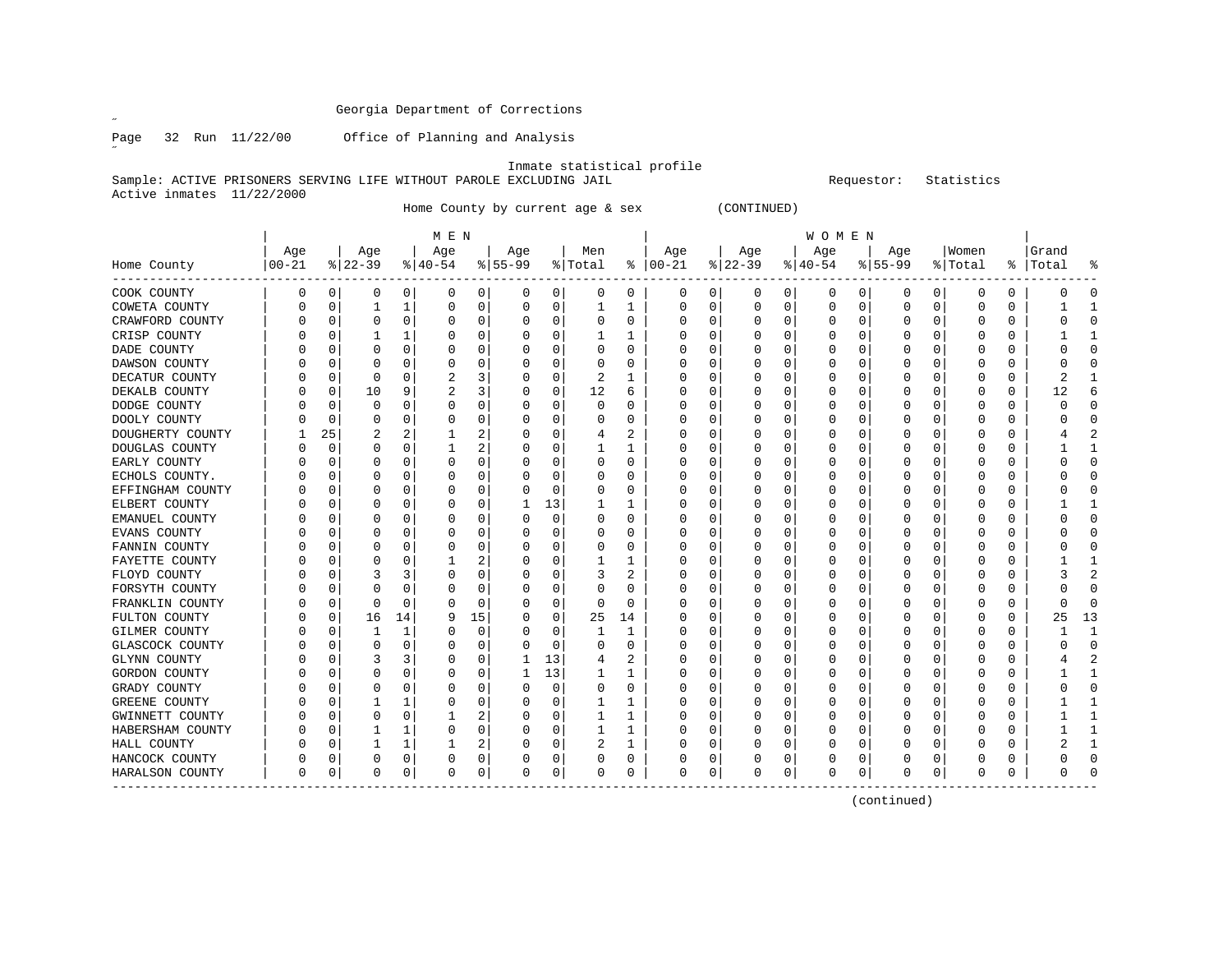Georgia Department of Corrections

Office of Planning and Analysis

Inmate statistical profile

Sample: ACTIVE PRISONERS SERVING LIFE WITHOUT PAROLE EXCLUDING JAIL    Requestor: Statistics

Active inmates 11/22/2000

Home County by current age & sex (CONTINUED)

| Home County | MEN Age 00-21 | % | Age 22-39 | % | Age 40-54 | % | Age 55-99 | % | Men Total | % | WOMEN Age 00-21 | % | Age 22-39 | % | Age 40-54 | % | Age 55-99 | % | Women Total | % | Grand Total | % |
|---|---|---|---|---|---|---|---|---|---|---|---|---|---|---|---|---|---|---|---|---|---|---|
| COOK COUNTY | 0 | 0 | 0 | 0 | 0 | 0 | 0 | 0 | 0 | 0 | 0 | 0 | 0 | 0 | 0 | 0 | 0 | 0 | 0 | 0 | 0 | 0 |
| COWETA COUNTY | 0 | 0 | 1 | 1 | 0 | 0 | 0 | 0 | 1 | 1 | 0 | 0 | 0 | 0 | 0 | 0 | 0 | 0 | 0 | 0 | 1 | 1 |
| CRAWFORD COUNTY | 0 | 0 | 0 | 0 | 0 | 0 | 0 | 0 | 0 | 0 | 0 | 0 | 0 | 0 | 0 | 0 | 0 | 0 | 0 | 0 | 0 | 0 |
| CRISP COUNTY | 0 | 0 | 1 | 1 | 0 | 0 | 0 | 0 | 1 | 1 | 0 | 0 | 0 | 0 | 0 | 0 | 0 | 0 | 0 | 0 | 1 | 1 |
| DADE COUNTY | 0 | 0 | 0 | 0 | 0 | 0 | 0 | 0 | 0 | 0 | 0 | 0 | 0 | 0 | 0 | 0 | 0 | 0 | 0 | 0 | 0 | 0 |
| DAWSON COUNTY | 0 | 0 | 0 | 0 | 0 | 0 | 0 | 0 | 0 | 0 | 0 | 0 | 0 | 0 | 0 | 0 | 0 | 0 | 0 | 0 | 0 | 0 |
| DECATUR COUNTY | 0 | 0 | 0 | 0 | 2 | 3 | 0 | 0 | 2 | 1 | 0 | 0 | 0 | 0 | 0 | 0 | 0 | 0 | 0 | 0 | 2 | 1 |
| DEKALB COUNTY | 0 | 0 | 10 | 9 | 2 | 3 | 0 | 0 | 12 | 6 | 0 | 0 | 0 | 0 | 0 | 0 | 0 | 0 | 0 | 0 | 12 | 6 |
| DODGE COUNTY | 0 | 0 | 0 | 0 | 0 | 0 | 0 | 0 | 0 | 0 | 0 | 0 | 0 | 0 | 0 | 0 | 0 | 0 | 0 | 0 | 0 | 0 |
| DOOLY COUNTY | 0 | 0 | 0 | 0 | 0 | 0 | 0 | 0 | 0 | 0 | 0 | 0 | 0 | 0 | 0 | 0 | 0 | 0 | 0 | 0 | 0 | 0 |
| DOUGHERTY COUNTY | 1 | 25 | 2 | 2 | 1 | 2 | 0 | 0 | 4 | 2 | 0 | 0 | 0 | 0 | 0 | 0 | 0 | 0 | 0 | 0 | 4 | 2 |
| DOUGLAS COUNTY | 0 | 0 | 0 | 0 | 1 | 2 | 0 | 0 | 1 | 1 | 0 | 0 | 0 | 0 | 0 | 0 | 0 | 0 | 0 | 0 | 1 | 1 |
| EARLY COUNTY | 0 | 0 | 0 | 0 | 0 | 0 | 0 | 0 | 0 | 0 | 0 | 0 | 0 | 0 | 0 | 0 | 0 | 0 | 0 | 0 | 0 | 0 |
| ECHOLS COUNTY. | 0 | 0 | 0 | 0 | 0 | 0 | 0 | 0 | 0 | 0 | 0 | 0 | 0 | 0 | 0 | 0 | 0 | 0 | 0 | 0 | 0 | 0 |
| EFFINGHAM COUNTY | 0 | 0 | 0 | 0 | 0 | 0 | 0 | 0 | 0 | 0 | 0 | 0 | 0 | 0 | 0 | 0 | 0 | 0 | 0 | 0 | 0 | 0 |
| ELBERT COUNTY | 0 | 0 | 0 | 0 | 0 | 0 | 1 | 13 | 1 | 1 | 0 | 0 | 0 | 0 | 0 | 0 | 0 | 0 | 0 | 0 | 1 | 1 |
| EMANUEL COUNTY | 0 | 0 | 0 | 0 | 0 | 0 | 0 | 0 | 0 | 0 | 0 | 0 | 0 | 0 | 0 | 0 | 0 | 0 | 0 | 0 | 0 | 0 |
| EVANS COUNTY | 0 | 0 | 0 | 0 | 0 | 0 | 0 | 0 | 0 | 0 | 0 | 0 | 0 | 0 | 0 | 0 | 0 | 0 | 0 | 0 | 0 | 0 |
| FANNIN COUNTY | 0 | 0 | 0 | 0 | 0 | 0 | 0 | 0 | 0 | 0 | 0 | 0 | 0 | 0 | 0 | 0 | 0 | 0 | 0 | 0 | 0 | 0 |
| FAYETTE COUNTY | 0 | 0 | 0 | 0 | 1 | 2 | 0 | 0 | 1 | 1 | 0 | 0 | 0 | 0 | 0 | 0 | 0 | 0 | 0 | 0 | 1 | 1 |
| FLOYD COUNTY | 0 | 0 | 3 | 3 | 0 | 0 | 0 | 0 | 3 | 2 | 0 | 0 | 0 | 0 | 0 | 0 | 0 | 0 | 0 | 0 | 3 | 2 |
| FORSYTH COUNTY | 0 | 0 | 0 | 0 | 0 | 0 | 0 | 0 | 0 | 0 | 0 | 0 | 0 | 0 | 0 | 0 | 0 | 0 | 0 | 0 | 0 | 0 |
| FRANKLIN COUNTY | 0 | 0 | 0 | 0 | 0 | 0 | 0 | 0 | 0 | 0 | 0 | 0 | 0 | 0 | 0 | 0 | 0 | 0 | 0 | 0 | 0 | 0 |
| FULTON COUNTY | 0 | 0 | 16 | 14 | 9 | 15 | 0 | 0 | 25 | 14 | 0 | 0 | 0 | 0 | 0 | 0 | 0 | 0 | 0 | 0 | 25 | 13 |
| GILMER COUNTY | 0 | 0 | 1 | 1 | 0 | 0 | 0 | 0 | 1 | 1 | 0 | 0 | 0 | 0 | 0 | 0 | 0 | 0 | 0 | 0 | 1 | 1 |
| GLASCOCK COUNTY | 0 | 0 | 0 | 0 | 0 | 0 | 0 | 0 | 0 | 0 | 0 | 0 | 0 | 0 | 0 | 0 | 0 | 0 | 0 | 0 | 0 | 0 |
| GLYNN COUNTY | 0 | 0 | 3 | 3 | 0 | 0 | 1 | 13 | 4 | 2 | 0 | 0 | 0 | 0 | 0 | 0 | 0 | 0 | 0 | 0 | 4 | 2 |
| GORDON COUNTY | 0 | 0 | 0 | 0 | 0 | 0 | 1 | 13 | 1 | 1 | 0 | 0 | 0 | 0 | 0 | 0 | 0 | 0 | 0 | 0 | 1 | 1 |
| GRADY COUNTY | 0 | 0 | 0 | 0 | 0 | 0 | 0 | 0 | 0 | 0 | 0 | 0 | 0 | 0 | 0 | 0 | 0 | 0 | 0 | 0 | 0 | 0 |
| GREENE COUNTY | 0 | 0 | 1 | 1 | 0 | 0 | 0 | 0 | 1 | 1 | 0 | 0 | 0 | 0 | 0 | 0 | 0 | 0 | 0 | 0 | 1 | 1 |
| GWINNETT COUNTY | 0 | 0 | 0 | 0 | 1 | 2 | 0 | 0 | 1 | 1 | 0 | 0 | 0 | 0 | 0 | 0 | 0 | 0 | 0 | 0 | 1 | 1 |
| HABERSHAM COUNTY | 0 | 0 | 1 | 1 | 0 | 0 | 0 | 0 | 1 | 1 | 0 | 0 | 0 | 0 | 0 | 0 | 0 | 0 | 0 | 0 | 1 | 1 |
| HALL COUNTY | 0 | 0 | 1 | 1 | 1 | 2 | 0 | 0 | 2 | 1 | 0 | 0 | 0 | 0 | 0 | 0 | 0 | 0 | 0 | 0 | 2 | 1 |
| HANCOCK COUNTY | 0 | 0 | 0 | 0 | 0 | 0 | 0 | 0 | 0 | 0 | 0 | 0 | 0 | 0 | 0 | 0 | 0 | 0 | 0 | 0 | 0 | 0 |
| HARALSON COUNTY | 0 | 0 | 0 | 0 | 0 | 0 | 0 | 0 | 0 | 0 | 0 | 0 | 0 | 0 | 0 | 0 | 0 | 0 | 0 | 0 | 0 | 0 |

(continued)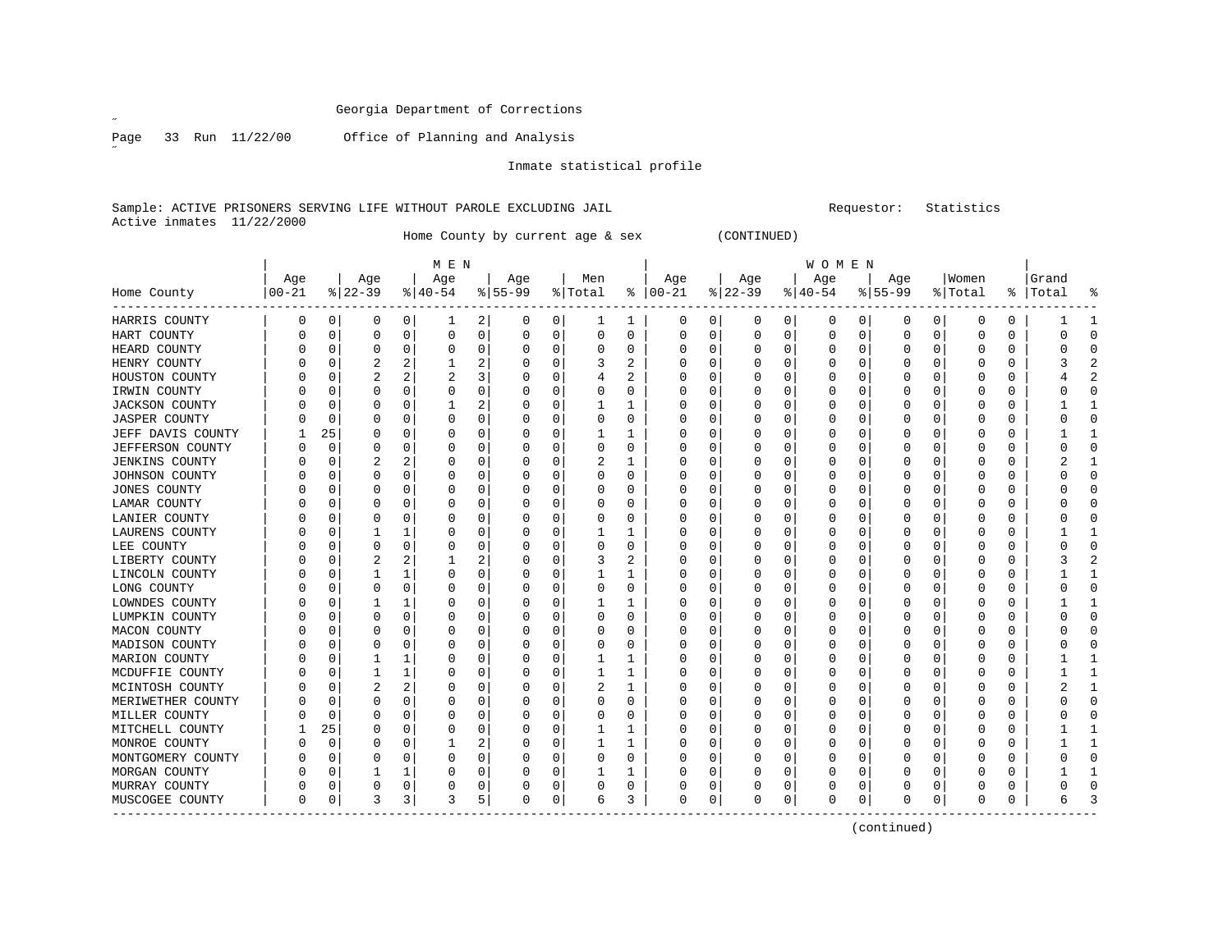Georgia Department of Corrections

Page 33 Run 11/22/00 Office of Planning and Analysis

Inmate statistical profile

Sample: ACTIVE PRISONERS SERVING LIFE WITHOUT PAROLE EXCLUDING JAIL Requestor: Statistics
Active inmates 11/22/2000

Home County by current age & sex (CONTINUED)

| | MEN | | | | | | | | | | WOMEN | | | | | | | | | | | |
|---|---|---|---|---|---|---|---|---|---|---|---|---|---|---|---|---|---|---|---|---|---|---|
| Home County | Age 00-21 | % | Age 22-39 | % | Age 40-54 | % | Age 55-99 | % | Men Total | % | Age 00-21 | % | Age 22-39 | % | Age 40-54 | % | Age 55-99 | % | Women Total | % | Grand Total | % |
| HARRIS COUNTY | 0 | 0 | 0 | 0 | 1 | 2 | 0 | 0 | 1 | 1 | 0 | 0 | 0 | 0 | 0 | 0 | 0 | 0 | 0 | 0 | 1 | 1 |
| HART COUNTY | 0 | 0 | 0 | 0 | 0 | 0 | 0 | 0 | 0 | 0 | 0 | 0 | 0 | 0 | 0 | 0 | 0 | 0 | 0 | 0 | 0 | 0 |
| HEARD COUNTY | 0 | 0 | 0 | 0 | 0 | 0 | 0 | 0 | 0 | 0 | 0 | 0 | 0 | 0 | 0 | 0 | 0 | 0 | 0 | 0 | 0 | 0 |
| HENRY COUNTY | 0 | 0 | 2 | 2 | 1 | 2 | 0 | 0 | 3 | 2 | 0 | 0 | 0 | 0 | 0 | 0 | 0 | 0 | 0 | 0 | 3 | 2 |
| HOUSTON COUNTY | 0 | 0 | 2 | 2 | 2 | 3 | 0 | 0 | 4 | 2 | 0 | 0 | 0 | 0 | 0 | 0 | 0 | 0 | 0 | 0 | 4 | 2 |
| IRWIN COUNTY | 0 | 0 | 0 | 0 | 0 | 0 | 0 | 0 | 0 | 0 | 0 | 0 | 0 | 0 | 0 | 0 | 0 | 0 | 0 | 0 | 0 | 0 |
| JACKSON COUNTY | 0 | 0 | 0 | 0 | 1 | 2 | 0 | 0 | 1 | 1 | 0 | 0 | 0 | 0 | 0 | 0 | 0 | 0 | 0 | 0 | 1 | 1 |
| JASPER COUNTY | 0 | 0 | 0 | 0 | 0 | 0 | 0 | 0 | 0 | 0 | 0 | 0 | 0 | 0 | 0 | 0 | 0 | 0 | 0 | 0 | 0 | 0 |
| JEFF DAVIS COUNTY | 1 | 25 | 0 | 0 | 0 | 0 | 0 | 0 | 1 | 1 | 0 | 0 | 0 | 0 | 0 | 0 | 0 | 0 | 0 | 0 | 1 | 1 |
| JEFFERSON COUNTY | 0 | 0 | 0 | 0 | 0 | 0 | 0 | 0 | 0 | 0 | 0 | 0 | 0 | 0 | 0 | 0 | 0 | 0 | 0 | 0 | 0 | 0 |
| JENKINS COUNTY | 0 | 0 | 2 | 2 | 0 | 0 | 0 | 0 | 2 | 1 | 0 | 0 | 0 | 0 | 0 | 0 | 0 | 0 | 0 | 0 | 2 | 1 |
| JOHNSON COUNTY | 0 | 0 | 0 | 0 | 0 | 0 | 0 | 0 | 0 | 0 | 0 | 0 | 0 | 0 | 0 | 0 | 0 | 0 | 0 | 0 | 0 | 0 |
| JONES COUNTY | 0 | 0 | 0 | 0 | 0 | 0 | 0 | 0 | 0 | 0 | 0 | 0 | 0 | 0 | 0 | 0 | 0 | 0 | 0 | 0 | 0 | 0 |
| LAMAR COUNTY | 0 | 0 | 0 | 0 | 0 | 0 | 0 | 0 | 0 | 0 | 0 | 0 | 0 | 0 | 0 | 0 | 0 | 0 | 0 | 0 | 0 | 0 |
| LANIER COUNTY | 0 | 0 | 0 | 0 | 0 | 0 | 0 | 0 | 0 | 0 | 0 | 0 | 0 | 0 | 0 | 0 | 0 | 0 | 0 | 0 | 0 | 0 |
| LAURENS COUNTY | 0 | 0 | 1 | 1 | 0 | 0 | 0 | 0 | 1 | 1 | 0 | 0 | 0 | 0 | 0 | 0 | 0 | 0 | 0 | 0 | 1 | 1 |
| LEE COUNTY | 0 | 0 | 0 | 0 | 0 | 0 | 0 | 0 | 0 | 0 | 0 | 0 | 0 | 0 | 0 | 0 | 0 | 0 | 0 | 0 | 0 | 0 |
| LIBERTY COUNTY | 0 | 0 | 2 | 2 | 1 | 2 | 0 | 0 | 3 | 2 | 0 | 0 | 0 | 0 | 0 | 0 | 0 | 0 | 0 | 0 | 3 | 2 |
| LINCOLN COUNTY | 0 | 0 | 1 | 1 | 0 | 0 | 0 | 0 | 1 | 1 | 0 | 0 | 0 | 0 | 0 | 0 | 0 | 0 | 0 | 0 | 1 | 1 |
| LONG COUNTY | 0 | 0 | 0 | 0 | 0 | 0 | 0 | 0 | 0 | 0 | 0 | 0 | 0 | 0 | 0 | 0 | 0 | 0 | 0 | 0 | 0 | 0 |
| LOWNDES COUNTY | 0 | 0 | 1 | 1 | 0 | 0 | 0 | 0 | 1 | 1 | 0 | 0 | 0 | 0 | 0 | 0 | 0 | 0 | 0 | 0 | 1 | 1 |
| LUMPKIN COUNTY | 0 | 0 | 0 | 0 | 0 | 0 | 0 | 0 | 0 | 0 | 0 | 0 | 0 | 0 | 0 | 0 | 0 | 0 | 0 | 0 | 0 | 0 |
| MACON COUNTY | 0 | 0 | 0 | 0 | 0 | 0 | 0 | 0 | 0 | 0 | 0 | 0 | 0 | 0 | 0 | 0 | 0 | 0 | 0 | 0 | 0 | 0 |
| MADISON COUNTY | 0 | 0 | 0 | 0 | 0 | 0 | 0 | 0 | 0 | 0 | 0 | 0 | 0 | 0 | 0 | 0 | 0 | 0 | 0 | 0 | 0 | 0 |
| MARION COUNTY | 0 | 0 | 1 | 1 | 0 | 0 | 0 | 0 | 1 | 1 | 0 | 0 | 0 | 0 | 0 | 0 | 0 | 0 | 0 | 0 | 1 | 1 |
| MCDUFFIE COUNTY | 0 | 0 | 1 | 1 | 0 | 0 | 0 | 0 | 1 | 1 | 0 | 0 | 0 | 0 | 0 | 0 | 0 | 0 | 0 | 0 | 1 | 1 |
| MCINTOSH COUNTY | 0 | 0 | 2 | 2 | 0 | 0 | 0 | 0 | 2 | 1 | 0 | 0 | 0 | 0 | 0 | 0 | 0 | 0 | 0 | 0 | 2 | 1 |
| MERIWETHER COUNTY | 0 | 0 | 0 | 0 | 0 | 0 | 0 | 0 | 0 | 0 | 0 | 0 | 0 | 0 | 0 | 0 | 0 | 0 | 0 | 0 | 0 | 0 |
| MILLER COUNTY | 0 | 0 | 0 | 0 | 0 | 0 | 0 | 0 | 0 | 0 | 0 | 0 | 0 | 0 | 0 | 0 | 0 | 0 | 0 | 0 | 0 | 0 |
| MITCHELL COUNTY | 1 | 25 | 0 | 0 | 0 | 0 | 0 | 0 | 1 | 1 | 0 | 0 | 0 | 0 | 0 | 0 | 0 | 0 | 0 | 0 | 1 | 1 |
| MONROE COUNTY | 0 | 0 | 0 | 0 | 1 | 2 | 0 | 0 | 1 | 1 | 0 | 0 | 0 | 0 | 0 | 0 | 0 | 0 | 0 | 0 | 1 | 1 |
| MONTGOMERY COUNTY | 0 | 0 | 0 | 0 | 0 | 0 | 0 | 0 | 0 | 0 | 0 | 0 | 0 | 0 | 0 | 0 | 0 | 0 | 0 | 0 | 0 | 0 |
| MORGAN COUNTY | 0 | 0 | 1 | 1 | 0 | 0 | 0 | 0 | 1 | 1 | 0 | 0 | 0 | 0 | 0 | 0 | 0 | 0 | 0 | 0 | 1 | 1 |
| MURRAY COUNTY | 0 | 0 | 0 | 0 | 0 | 0 | 0 | 0 | 0 | 0 | 0 | 0 | 0 | 0 | 0 | 0 | 0 | 0 | 0 | 0 | 0 | 0 |
| MUSCOGEE COUNTY | 0 | 0 | 3 | 3 | 3 | 5 | 0 | 0 | 6 | 3 | 0 | 0 | 0 | 0 | 0 | 0 | 0 | 0 | 0 | 0 | 6 | 3 |

(continued)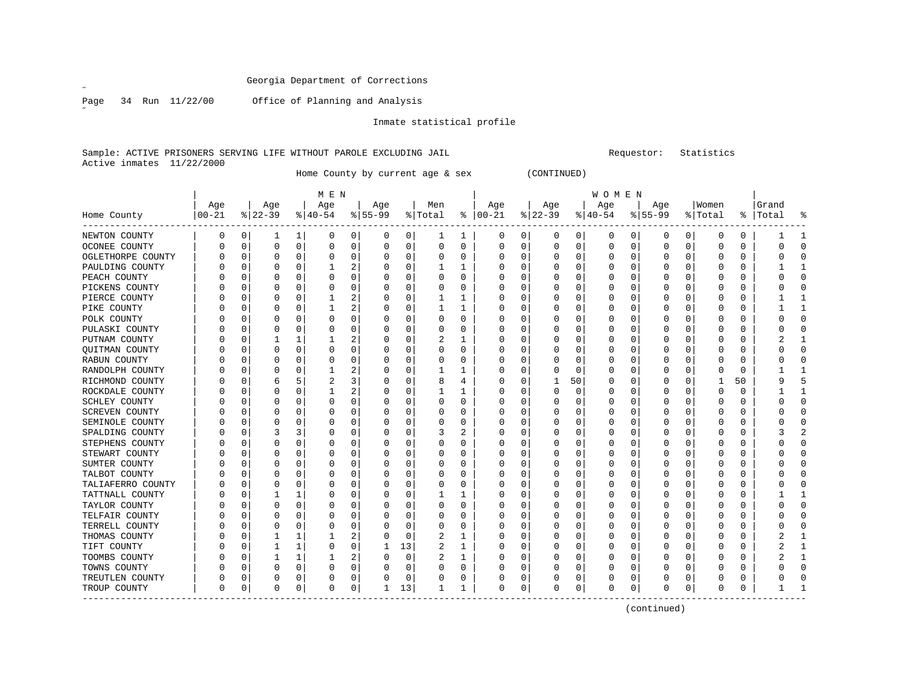Georgia Department of Corrections

Office of Planning and Analysis

Inmate statistical profile

Sample: ACTIVE PRISONERS SERVING LIFE WITHOUT PAROLE EXCLUDING JAIL

Requestor: Statistics

Active inmates 11/22/2000

Home County by current age & sex (CONTINUED)

| Home County | MEN Age 00-21 | % | Age 22-39 | % | Age 40-54 | % | Age 55-99 | % | Men Total | % | WOMEN Age 00-21 | % | Age 22-39 | % | Age 40-54 | % | Age 55-99 | % | Women Total | % | Grand Total | % |
|---|---|---|---|---|---|---|---|---|---|---|---|---|---|---|---|---|---|---|---|---|---|---|
| NEWTON COUNTY | 0 | 0 | 1 | 1 | 0 | 0 | 0 | 0 | 1 | 1 | 0 | 0 | 0 | 0 | 0 | 0 | 0 | 0 | 0 | 0 | 1 | 1 |
| OCONEE COUNTY | 0 | 0 | 0 | 0 | 0 | 0 | 0 | 0 | 0 | 0 | 0 | 0 | 0 | 0 | 0 | 0 | 0 | 0 | 0 | 0 | 0 | 0 |
| OGLETHORPE COUNTY | 0 | 0 | 0 | 0 | 0 | 0 | 0 | 0 | 0 | 0 | 0 | 0 | 0 | 0 | 0 | 0 | 0 | 0 | 0 | 0 | 0 | 0 |
| PAULDING COUNTY | 0 | 0 | 0 | 0 | 1 | 2 | 0 | 0 | 1 | 1 | 0 | 0 | 0 | 0 | 0 | 0 | 0 | 0 | 0 | 0 | 1 | 1 |
| PEACH COUNTY | 0 | 0 | 0 | 0 | 0 | 0 | 0 | 0 | 0 | 0 | 0 | 0 | 0 | 0 | 0 | 0 | 0 | 0 | 0 | 0 | 0 | 0 |
| PICKENS COUNTY | 0 | 0 | 0 | 0 | 0 | 0 | 0 | 0 | 0 | 0 | 0 | 0 | 0 | 0 | 0 | 0 | 0 | 0 | 0 | 0 | 0 | 0 |
| PIERCE COUNTY | 0 | 0 | 0 | 0 | 1 | 2 | 0 | 0 | 1 | 1 | 0 | 0 | 0 | 0 | 0 | 0 | 0 | 0 | 0 | 0 | 1 | 1 |
| PIKE COUNTY | 0 | 0 | 0 | 0 | 1 | 2 | 0 | 0 | 1 | 1 | 0 | 0 | 0 | 0 | 0 | 0 | 0 | 0 | 0 | 0 | 1 | 1 |
| POLK COUNTY | 0 | 0 | 0 | 0 | 0 | 0 | 0 | 0 | 0 | 0 | 0 | 0 | 0 | 0 | 0 | 0 | 0 | 0 | 0 | 0 | 0 | 0 |
| PULASKI COUNTY | 0 | 0 | 0 | 0 | 0 | 0 | 0 | 0 | 0 | 0 | 0 | 0 | 0 | 0 | 0 | 0 | 0 | 0 | 0 | 0 | 0 | 0 |
| PUTNAM COUNTY | 0 | 0 | 1 | 1 | 1 | 2 | 0 | 0 | 2 | 1 | 0 | 0 | 0 | 0 | 0 | 0 | 0 | 0 | 0 | 0 | 2 | 1 |
| QUITMAN COUNTY | 0 | 0 | 0 | 0 | 0 | 0 | 0 | 0 | 0 | 0 | 0 | 0 | 0 | 0 | 0 | 0 | 0 | 0 | 0 | 0 | 0 | 0 |
| RABUN COUNTY | 0 | 0 | 0 | 0 | 0 | 0 | 0 | 0 | 0 | 0 | 0 | 0 | 0 | 0 | 0 | 0 | 0 | 0 | 0 | 0 | 0 | 0 |
| RANDOLPH COUNTY | 0 | 0 | 0 | 0 | 1 | 2 | 0 | 0 | 1 | 1 | 0 | 0 | 0 | 0 | 0 | 0 | 0 | 0 | 0 | 0 | 1 | 1 |
| RICHMOND COUNTY | 0 | 0 | 6 | 5 | 2 | 3 | 0 | 0 | 8 | 4 | 0 | 0 | 1 | 50 | 0 | 0 | 0 | 0 | 1 | 50 | 9 | 5 |
| ROCKDALE COUNTY | 0 | 0 | 0 | 0 | 1 | 2 | 0 | 0 | 1 | 1 | 0 | 0 | 0 | 0 | 0 | 0 | 0 | 0 | 0 | 0 | 1 | 1 |
| SCHLEY COUNTY | 0 | 0 | 0 | 0 | 0 | 0 | 0 | 0 | 0 | 0 | 0 | 0 | 0 | 0 | 0 | 0 | 0 | 0 | 0 | 0 | 0 | 0 |
| SCREVEN COUNTY | 0 | 0 | 0 | 0 | 0 | 0 | 0 | 0 | 0 | 0 | 0 | 0 | 0 | 0 | 0 | 0 | 0 | 0 | 0 | 0 | 0 | 0 |
| SEMINOLE COUNTY | 0 | 0 | 0 | 0 | 0 | 0 | 0 | 0 | 0 | 0 | 0 | 0 | 0 | 0 | 0 | 0 | 0 | 0 | 0 | 0 | 0 | 0 |
| SPALDING COUNTY | 0 | 0 | 3 | 3 | 0 | 0 | 0 | 0 | 3 | 2 | 0 | 0 | 0 | 0 | 0 | 0 | 0 | 0 | 0 | 0 | 3 | 2 |
| STEPHENS COUNTY | 0 | 0 | 0 | 0 | 0 | 0 | 0 | 0 | 0 | 0 | 0 | 0 | 0 | 0 | 0 | 0 | 0 | 0 | 0 | 0 | 0 | 0 |
| STEWART COUNTY | 0 | 0 | 0 | 0 | 0 | 0 | 0 | 0 | 0 | 0 | 0 | 0 | 0 | 0 | 0 | 0 | 0 | 0 | 0 | 0 | 0 | 0 |
| SUMTER COUNTY | 0 | 0 | 0 | 0 | 0 | 0 | 0 | 0 | 0 | 0 | 0 | 0 | 0 | 0 | 0 | 0 | 0 | 0 | 0 | 0 | 0 | 0 |
| TALBOT COUNTY | 0 | 0 | 0 | 0 | 0 | 0 | 0 | 0 | 0 | 0 | 0 | 0 | 0 | 0 | 0 | 0 | 0 | 0 | 0 | 0 | 0 | 0 |
| TALIAFERRO COUNTY | 0 | 0 | 0 | 0 | 0 | 0 | 0 | 0 | 0 | 0 | 0 | 0 | 0 | 0 | 0 | 0 | 0 | 0 | 0 | 0 | 0 | 0 |
| TATTNALL COUNTY | 0 | 0 | 1 | 1 | 0 | 0 | 0 | 0 | 1 | 1 | 0 | 0 | 0 | 0 | 0 | 0 | 0 | 0 | 0 | 0 | 1 | 1 |
| TAYLOR COUNTY | 0 | 0 | 0 | 0 | 0 | 0 | 0 | 0 | 0 | 0 | 0 | 0 | 0 | 0 | 0 | 0 | 0 | 0 | 0 | 0 | 0 | 0 |
| TELFAIR COUNTY | 0 | 0 | 0 | 0 | 0 | 0 | 0 | 0 | 0 | 0 | 0 | 0 | 0 | 0 | 0 | 0 | 0 | 0 | 0 | 0 | 0 | 0 |
| TERRELL COUNTY | 0 | 0 | 0 | 0 | 0 | 0 | 0 | 0 | 0 | 0 | 0 | 0 | 0 | 0 | 0 | 0 | 0 | 0 | 0 | 0 | 0 | 0 |
| THOMAS COUNTY | 0 | 0 | 1 | 1 | 1 | 2 | 0 | 0 | 2 | 1 | 0 | 0 | 0 | 0 | 0 | 0 | 0 | 0 | 0 | 0 | 2 | 1 |
| TIFT COUNTY | 0 | 0 | 1 | 1 | 0 | 0 | 1 | 13 | 2 | 1 | 0 | 0 | 0 | 0 | 0 | 0 | 0 | 0 | 0 | 0 | 2 | 1 |
| TOOMBS COUNTY | 0 | 0 | 1 | 1 | 1 | 2 | 0 | 0 | 2 | 1 | 0 | 0 | 0 | 0 | 0 | 0 | 0 | 0 | 0 | 0 | 2 | 1 |
| TOWNS COUNTY | 0 | 0 | 0 | 0 | 0 | 0 | 0 | 0 | 0 | 0 | 0 | 0 | 0 | 0 | 0 | 0 | 0 | 0 | 0 | 0 | 0 | 0 |
| TREUTLEN COUNTY | 0 | 0 | 0 | 0 | 0 | 0 | 0 | 0 | 0 | 0 | 0 | 0 | 0 | 0 | 0 | 0 | 0 | 0 | 0 | 0 | 0 | 0 |
| TROUP COUNTY | 0 | 0 | 0 | 0 | 0 | 0 | 1 | 13 | 1 | 1 | 0 | 0 | 0 | 0 | 0 | 0 | 0 | 0 | 0 | 0 | 1 | 1 |

(continued)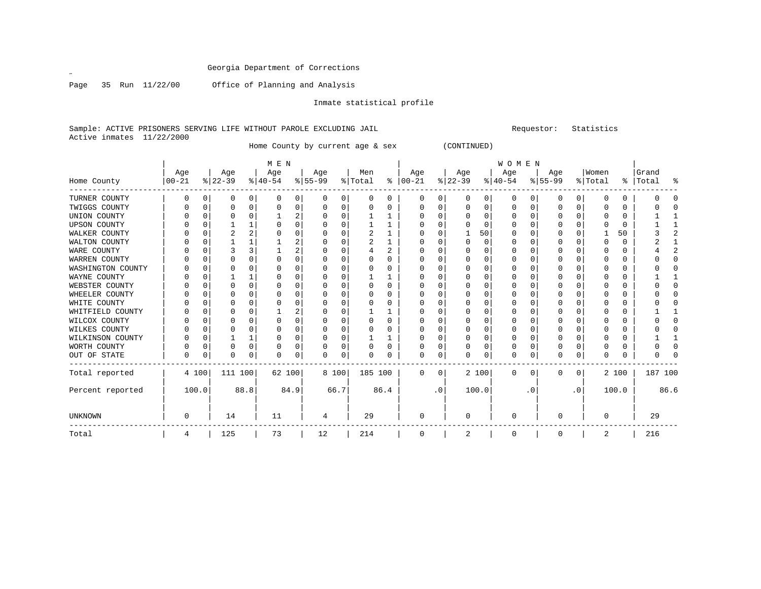Georgia Department of Corrections

Page 35 Run 11/22/00 Office of Planning and Analysis

Inmate statistical profile

Sample: ACTIVE PRISONERS SERVING LIFE WITHOUT PAROLE EXCLUDING JAIL    Requestor: Statistics

Active inmates 11/22/2000

Home County by current age & sex (CONTINUED)

| Home County | MEN Age 00-21 | % | Age 22-39 | % | Age 40-54 | % | Age 55-99 | % | Men Total | % | WOMEN Age 00-21 | % | Age 22-39 | % | Age 40-54 | % | Age 55-99 | % | Women Total | % | Grand Total | % |
|---|---|---|---|---|---|---|---|---|---|---|---|---|---|---|---|---|---|---|---|---|---|---|
| TURNER COUNTY | 0 | 0 | 0 | 0 | 0 | 0 | 0 | 0 | 0 | 0 | 0 | 0 | 0 | 0 | 0 | 0 | 0 | 0 | 0 | 0 | 0 | 0 |
| TWIGGS COUNTY | 0 | 0 | 0 | 0 | 0 | 0 | 0 | 0 | 0 | 0 | 0 | 0 | 0 | 0 | 0 | 0 | 0 | 0 | 0 | 0 | 0 | 0 |
| UNION COUNTY | 0 | 0 | 0 | 0 | 1 | 2 | 0 | 0 | 1 | 1 | 0 | 0 | 0 | 0 | 0 | 0 | 0 | 0 | 0 | 0 | 1 | 1 |
| UPSON COUNTY | 0 | 0 | 1 | 1 | 0 | 0 | 0 | 0 | 1 | 1 | 0 | 0 | 0 | 0 | 0 | 0 | 0 | 0 | 0 | 0 | 1 | 1 |
| WALKER COUNTY | 0 | 0 | 2 | 2 | 0 | 0 | 0 | 0 | 2 | 1 | 0 | 0 | 1 | 50 | 0 | 0 | 0 | 0 | 1 | 50 | 3 | 2 |
| WALTON COUNTY | 0 | 0 | 1 | 1 | 1 | 2 | 0 | 0 | 2 | 1 | 0 | 0 | 0 | 0 | 0 | 0 | 0 | 0 | 0 | 0 | 2 | 1 |
| WARE COUNTY | 0 | 0 | 3 | 3 | 1 | 2 | 0 | 0 | 4 | 2 | 0 | 0 | 0 | 0 | 0 | 0 | 0 | 0 | 0 | 0 | 4 | 2 |
| WARREN COUNTY | 0 | 0 | 0 | 0 | 0 | 0 | 0 | 0 | 0 | 0 | 0 | 0 | 0 | 0 | 0 | 0 | 0 | 0 | 0 | 0 | 0 | 0 |
| WASHINGTON COUNTY | 0 | 0 | 0 | 0 | 0 | 0 | 0 | 0 | 0 | 0 | 0 | 0 | 0 | 0 | 0 | 0 | 0 | 0 | 0 | 0 | 0 | 0 |
| WAYNE COUNTY | 0 | 0 | 1 | 1 | 0 | 0 | 0 | 0 | 1 | 1 | 0 | 0 | 0 | 0 | 0 | 0 | 0 | 0 | 0 | 0 | 1 | 1 |
| WEBSTER COUNTY | 0 | 0 | 0 | 0 | 0 | 0 | 0 | 0 | 0 | 0 | 0 | 0 | 0 | 0 | 0 | 0 | 0 | 0 | 0 | 0 | 0 | 0 |
| WHEELER COUNTY | 0 | 0 | 0 | 0 | 0 | 0 | 0 | 0 | 0 | 0 | 0 | 0 | 0 | 0 | 0 | 0 | 0 | 0 | 0 | 0 | 0 | 0 |
| WHITE COUNTY | 0 | 0 | 0 | 0 | 0 | 0 | 0 | 0 | 0 | 0 | 0 | 0 | 0 | 0 | 0 | 0 | 0 | 0 | 0 | 0 | 0 | 0 |
| WHITFIELD COUNTY | 0 | 0 | 0 | 0 | 1 | 2 | 0 | 0 | 1 | 1 | 0 | 0 | 0 | 0 | 0 | 0 | 0 | 0 | 0 | 0 | 1 | 1 |
| WILCOX COUNTY | 0 | 0 | 0 | 0 | 0 | 0 | 0 | 0 | 0 | 0 | 0 | 0 | 0 | 0 | 0 | 0 | 0 | 0 | 0 | 0 | 0 | 0 |
| WILKES COUNTY | 0 | 0 | 0 | 0 | 0 | 0 | 0 | 0 | 0 | 0 | 0 | 0 | 0 | 0 | 0 | 0 | 0 | 0 | 0 | 0 | 0 | 0 |
| WILKINSON COUNTY | 0 | 0 | 1 | 1 | 0 | 0 | 0 | 0 | 1 | 1 | 0 | 0 | 0 | 0 | 0 | 0 | 0 | 0 | 0 | 0 | 1 | 1 |
| WORTH COUNTY | 0 | 0 | 0 | 0 | 0 | 0 | 0 | 0 | 0 | 0 | 0 | 0 | 0 | 0 | 0 | 0 | 0 | 0 | 0 | 0 | 0 | 0 |
| OUT OF STATE | 0 | 0 | 0 | 0 | 0 | 0 | 0 | 0 | 0 | 0 | 0 | 0 | 0 | 0 | 0 | 0 | 0 | 0 | 0 | 0 | 0 | 0 |
| Total reported | 4 | 100 | 111 | 100 | 62 | 100 | 8 | 100 | 185 | 100 | 0 | 0 | 2 | 100 | 0 | 0 | 0 | 0 | 2 | 100 | 187 | 100 |
| Percent reported | 100.0 | | 88.8 | | 84.9 | | 66.7 | | 86.4 | | .0 | | 100.0 | | .0 | | .0 | | 100.0 | | 86.6 | |
| UNKNOWN | 0 | | 14 | | 11 | | 4 | | 29 | | 0 | | 0 | | 0 | | 0 | | 0 | | 29 | |
| Total | 4 | | 125 | | 73 | | 12 | | 214 | | 0 | | 2 | | 0 | | 0 | | 2 | | 216 | |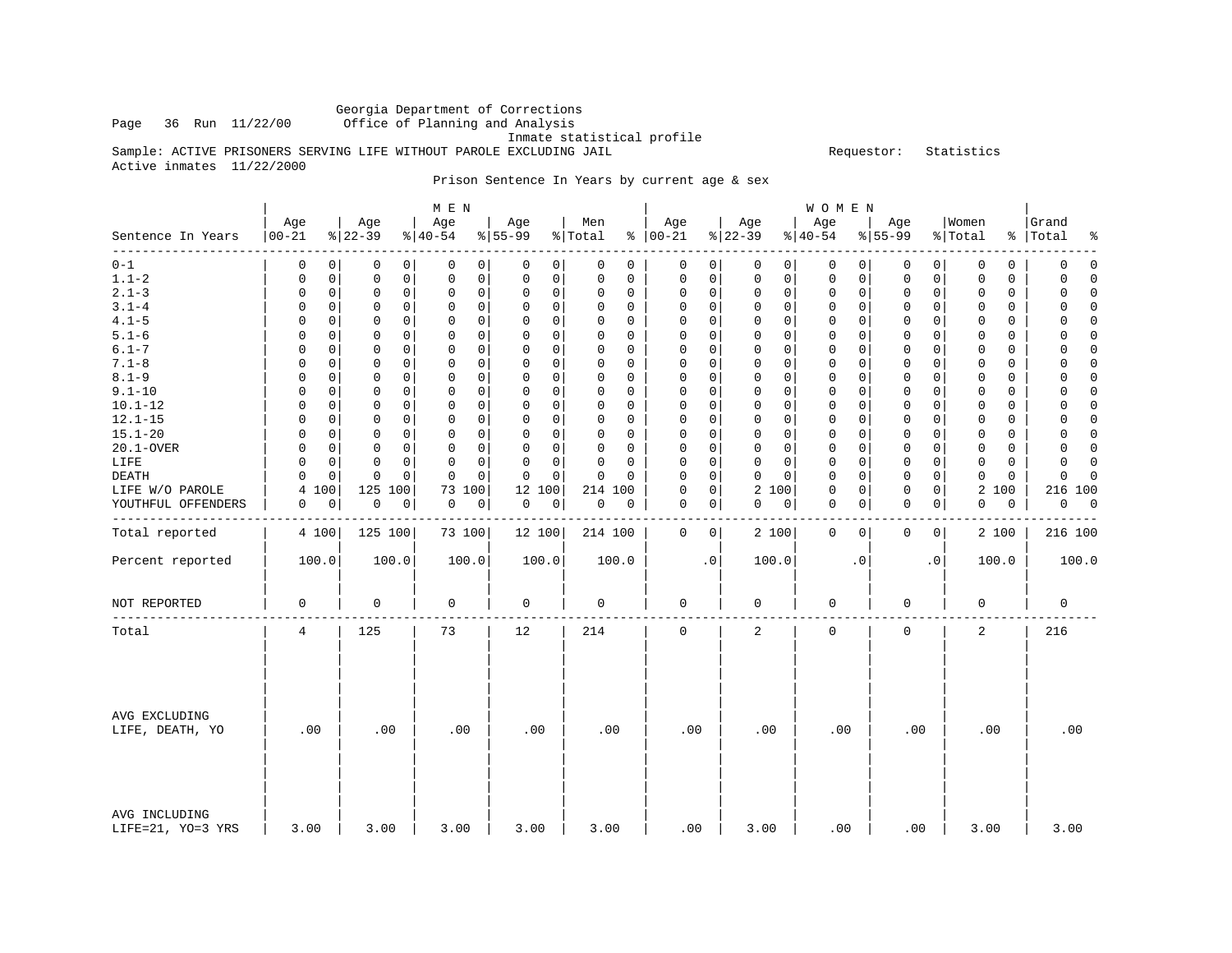Georgia Department of Corrections
Office of Planning and Analysis
Inmate statistical profile

Sample: ACTIVE PRISONERS SERVING LIFE WITHOUT PAROLE EXCLUDING JAIL

Requestor: Statistics

Active inmates 11/22/2000

Prison Sentence In Years by current age & sex

| Sentence In Years | MEN Age 00-21 | % | Age 22-39 | % | Age 40-54 | % | Age 55-99 | % | Men Total | % | WOMEN Age 00-21 | % | Age 22-39 | % | Age 40-54 | % | Age 55-99 | % | Women Total | % | Grand Total | % |
|---|---|---|---|---|---|---|---|---|---|---|---|---|---|---|---|---|---|---|---|---|---|---|
| 0-1 | 0 | 0 | 0 | 0 | 0 | 0 | 0 | 0 | 0 | 0 | 0 | 0 | 0 | 0 | 0 | 0 | 0 | 0 | 0 | 0 | 0 | 0 |
| 1.1-2 | 0 | 0 | 0 | 0 | 0 | 0 | 0 | 0 | 0 | 0 | 0 | 0 | 0 | 0 | 0 | 0 | 0 | 0 | 0 | 0 | 0 | 0 |
| 2.1-3 | 0 | 0 | 0 | 0 | 0 | 0 | 0 | 0 | 0 | 0 | 0 | 0 | 0 | 0 | 0 | 0 | 0 | 0 | 0 | 0 | 0 | 0 |
| 3.1-4 | 0 | 0 | 0 | 0 | 0 | 0 | 0 | 0 | 0 | 0 | 0 | 0 | 0 | 0 | 0 | 0 | 0 | 0 | 0 | 0 | 0 | 0 |
| 4.1-5 | 0 | 0 | 0 | 0 | 0 | 0 | 0 | 0 | 0 | 0 | 0 | 0 | 0 | 0 | 0 | 0 | 0 | 0 | 0 | 0 | 0 | 0 |
| 5.1-6 | 0 | 0 | 0 | 0 | 0 | 0 | 0 | 0 | 0 | 0 | 0 | 0 | 0 | 0 | 0 | 0 | 0 | 0 | 0 | 0 | 0 | 0 |
| 6.1-7 | 0 | 0 | 0 | 0 | 0 | 0 | 0 | 0 | 0 | 0 | 0 | 0 | 0 | 0 | 0 | 0 | 0 | 0 | 0 | 0 | 0 | 0 |
| 7.1-8 | 0 | 0 | 0 | 0 | 0 | 0 | 0 | 0 | 0 | 0 | 0 | 0 | 0 | 0 | 0 | 0 | 0 | 0 | 0 | 0 | 0 | 0 |
| 8.1-9 | 0 | 0 | 0 | 0 | 0 | 0 | 0 | 0 | 0 | 0 | 0 | 0 | 0 | 0 | 0 | 0 | 0 | 0 | 0 | 0 | 0 | 0 |
| 9.1-10 | 0 | 0 | 0 | 0 | 0 | 0 | 0 | 0 | 0 | 0 | 0 | 0 | 0 | 0 | 0 | 0 | 0 | 0 | 0 | 0 | 0 | 0 |
| 10.1-12 | 0 | 0 | 0 | 0 | 0 | 0 | 0 | 0 | 0 | 0 | 0 | 0 | 0 | 0 | 0 | 0 | 0 | 0 | 0 | 0 | 0 | 0 |
| 12.1-15 | 0 | 0 | 0 | 0 | 0 | 0 | 0 | 0 | 0 | 0 | 0 | 0 | 0 | 0 | 0 | 0 | 0 | 0 | 0 | 0 | 0 | 0 |
| 15.1-20 | 0 | 0 | 0 | 0 | 0 | 0 | 0 | 0 | 0 | 0 | 0 | 0 | 0 | 0 | 0 | 0 | 0 | 0 | 0 | 0 | 0 | 0 |
| 20.1-OVER | 0 | 0 | 0 | 0 | 0 | 0 | 0 | 0 | 0 | 0 | 0 | 0 | 0 | 0 | 0 | 0 | 0 | 0 | 0 | 0 | 0 | 0 |
| LIFE | 0 | 0 | 0 | 0 | 0 | 0 | 0 | 0 | 0 | 0 | 0 | 0 | 0 | 0 | 0 | 0 | 0 | 0 | 0 | 0 | 0 | 0 |
| DEATH | 0 | 0 | 0 | 0 | 0 | 0 | 0 | 0 | 0 | 0 | 0 | 0 | 0 | 0 | 0 | 0 | 0 | 0 | 0 | 0 | 0 | 0 |
| LIFE W/O PAROLE | 4 | 100 | 125 | 100 | 73 | 100 | 12 | 100 | 214 | 100 | 0 | 0 | 2 | 100 | 0 | 0 | 0 | 0 | 2 | 100 | 216 | 100 |
| YOUTHFUL OFFENDERS | 0 | 0 | 0 | 0 | 0 | 0 | 0 | 0 | 0 | 0 | 0 | 0 | 0 | 0 | 0 | 0 | 0 | 0 | 0 | 0 | 0 | 0 |
| Total reported | 4 | 100 | 125 | 100 | 73 | 100 | 12 | 100 | 214 | 100 | 0 | 0 | 2 | 100 | 0 | 0 | 0 | 0 | 2 | 100 | 216 | 100 |
| Percent reported | 100.0 | | 100.0 | | 100.0 | | 100.0 | | 100.0 | | .0 | | 100.0 | | .0 | | .0 | | 100.0 | | 100.0 | |
| NOT REPORTED | 0 | | 0 | | 0 | | 0 | | 0 | | 0 | | 0 | | 0 | | 0 | | 0 | | 0 | |
| Total | 4 | | 125 | | 73 | | 12 | | 214 | | 0 | | 2 | | 0 | | 0 | | 2 | | 216 | |
| AVG EXCLUDING LIFE, DEATH, YO | .00 | | .00 | | .00 | | .00 | | .00 | | .00 | | .00 | | .00 | | .00 | | .00 | | .00 | |
| AVG INCLUDING LIFE=21, YO=3 YRS | 3.00 | | 3.00 | | 3.00 | | 3.00 | | 3.00 | | .00 | | 3.00 | | .00 | | .00 | | 3.00 | | 3.00 | |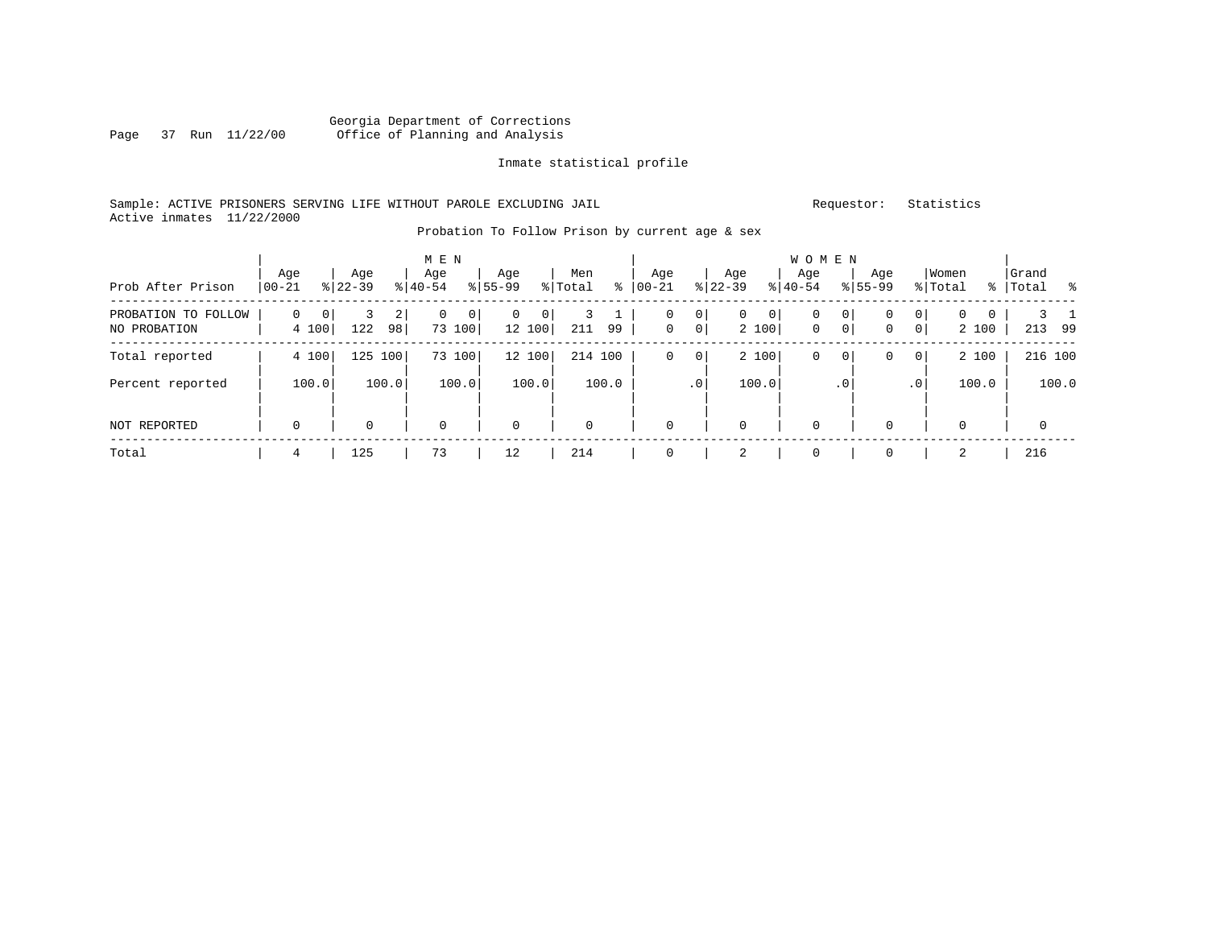Georgia Department of Corrections
Office of Planning and Analysis

Inmate statistical profile

Sample: ACTIVE PRISONERS SERVING LIFE WITHOUT PAROLE EXCLUDING JAIL

Requestor: Statistics

Active inmates 11/22/2000

Probation To Follow Prison by current age & sex

| Prob After Prison | MEN Age 00-21 | % | Age 22-39 | % | Age 40-54 | % | Age 55-99 | % | Men Total | % | WOMEN Age 00-21 | % | Age 22-39 | % | Age 40-54 | % | Age 55-99 | % | Women Total | % | Grand Total | % |
|---|---|---|---|---|---|---|---|---|---|---|---|---|---|---|---|---|---|---|---|---|---|---|
| PROBATION TO FOLLOW | 0 | 0 | 3 | 2 | 0 | 0 | 0 | 0 | 3 | 1 | 0 | 0 | 0 | 0 | 0 | 0 | 0 | 0 | 0 | 0 | 3 | 1 |
| NO PROBATION | 4 | 100 | 122 | 98 | 73 | 100 | 12 | 100 | 211 | 99 | 0 | 0 | 2 | 100 | 0 | 0 | 0 | 0 | 2 | 100 | 213 | 99 |
| Total reported | 4 | 100 | 125 | 100 | 73 | 100 | 12 | 100 | 214 | 100 | 0 | 0 | 2 | 100 | 0 | 0 | 0 | 0 | 2 | 100 | 216 | 100 |
| Percent reported | | 100.0 | | 100.0 | | 100.0 | | 100.0 | | 100.0 | | .0 | | 100.0 | | .0 | | .0 | | 100.0 | | 100.0 |
| NOT REPORTED | 0 | | 0 | | 0 | | 0 | | 0 | | 0 | | 0 | | 0 | | 0 | | 0 | | 0 | |
| Total | 4 | | 125 | | 73 | | 12 | | 214 | | 0 | | 2 | | 0 | | 0 | | 2 | | 216 | |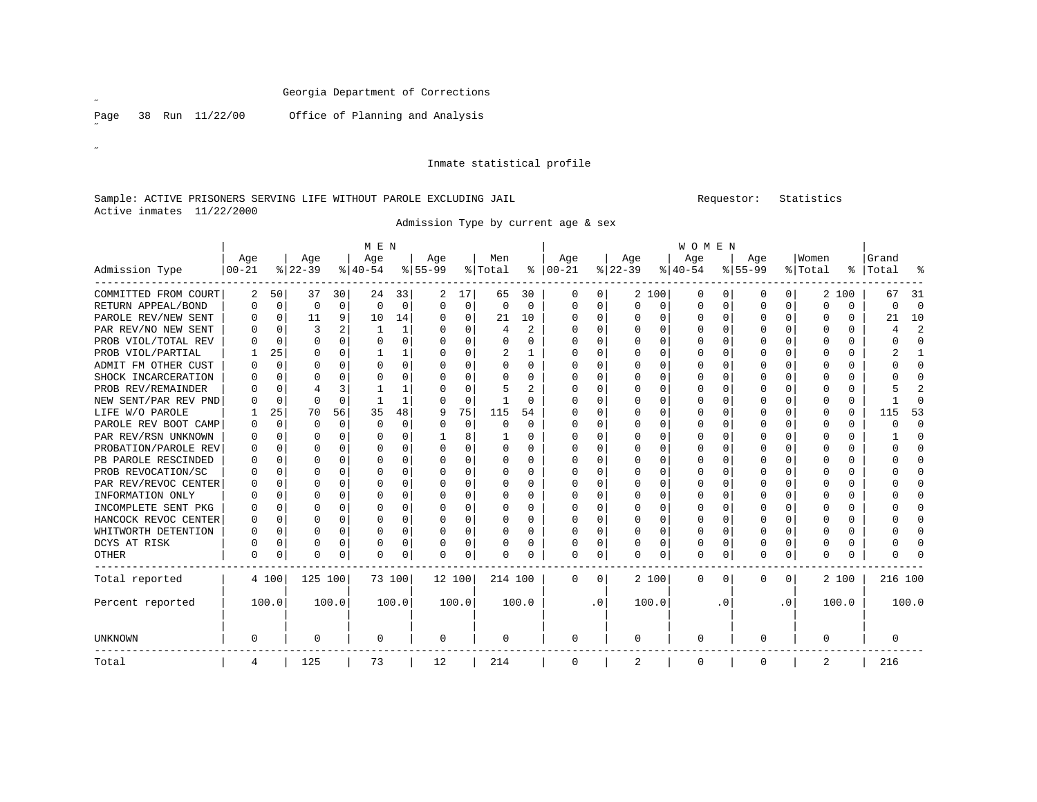Georgia Department of Corrections

Page 38 Run 11/22/00 Office of Planning and Analysis

Inmate statistical profile

Sample: ACTIVE PRISONERS SERVING LIFE WITHOUT PAROLE EXCLUDING JAIL Requestor: Statistics
Active inmates 11/22/2000

Admission Type by current age & sex

| Admission Type | MEN Age 00-21 | % | Age 22-39 | % | Age 40-54 | % | Age 55-99 | % | Men Total | % | WOMEN Age 00-21 | % | Age 22-39 | % | Age 40-54 | % | Age 55-99 | % | Women Total | % | Grand Total | % |
|---|---|---|---|---|---|---|---|---|---|---|---|---|---|---|---|---|---|---|---|---|---|---|
| COMMITTED FROM COURT | 2 | 50 | 37 | 30 | 24 | 33 | 2 | 17 | 65 | 30 | 0 | 0 | 2 | 100 | 0 | 0 | 0 | 0 | 2 | 100 | 67 | 31 |
| RETURN APPEAL/BOND | 0 | 0 | 0 | 0 | 0 | 0 | 0 | 0 | 0 | 0 | 0 | 0 | 0 | 0 | 0 | 0 | 0 | 0 | 0 | 0 | 0 | 0 |
| PAROLE REV/NEW SENT | 0 | 0 | 11 | 9 | 10 | 14 | 0 | 0 | 21 | 10 | 0 | 0 | 0 | 0 | 0 | 0 | 0 | 0 | 0 | 0 | 21 | 10 |
| PAR REV/NO NEW SENT | 0 | 0 | 3 | 2 | 1 | 1 | 0 | 0 | 4 | 2 | 0 | 0 | 0 | 0 | 0 | 0 | 0 | 0 | 0 | 0 | 4 | 2 |
| PROB VIOL/TOTAL REV | 0 | 0 | 0 | 0 | 0 | 0 | 0 | 0 | 0 | 0 | 0 | 0 | 0 | 0 | 0 | 0 | 0 | 0 | 0 | 0 | 0 | 0 |
| PROB VIOL/PARTIAL | 1 | 25 | 0 | 0 | 1 | 1 | 0 | 0 | 2 | 1 | 0 | 0 | 0 | 0 | 0 | 0 | 0 | 0 | 0 | 0 | 2 | 1 |
| ADMIT FM OTHER CUST | 0 | 0 | 0 | 0 | 0 | 0 | 0 | 0 | 0 | 0 | 0 | 0 | 0 | 0 | 0 | 0 | 0 | 0 | 0 | 0 | 0 | 0 |
| SHOCK INCARCERATION | 0 | 0 | 0 | 0 | 0 | 0 | 0 | 0 | 0 | 0 | 0 | 0 | 0 | 0 | 0 | 0 | 0 | 0 | 0 | 0 | 0 | 0 |
| PROB REV/REMAINDER | 0 | 0 | 4 | 3 | 1 | 1 | 0 | 0 | 5 | 2 | 0 | 0 | 0 | 0 | 0 | 0 | 0 | 0 | 0 | 0 | 5 | 2 |
| NEW SENT/PAR REV PND | 0 | 0 | 0 | 0 | 1 | 1 | 0 | 0 | 1 | 0 | 0 | 0 | 0 | 0 | 0 | 0 | 0 | 0 | 0 | 0 | 1 | 0 |
| LIFE W/O PAROLE | 1 | 25 | 70 | 56 | 35 | 48 | 9 | 75 | 115 | 54 | 0 | 0 | 0 | 0 | 0 | 0 | 0 | 0 | 0 | 0 | 115 | 53 |
| PAROLE REV BOOT CAMP | 0 | 0 | 0 | 0 | 0 | 0 | 0 | 0 | 0 | 0 | 0 | 0 | 0 | 0 | 0 | 0 | 0 | 0 | 0 | 0 | 0 | 0 |
| PAR REV/RSN UNKNOWN | 0 | 0 | 0 | 0 | 0 | 0 | 1 | 8 | 1 | 0 | 0 | 0 | 0 | 0 | 0 | 0 | 0 | 0 | 0 | 0 | 1 | 0 |
| PROBATION/PAROLE REV | 0 | 0 | 0 | 0 | 0 | 0 | 0 | 0 | 0 | 0 | 0 | 0 | 0 | 0 | 0 | 0 | 0 | 0 | 0 | 0 | 0 | 0 |
| PB PAROLE RESCINDED | 0 | 0 | 0 | 0 | 0 | 0 | 0 | 0 | 0 | 0 | 0 | 0 | 0 | 0 | 0 | 0 | 0 | 0 | 0 | 0 | 0 | 0 |
| PROB REVOCATION/SC | 0 | 0 | 0 | 0 | 0 | 0 | 0 | 0 | 0 | 0 | 0 | 0 | 0 | 0 | 0 | 0 | 0 | 0 | 0 | 0 | 0 | 0 |
| PAR REV/REVOC CENTER | 0 | 0 | 0 | 0 | 0 | 0 | 0 | 0 | 0 | 0 | 0 | 0 | 0 | 0 | 0 | 0 | 0 | 0 | 0 | 0 | 0 | 0 |
| INFORMATION ONLY | 0 | 0 | 0 | 0 | 0 | 0 | 0 | 0 | 0 | 0 | 0 | 0 | 0 | 0 | 0 | 0 | 0 | 0 | 0 | 0 | 0 | 0 |
| INCOMPLETE SENT PKG | 0 | 0 | 0 | 0 | 0 | 0 | 0 | 0 | 0 | 0 | 0 | 0 | 0 | 0 | 0 | 0 | 0 | 0 | 0 | 0 | 0 | 0 |
| HANCOCK REVOC CENTER | 0 | 0 | 0 | 0 | 0 | 0 | 0 | 0 | 0 | 0 | 0 | 0 | 0 | 0 | 0 | 0 | 0 | 0 | 0 | 0 | 0 | 0 |
| WHITWORTH DETENTION | 0 | 0 | 0 | 0 | 0 | 0 | 0 | 0 | 0 | 0 | 0 | 0 | 0 | 0 | 0 | 0 | 0 | 0 | 0 | 0 | 0 | 0 |
| DCYS AT RISK | 0 | 0 | 0 | 0 | 0 | 0 | 0 | 0 | 0 | 0 | 0 | 0 | 0 | 0 | 0 | 0 | 0 | 0 | 0 | 0 | 0 | 0 |
| OTHER | 0 | 0 | 0 | 0 | 0 | 0 | 0 | 0 | 0 | 0 | 0 | 0 | 0 | 0 | 0 | 0 | 0 | 0 | 0 | 0 | 0 | 0 |
| Total reported | 4 | 100 | 125 | 100 | 73 | 100 | 12 | 100 | 214 | 100 | 0 | 0 | 2 | 100 | 0 | 0 | 0 | 0 | 2 | 100 | 216 | 100 |
| Percent reported | | 100.0 | | 100.0 | | 100.0 | | 100.0 | | 100.0 | | .0 | | 100.0 | | .0 | | .0 | | 100.0 | | 100.0 |
| UNKNOWN | 0 | | 0 | | 0 | | 0 | | 0 | | 0 | | 0 | | 0 | | 0 | | 0 | | 0 | |
| Total | 4 | | 125 | | 73 | | 12 | | 214 | | 0 | | 2 | | 0 | | 0 | | 2 | | 216 | |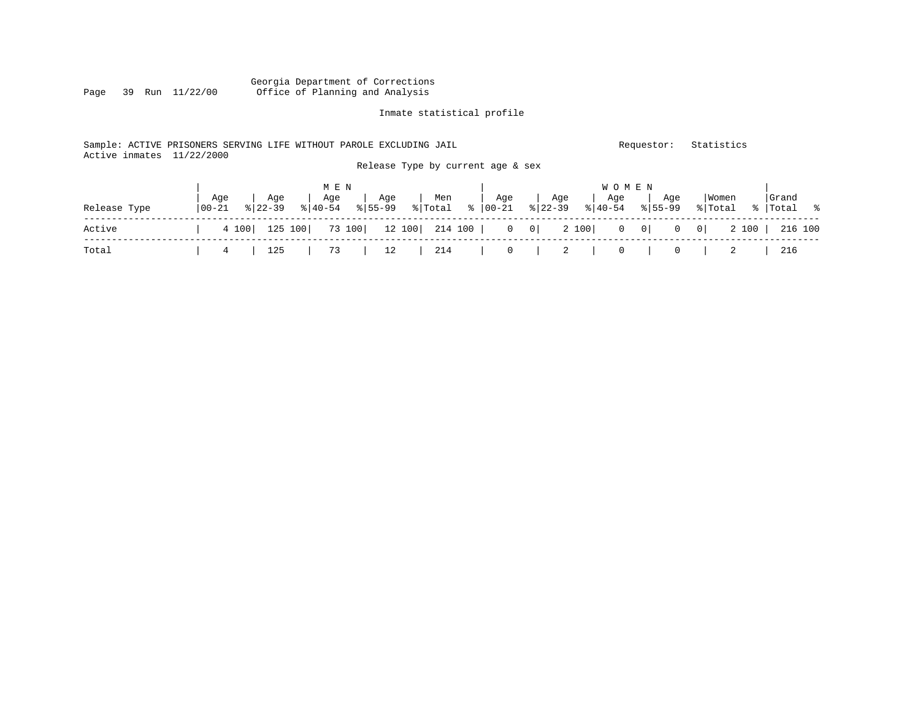Georgia Department of Corrections
Office of Planning and Analysis

Inmate statistical profile

Sample: ACTIVE PRISONERS SERVING LIFE WITHOUT PAROLE EXCLUDING JAIL    Requestor: Statistics
Active inmates 11/22/2000

Release Type by current age & sex

| Release Type | MEN Age 00-21 | % | Age 22-39 | % | Age 40-54 | % | Age 55-99 | % | Men Total | % | WOMEN Age 00-21 | % | Age 22-39 | % | Age 40-54 | % | Age 55-99 | % | Women Total | % | Grand Total | % |
|---|---|---|---|---|---|---|---|---|---|---|---|---|---|---|---|---|---|---|---|---|---|---|
| Active | 4 | 100 | 125 | 100 | 73 | 100 | 12 | 100 | 214 | 100 | 0 | 0 | 2 | 100 | 0 | 0 | 0 | 0 | 2 | 100 | 216 | 100 |
| Total | 4 | | 125 | | 73 | | 12 | | 214 | | 0 | | 2 | | 0 | | 0 | | 2 | | 216 | |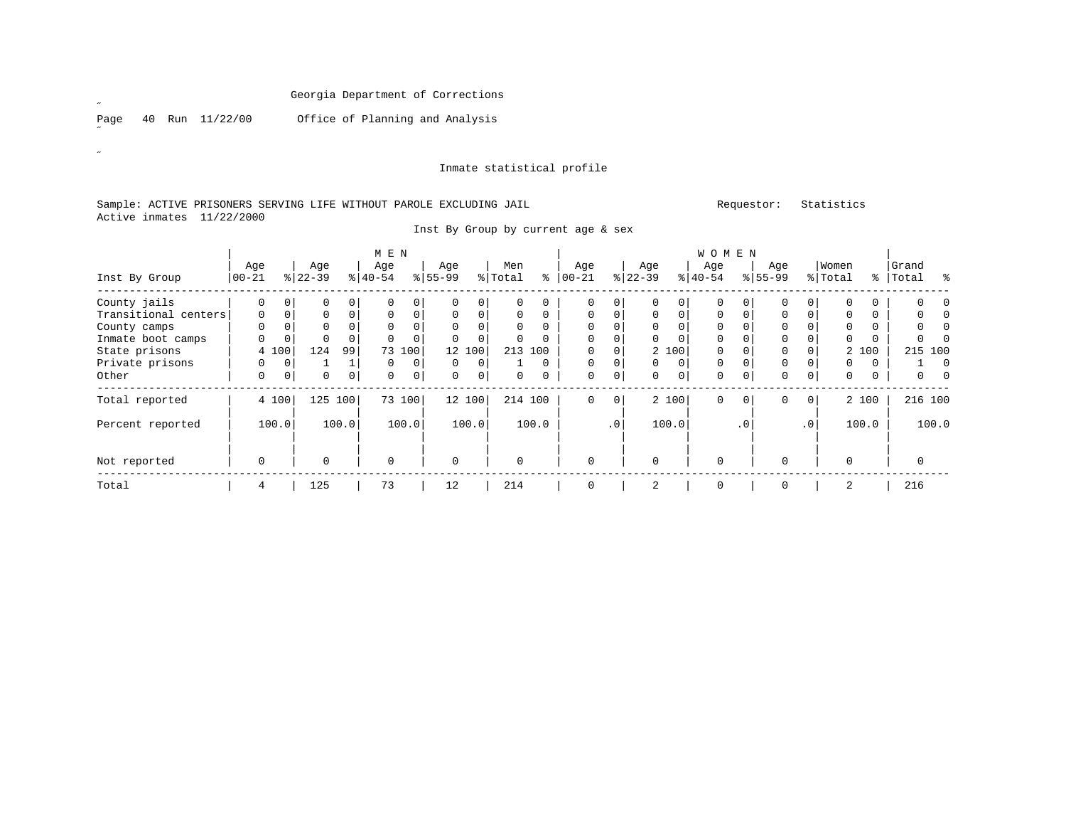Georgia Department of Corrections

Page 40 Run 11/22/00 Office of Planning and Analysis

Inmate statistical profile

Sample: ACTIVE PRISONERS SERVING LIFE WITHOUT PAROLE EXCLUDING JAIL Requestor: Statistics
Active inmates 11/22/2000

Inst By Group by current age & sex

| Inst By Group | MEN Age 00-21 | % | Age 22-39 | % | Age 40-54 | % | Age 55-99 | % | Men Total | % | WOMEN Age 00-21 | % | Age 22-39 | % | Age 40-54 | % | Age 55-99 | % | Women Total | % | Grand Total | % |
|---|---|---|---|---|---|---|---|---|---|---|---|---|---|---|---|---|---|---|---|---|---|---|
| County jails | 0 | 0 | 0 | 0 | 0 | 0 | 0 | 0 | 0 | 0 | 0 | 0 | 0 | 0 | 0 | 0 | 0 | 0 | 0 | 0 | 0 | 0 |
| Transitional centers | 0 | 0 | 0 | 0 | 0 | 0 | 0 | 0 | 0 | 0 | 0 | 0 | 0 | 0 | 0 | 0 | 0 | 0 | 0 | 0 | 0 | 0 |
| County camps | 0 | 0 | 0 | 0 | 0 | 0 | 0 | 0 | 0 | 0 | 0 | 0 | 0 | 0 | 0 | 0 | 0 | 0 | 0 | 0 | 0 | 0 |
| Inmate boot camps | 0 | 0 | 0 | 0 | 0 | 0 | 0 | 0 | 0 | 0 | 0 | 0 | 0 | 0 | 0 | 0 | 0 | 0 | 0 | 0 | 0 | 0 |
| State prisons | 4 | 100 | 124 | 99 | 73 | 100 | 12 | 100 | 213 | 100 | 0 | 0 | 2 | 100 | 0 | 0 | 0 | 0 | 2 | 100 | 215 | 100 |
| Private prisons | 0 | 0 | 1 | 1 | 0 | 0 | 0 | 0 | 1 | 0 | 0 | 0 | 0 | 0 | 0 | 0 | 0 | 0 | 0 | 0 | 1 | 0 |
| Other | 0 | 0 | 0 | 0 | 0 | 0 | 0 | 0 | 0 | 0 | 0 | 0 | 0 | 0 | 0 | 0 | 0 | 0 | 0 | 0 | 0 | 0 |
| Total reported | 4 | 100 | 125 | 100 | 73 | 100 | 12 | 100 | 214 | 100 | 0 | 0 | 2 | 100 | 0 | 0 | 0 | 0 | 2 | 100 | 216 | 100 |
| Percent reported | | 100.0 | | 100.0 | | 100.0 | | 100.0 | | 100.0 | | .0 | | 100.0 | | .0 | | .0 | | 100.0 | | 100.0 |
| Not reported | 0 | | 0 | | 0 | | 0 | | 0 | | 0 | | 0 | | 0 | | 0 | | 0 | | 0 | |
| Total | 4 | | 125 | | 73 | | 12 | | 214 | | 0 | | 2 | | 0 | | 0 | | 2 | | 216 | |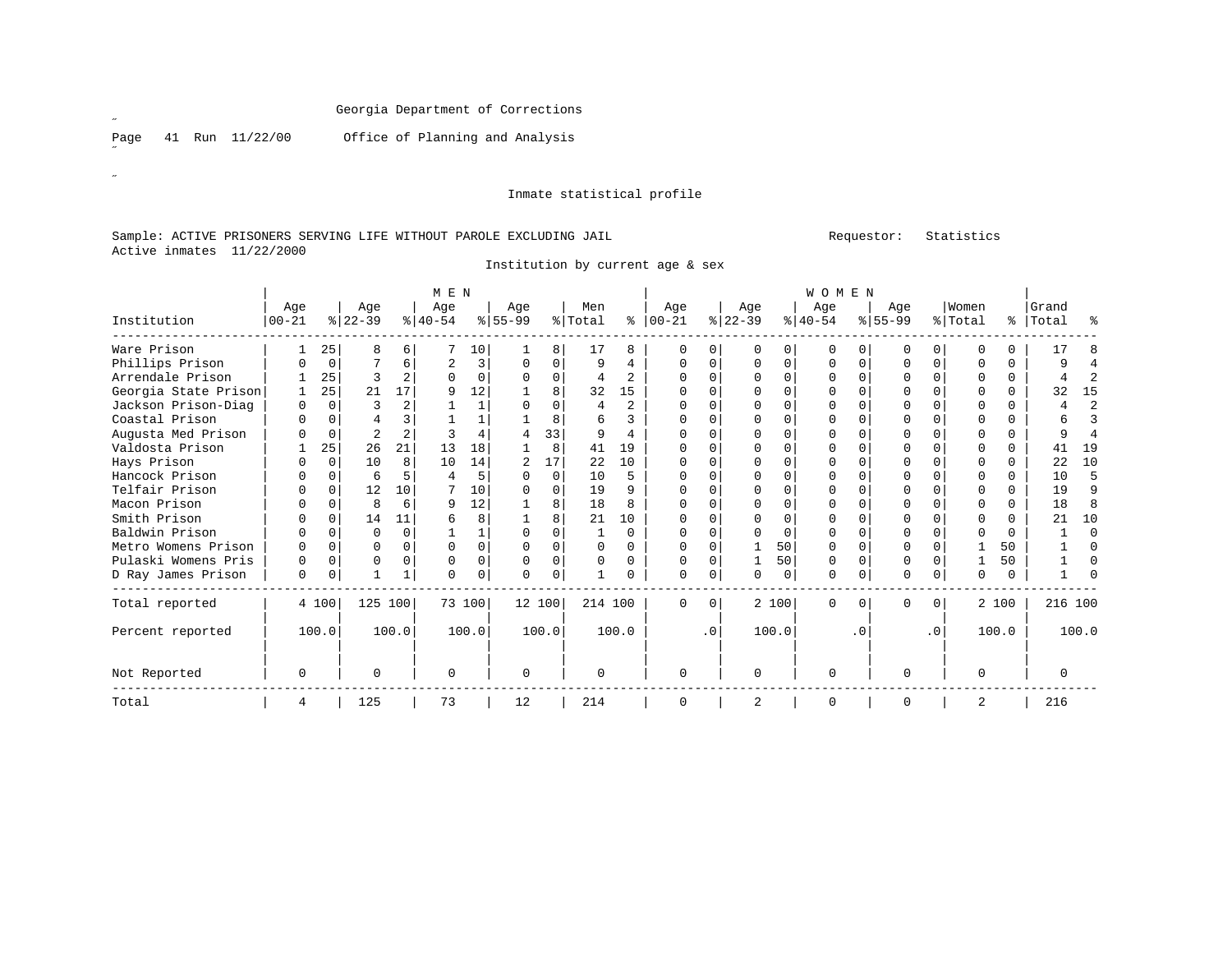Georgia Department of Corrections

Page 41 Run 11/22/00 Office of Planning and Analysis

Inmate statistical profile

Sample: ACTIVE PRISONERS SERVING LIFE WITHOUT PAROLE EXCLUDING JAIL

Requestor: Statistics

Active inmates 11/22/2000

Institution by current age & sex

| Institution | MEN Age 00-21 | % | Age 22-39 | % | Age 40-54 | % | Age 55-99 | % | Men Total | % | WOMEN Age 00-21 | % | Age 22-39 | % | Age 40-54 | % | Age 55-99 | % | Women Total | % | Grand Total | % |
|---|---|---|---|---|---|---|---|---|---|---|---|---|---|---|---|---|---|---|---|---|---|---|
| Ware Prison | 1 | 25 | 8 | 6 | 7 | 10 | 1 | 8 | 17 | 8 | 0 | 0 | 0 | 0 | 0 | 0 | 0 | 0 | 0 | 0 | 17 | 8 |
| Phillips Prison | 0 | 0 | 7 | 6 | 2 | 3 | 0 | 0 | 9 | 4 | 0 | 0 | 0 | 0 | 0 | 0 | 0 | 0 | 0 | 0 | 9 | 4 |
| Arrendale Prison | 1 | 25 | 3 | 2 | 0 | 0 | 0 | 0 | 4 | 2 | 0 | 0 | 0 | 0 | 0 | 0 | 0 | 0 | 0 | 0 | 4 | 2 |
| Georgia State Prison | 1 | 25 | 21 | 17 | 9 | 12 | 1 | 8 | 32 | 15 | 0 | 0 | 0 | 0 | 0 | 0 | 0 | 0 | 0 | 0 | 32 | 15 |
| Jackson Prison-Diag | 0 | 0 | 3 | 2 | 1 | 1 | 0 | 0 | 4 | 2 | 0 | 0 | 0 | 0 | 0 | 0 | 0 | 0 | 0 | 0 | 4 | 2 |
| Coastal Prison | 0 | 0 | 4 | 3 | 1 | 1 | 1 | 8 | 6 | 3 | 0 | 0 | 0 | 0 | 0 | 0 | 0 | 0 | 0 | 0 | 6 | 3 |
| Augusta Med Prison | 0 | 0 | 2 | 2 | 3 | 4 | 4 | 33 | 9 | 4 | 0 | 0 | 0 | 0 | 0 | 0 | 0 | 0 | 0 | 0 | 9 | 4 |
| Valdosta Prison | 1 | 25 | 26 | 21 | 13 | 18 | 1 | 8 | 41 | 19 | 0 | 0 | 0 | 0 | 0 | 0 | 0 | 0 | 0 | 0 | 41 | 19 |
| Hays Prison | 0 | 0 | 10 | 8 | 10 | 14 | 2 | 17 | 22 | 10 | 0 | 0 | 0 | 0 | 0 | 0 | 0 | 0 | 0 | 0 | 22 | 10 |
| Hancock Prison | 0 | 0 | 6 | 5 | 4 | 5 | 0 | 0 | 10 | 5 | 0 | 0 | 0 | 0 | 0 | 0 | 0 | 0 | 0 | 0 | 10 | 5 |
| Telfair Prison | 0 | 0 | 12 | 10 | 7 | 10 | 0 | 0 | 19 | 9 | 0 | 0 | 0 | 0 | 0 | 0 | 0 | 0 | 0 | 0 | 19 | 9 |
| Macon Prison | 0 | 0 | 8 | 6 | 9 | 12 | 1 | 8 | 18 | 8 | 0 | 0 | 0 | 0 | 0 | 0 | 0 | 0 | 0 | 0 | 18 | 8 |
| Smith Prison | 0 | 0 | 14 | 11 | 6 | 8 | 1 | 8 | 21 | 10 | 0 | 0 | 0 | 0 | 0 | 0 | 0 | 0 | 0 | 0 | 21 | 10 |
| Baldwin Prison | 0 | 0 | 0 | 0 | 1 | 1 | 0 | 0 | 1 | 0 | 0 | 0 | 0 | 0 | 0 | 0 | 0 | 0 | 0 | 0 | 1 | 0 |
| Metro Womens Prison | 0 | 0 | 0 | 0 | 0 | 0 | 0 | 0 | 0 | 0 | 0 | 0 | 1 | 50 | 0 | 0 | 0 | 0 | 1 | 50 | 1 | 0 |
| Pulaski Womens Pris | 0 | 0 | 0 | 0 | 0 | 0 | 0 | 0 | 0 | 0 | 0 | 0 | 1 | 50 | 0 | 0 | 0 | 0 | 1 | 50 | 1 | 0 |
| D Ray James Prison | 0 | 0 | 1 | 1 | 0 | 0 | 0 | 0 | 1 | 0 | 0 | 0 | 0 | 0 | 0 | 0 | 0 | 0 | 0 | 0 | 1 | 0 |
| Total reported | 4 | 100 | 125 | 100 | 73 | 100 | 12 | 100 | 214 | 100 | 0 | 0 | 2 | 100 | 0 | 0 | 0 | 0 | 2 | 100 | 216 | 100 |
| Percent reported | 100.0 | | 100.0 | | 100.0 | | 100.0 | | 100.0 | | .0 | | 100.0 | | .0 | | .0 | | 100.0 | | 100.0 | |
| Not Reported | 0 | | 0 | | 0 | | 0 | | 0 | | 0 | | 0 | | 0 | | 0 | | 0 | | 0 | |
| Total | 4 | | 125 | | 73 | | 12 | | 214 | | 0 | | 2 | | 0 | | 0 | | 2 | | 216 | |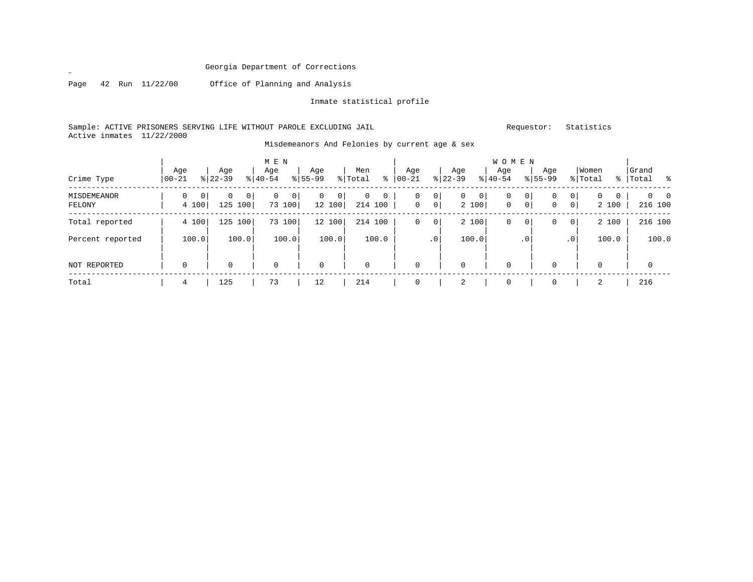Georgia Department of Corrections

Office of Planning and Analysis

Inmate statistical profile

Sample: ACTIVE PRISONERS SERVING LIFE WITHOUT PAROLE EXCLUDING JAIL

Requestor: Statistics

Active inmates 11/22/2000

Misdemeanors And Felonies by current age & sex

| Crime Type | MEN Age 00-21 | % | Age 22-39 | % | Age 40-54 | % | Age 55-99 | % | Men Total | % | WOMEN Age 00-21 | % | Age 22-39 | % | Age 40-54 | % | Age 55-99 | % | Women Total | % | Grand Total | % |
|---|---|---|---|---|---|---|---|---|---|---|---|---|---|---|---|---|---|---|---|---|---|---|
| MISDEMEANOR | 0 | 0 | 0 | 0 | 0 | 0 | 0 | 0 | 0 | 0 | 0 | 0 | 0 | 0 | 0 | 0 | 0 | 0 | 0 | 0 | 0 | 0 |
| FELONY | 4 | 100 | 125 | 100 | 73 | 100 | 12 | 100 | 214 | 100 | 0 | 0 | 2 | 100 | 0 | 0 | 0 | 0 | 2 | 100 | 216 | 100 |
| Total reported | 4 | 100 | 125 | 100 | 73 | 100 | 12 | 100 | 214 | 100 | 0 | 0 | 2 | 100 | 0 | 0 | 0 | 0 | 2 | 100 | 216 | 100 |
| Percent reported | 100.0 | | 100.0 | | 100.0 | | 100.0 | | 100.0 | | .0 | | 100.0 | | .0 | | .0 | | 100.0 | | 100.0 | |
| NOT REPORTED | 0 | | 0 | | 0 | | 0 | | 0 | | 0 | | 0 | | 0 | | 0 | | 0 | | 0 | |
| Total | 4 | | 125 | | 73 | | 12 | | 214 | | 0 | | 2 | | 0 | | 0 | | 2 | | 216 | |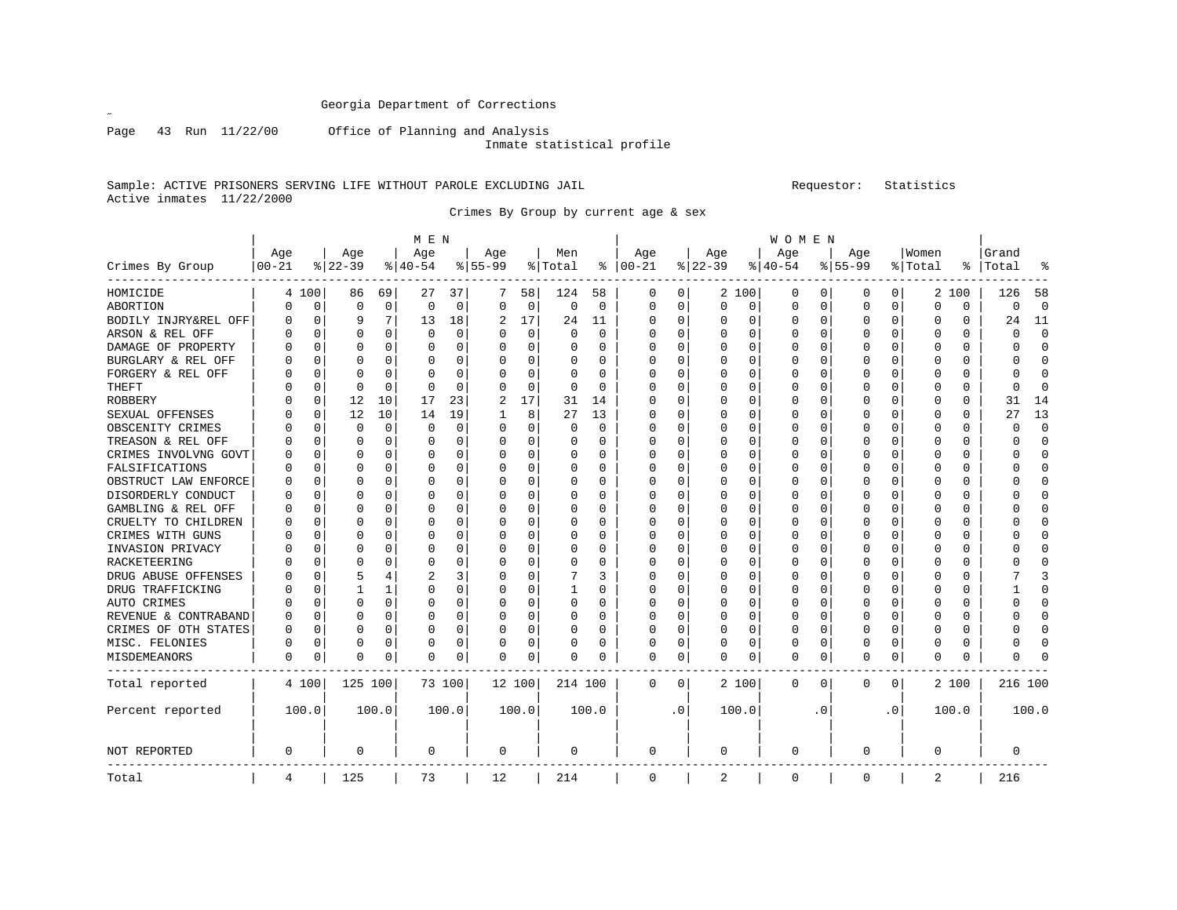Georgia Department of Corrections

Office of Planning and Analysis

Inmate statistical profile

Sample: ACTIVE PRISONERS SERVING LIFE WITHOUT PAROLE EXCLUDING JAIL    Requestor: Statistics

Active inmates 11/22/2000

Crimes By Group by current age & sex

| Crimes By Group | MEN Age 00-21 | % | Age 22-39 | % | Age 40-54 | % | Age 55-99 | % | Men Total | % | WOMEN Age 00-21 | % | Age 22-39 | % | Age 40-54 | % | Age 55-99 | % | Women Total | % | Grand Total | % |
|---|---|---|---|---|---|---|---|---|---|---|---|---|---|---|---|---|---|---|---|---|---|---|
| HOMICIDE | 4 | 100 | 86 | 69 | 27 | 37 | 7 | 58 | 124 | 58 | 0 | 0 | 2 | 100 | 0 | 0 | 0 | 0 | 2 | 100 | 126 | 58 |
| ABORTION | 0 | 0 | 0 | 0 | 0 | 0 | 0 | 0 | 0 | 0 | 0 | 0 | 0 | 0 | 0 | 0 | 0 | 0 | 0 | 0 | 0 | 0 |
| BODILY INJRY&REL OFF | 0 | 0 | 9 | 7 | 13 | 18 | 2 | 17 | 24 | 11 | 0 | 0 | 0 | 0 | 0 | 0 | 0 | 0 | 0 | 0 | 24 | 11 |
| ARSON & REL OFF | 0 | 0 | 0 | 0 | 0 | 0 | 0 | 0 | 0 | 0 | 0 | 0 | 0 | 0 | 0 | 0 | 0 | 0 | 0 | 0 | 0 | 0 |
| DAMAGE OF PROPERTY | 0 | 0 | 0 | 0 | 0 | 0 | 0 | 0 | 0 | 0 | 0 | 0 | 0 | 0 | 0 | 0 | 0 | 0 | 0 | 0 | 0 | 0 |
| BURGLARY & REL OFF | 0 | 0 | 0 | 0 | 0 | 0 | 0 | 0 | 0 | 0 | 0 | 0 | 0 | 0 | 0 | 0 | 0 | 0 | 0 | 0 | 0 | 0 |
| FORGERY & REL OFF | 0 | 0 | 0 | 0 | 0 | 0 | 0 | 0 | 0 | 0 | 0 | 0 | 0 | 0 | 0 | 0 | 0 | 0 | 0 | 0 | 0 | 0 |
| THEFT | 0 | 0 | 0 | 0 | 0 | 0 | 0 | 0 | 0 | 0 | 0 | 0 | 0 | 0 | 0 | 0 | 0 | 0 | 0 | 0 | 0 | 0 |
| ROBBERY | 0 | 0 | 12 | 10 | 17 | 23 | 2 | 17 | 31 | 14 | 0 | 0 | 0 | 0 | 0 | 0 | 0 | 0 | 0 | 0 | 31 | 14 |
| SEXUAL OFFENSES | 0 | 0 | 12 | 10 | 14 | 19 | 1 | 8 | 27 | 13 | 0 | 0 | 0 | 0 | 0 | 0 | 0 | 0 | 0 | 0 | 27 | 13 |
| OBSCENITY CRIMES | 0 | 0 | 0 | 0 | 0 | 0 | 0 | 0 | 0 | 0 | 0 | 0 | 0 | 0 | 0 | 0 | 0 | 0 | 0 | 0 | 0 | 0 |
| TREASON & REL OFF | 0 | 0 | 0 | 0 | 0 | 0 | 0 | 0 | 0 | 0 | 0 | 0 | 0 | 0 | 0 | 0 | 0 | 0 | 0 | 0 | 0 | 0 |
| CRIMES INVOLVNG GOVT | 0 | 0 | 0 | 0 | 0 | 0 | 0 | 0 | 0 | 0 | 0 | 0 | 0 | 0 | 0 | 0 | 0 | 0 | 0 | 0 | 0 | 0 |
| FALSIFICATIONS | 0 | 0 | 0 | 0 | 0 | 0 | 0 | 0 | 0 | 0 | 0 | 0 | 0 | 0 | 0 | 0 | 0 | 0 | 0 | 0 | 0 | 0 |
| OBSTRUCT LAW ENFORCE | 0 | 0 | 0 | 0 | 0 | 0 | 0 | 0 | 0 | 0 | 0 | 0 | 0 | 0 | 0 | 0 | 0 | 0 | 0 | 0 | 0 | 0 |
| DISORDERLY CONDUCT | 0 | 0 | 0 | 0 | 0 | 0 | 0 | 0 | 0 | 0 | 0 | 0 | 0 | 0 | 0 | 0 | 0 | 0 | 0 | 0 | 0 | 0 |
| GAMBLING & REL OFF | 0 | 0 | 0 | 0 | 0 | 0 | 0 | 0 | 0 | 0 | 0 | 0 | 0 | 0 | 0 | 0 | 0 | 0 | 0 | 0 | 0 | 0 |
| CRUELTY TO CHILDREN | 0 | 0 | 0 | 0 | 0 | 0 | 0 | 0 | 0 | 0 | 0 | 0 | 0 | 0 | 0 | 0 | 0 | 0 | 0 | 0 | 0 | 0 |
| CRIMES WITH GUNS | 0 | 0 | 0 | 0 | 0 | 0 | 0 | 0 | 0 | 0 | 0 | 0 | 0 | 0 | 0 | 0 | 0 | 0 | 0 | 0 | 0 | 0 |
| INVASION PRIVACY | 0 | 0 | 0 | 0 | 0 | 0 | 0 | 0 | 0 | 0 | 0 | 0 | 0 | 0 | 0 | 0 | 0 | 0 | 0 | 0 | 0 | 0 |
| RACKETEERING | 0 | 0 | 0 | 0 | 0 | 0 | 0 | 0 | 0 | 0 | 0 | 0 | 0 | 0 | 0 | 0 | 0 | 0 | 0 | 0 | 0 | 0 |
| DRUG ABUSE OFFENSES | 0 | 0 | 5 | 4 | 2 | 3 | 0 | 0 | 7 | 3 | 0 | 0 | 0 | 0 | 0 | 0 | 0 | 0 | 0 | 0 | 7 | 3 |
| DRUG TRAFFICKING | 0 | 0 | 1 | 1 | 0 | 0 | 0 | 0 | 1 | 0 | 0 | 0 | 0 | 0 | 0 | 0 | 0 | 0 | 0 | 0 | 1 | 0 |
| AUTO CRIMES | 0 | 0 | 0 | 0 | 0 | 0 | 0 | 0 | 0 | 0 | 0 | 0 | 0 | 0 | 0 | 0 | 0 | 0 | 0 | 0 | 0 | 0 |
| REVENUE & CONTRABAND | 0 | 0 | 0 | 0 | 0 | 0 | 0 | 0 | 0 | 0 | 0 | 0 | 0 | 0 | 0 | 0 | 0 | 0 | 0 | 0 | 0 | 0 |
| CRIMES OF OTH STATES | 0 | 0 | 0 | 0 | 0 | 0 | 0 | 0 | 0 | 0 | 0 | 0 | 0 | 0 | 0 | 0 | 0 | 0 | 0 | 0 | 0 | 0 |
| MISC. FELONIES | 0 | 0 | 0 | 0 | 0 | 0 | 0 | 0 | 0 | 0 | 0 | 0 | 0 | 0 | 0 | 0 | 0 | 0 | 0 | 0 | 0 | 0 |
| MISDEMEANORS | 0 | 0 | 0 | 0 | 0 | 0 | 0 | 0 | 0 | 0 | 0 | 0 | 0 | 0 | 0 | 0 | 0 | 0 | 0 | 0 | 0 | 0 |
| Total reported | 4 | 100 | 125 | 100 | 73 | 100 | 12 | 100 | 214 | 100 | 0 | 0 | 2 | 100 | 0 | 0 | 0 | 0 | 2 | 100 | 216 | 100 |
| Percent reported | 100.0 | | 100.0 | | 100.0 | | 100.0 | | 100.0 | | .0 | | 100.0 | | .0 | | .0 | | 100.0 | | 100.0 | |
| NOT REPORTED | 0 | | 0 | | 0 | | 0 | | 0 | | 0 | | 0 | | 0 | | 0 | | 0 | | 0 | |
| Total | 4 | | 125 | | 73 | | 12 | | 214 | | 0 | | 2 | | 0 | | 0 | | 2 | | 216 | |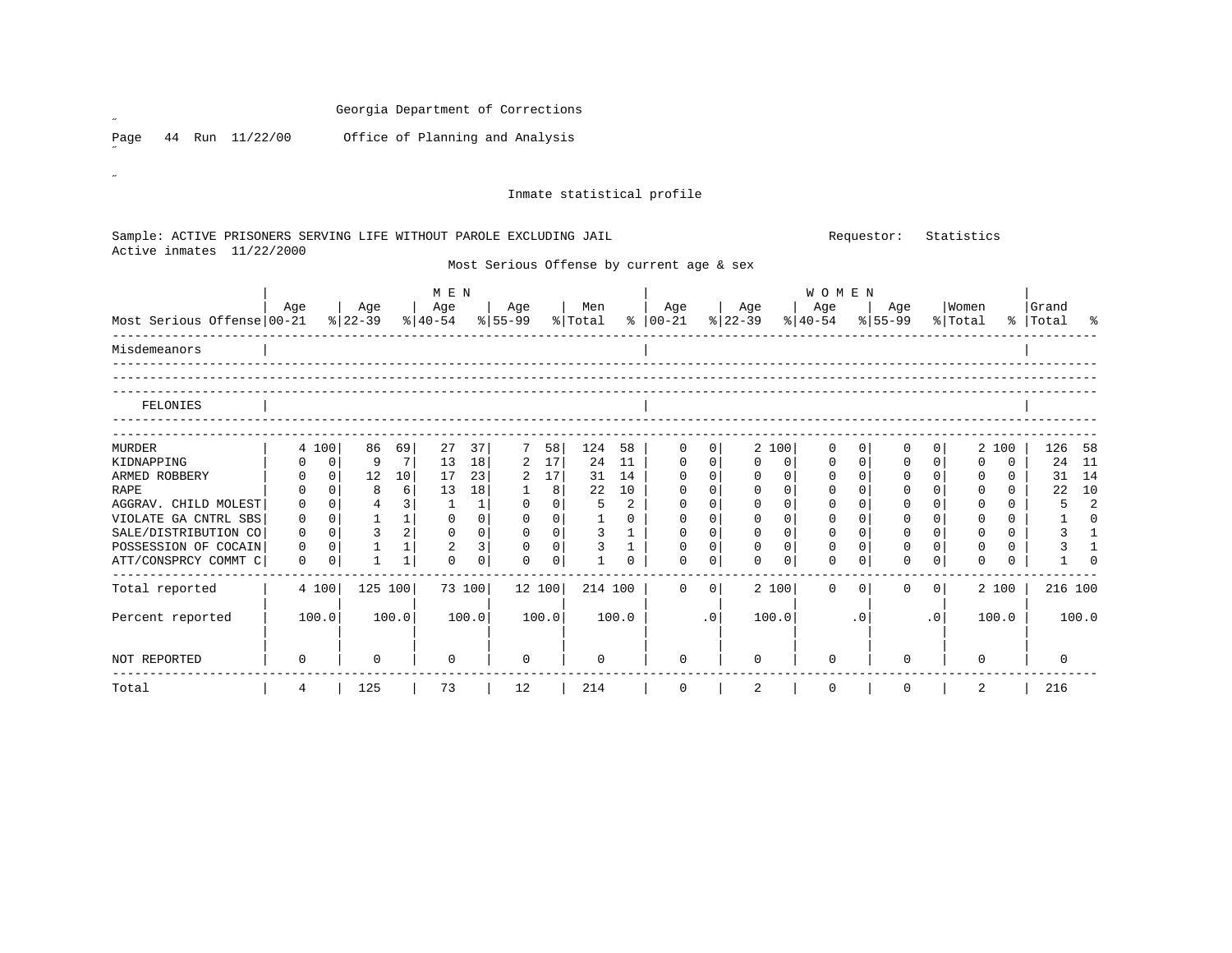Georgia Department of Corrections

Office of Planning and Analysis

Inmate statistical profile

Sample: ACTIVE PRISONERS SERVING LIFE WITHOUT PAROLE EXCLUDING JAIL

Requestor: Statistics

Active inmates 11/22/2000

Most Serious Offense by current age & sex

| Most Serious Offense | MEN Age 00-21 | % | Age 22-39 | % | Age 40-54 | % | Age 55-99 | % | Men Total | % | WOMEN Age 00-21 | % | Age 22-39 | % | Age 40-54 | % | Age 55-99 | % | Women Total | % | Grand Total | % |
|---|---|---|---|---|---|---|---|---|---|---|---|---|---|---|---|---|---|---|---|---|---|---|
| Misdemeanors | | | | | | | | | | | | | | | | | | | | | | |
| FELONIES | | | | | | | | | | | | | | | | | | | | | | |
| MURDER | 4 | 100 | 86 | 69 | 27 | 37 | 7 | 58 | 124 | 58 | 0 | 0 | 2 | 100 | 0 | 0 | 0 | 0 | 2 | 100 | 126 | 58 |
| KIDNAPPING | 0 | 0 | 9 | 7 | 13 | 18 | 2 | 17 | 24 | 11 | 0 | 0 | 0 | 0 | 0 | 0 | 0 | 0 | 0 | 0 | 24 | 11 |
| ARMED ROBBERY | 0 | 0 | 12 | 10 | 17 | 23 | 2 | 17 | 31 | 14 | 0 | 0 | 0 | 0 | 0 | 0 | 0 | 0 | 0 | 0 | 31 | 14 |
| RAPE | 0 | 0 | 8 | 6 | 13 | 18 | 1 | 8 | 22 | 10 | 0 | 0 | 0 | 0 | 0 | 0 | 0 | 0 | 0 | 0 | 22 | 10 |
| AGGRAV. CHILD MOLEST | 0 | 0 | 4 | 3 | 1 | 1 | 0 | 0 | 5 | 2 | 0 | 0 | 0 | 0 | 0 | 0 | 0 | 0 | 0 | 0 | 5 | 2 |
| VIOLATE GA CNTRL SBS | 0 | 0 | 1 | 1 | 0 | 0 | 0 | 0 | 1 | 0 | 0 | 0 | 0 | 0 | 0 | 0 | 0 | 0 | 0 | 0 | 1 | 0 |
| SALE/DISTRIBUTION CO | 0 | 0 | 3 | 2 | 0 | 0 | 0 | 0 | 3 | 1 | 0 | 0 | 0 | 0 | 0 | 0 | 0 | 0 | 0 | 0 | 3 | 1 |
| POSSESSION OF COCAIN | 0 | 0 | 1 | 1 | 2 | 3 | 0 | 0 | 3 | 1 | 0 | 0 | 0 | 0 | 0 | 0 | 0 | 0 | 0 | 0 | 3 | 1 |
| ATT/CONSPRCY COMMT C | 0 | 0 | 1 | 1 | 0 | 0 | 0 | 0 | 1 | 0 | 0 | 0 | 0 | 0 | 0 | 0 | 0 | 0 | 0 | 0 | 1 | 0 |
| Total reported | 4 | 100 | 125 | 100 | 73 | 100 | 12 | 100 | 214 | 100 | 0 | 0 | 2 | 100 | 0 | 0 | 0 | 0 | 2 | 100 | 216 | 100 |
| Percent reported | 100.0 | | 100.0 | | 100.0 | | 100.0 | | 100.0 | | .0 | | 100.0 | | .0 | | .0 | | 100.0 | | 100.0 | |
| NOT REPORTED | 0 | | 0 | | 0 | | 0 | | 0 | | 0 | | 0 | | 0 | | 0 | | 0 | | 0 | |
| Total | 4 | | 125 | | 73 | | 12 | | 214 | | 0 | | 2 | | 0 | | 0 | | 2 | | 216 | |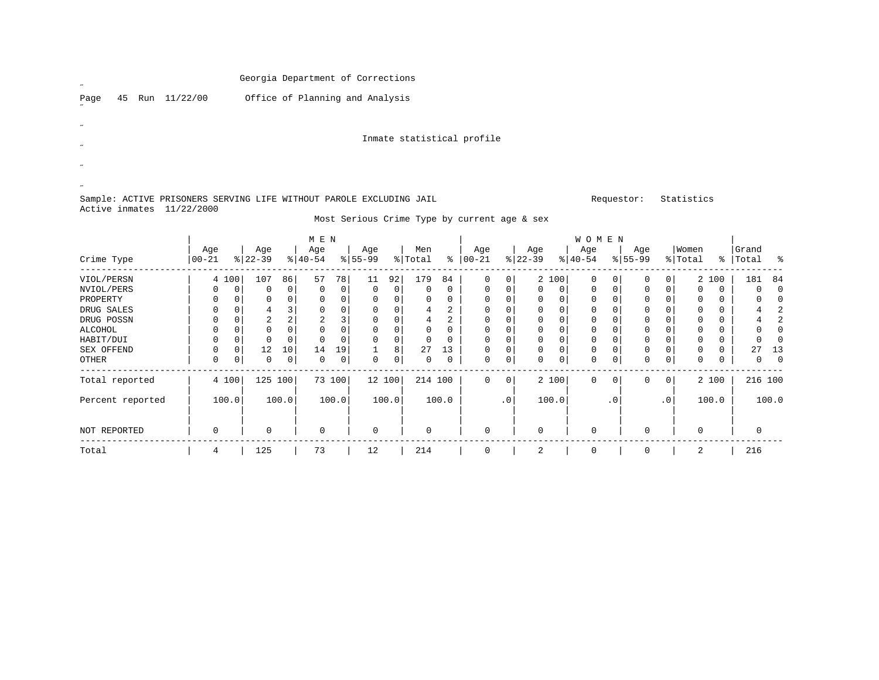Georgia Department of Corrections

Office of Planning and Analysis

Inmate statistical profile

Sample: ACTIVE PRISONERS SERVING LIFE WITHOUT PAROLE EXCLUDING JAIL    Requestor: Statistics

Active inmates 11/22/2000

Most Serious Crime Type by current age & sex

| | MEN | | | | | | | | | | WOMEN | | | | | | | | | | | |
|---|---|---|---|---|---|---|---|---|---|---|---|---|---|---|---|---|---|---|---|---|---|---|
| Crime Type | Age 00-21 | % | Age 22-39 | % | Age 40-54 | % | Age 55-99 | % | Men Total | % | Age 00-21 | % | Age 22-39 | % | Age 40-54 | % | Age 55-99 | % | Women Total | % | Grand Total | % |
| VIOL/PERSN | 4 | 100 | 107 | 86 | 57 | 78 | 11 | 92 | 179 | 84 | 0 | 0 | 2 | 100 | 0 | 0 | 0 | 0 | 2 | 100 | 181 | 84 |
| NVIOL/PERS | 0 | 0 | 0 | 0 | 0 | 0 | 0 | 0 | 0 | 0 | 0 | 0 | 0 | 0 | 0 | 0 | 0 | 0 | 0 | 0 | 0 | 0 |
| PROPERTY | 0 | 0 | 0 | 0 | 0 | 0 | 0 | 0 | 0 | 0 | 0 | 0 | 0 | 0 | 0 | 0 | 0 | 0 | 0 | 0 | 0 | 0 |
| DRUG SALES | 0 | 0 | 4 | 3 | 0 | 0 | 0 | 0 | 4 | 2 | 0 | 0 | 0 | 0 | 0 | 0 | 0 | 0 | 0 | 0 | 4 | 2 |
| DRUG POSSN | 0 | 0 | 2 | 2 | 2 | 3 | 0 | 0 | 4 | 2 | 0 | 0 | 0 | 0 | 0 | 0 | 0 | 0 | 0 | 0 | 4 | 2 |
| ALCOHOL | 0 | 0 | 0 | 0 | 0 | 0 | 0 | 0 | 0 | 0 | 0 | 0 | 0 | 0 | 0 | 0 | 0 | 0 | 0 | 0 | 0 | 0 |
| HABIT/DUI | 0 | 0 | 0 | 0 | 0 | 0 | 0 | 0 | 0 | 0 | 0 | 0 | 0 | 0 | 0 | 0 | 0 | 0 | 0 | 0 | 0 | 0 |
| SEX OFFEND | 0 | 0 | 12 | 10 | 14 | 19 | 1 | 8 | 27 | 13 | 0 | 0 | 0 | 0 | 0 | 0 | 0 | 0 | 0 | 0 | 27 | 13 |
| OTHER | 0 | 0 | 0 | 0 | 0 | 0 | 0 | 0 | 0 | 0 | 0 | 0 | 0 | 0 | 0 | 0 | 0 | 0 | 0 | 0 | 0 | 0 |
| Total reported | 4 | 100 | 125 | 100 | 73 | 100 | 12 | 100 | 214 | 100 | 0 | 0 | 2 | 100 | 0 | 0 | 0 | 0 | 2 | 100 | 216 | 100 |
| Percent reported | 100.0 | | 100.0 | | 100.0 | | 100.0 | | 100.0 | | .0 | | 100.0 | | .0 | | .0 | | 100.0 | | 100.0 | |
| NOT REPORTED | 0 | | 0 | | 0 | | 0 | | 0 | | 0 | | 0 | | 0 | | 0 | | 0 | | 0 | |
| Total | 4 | | 125 | | 73 | | 12 | | 214 | | 0 | | 2 | | 0 | | 0 | | 2 | | 216 | |